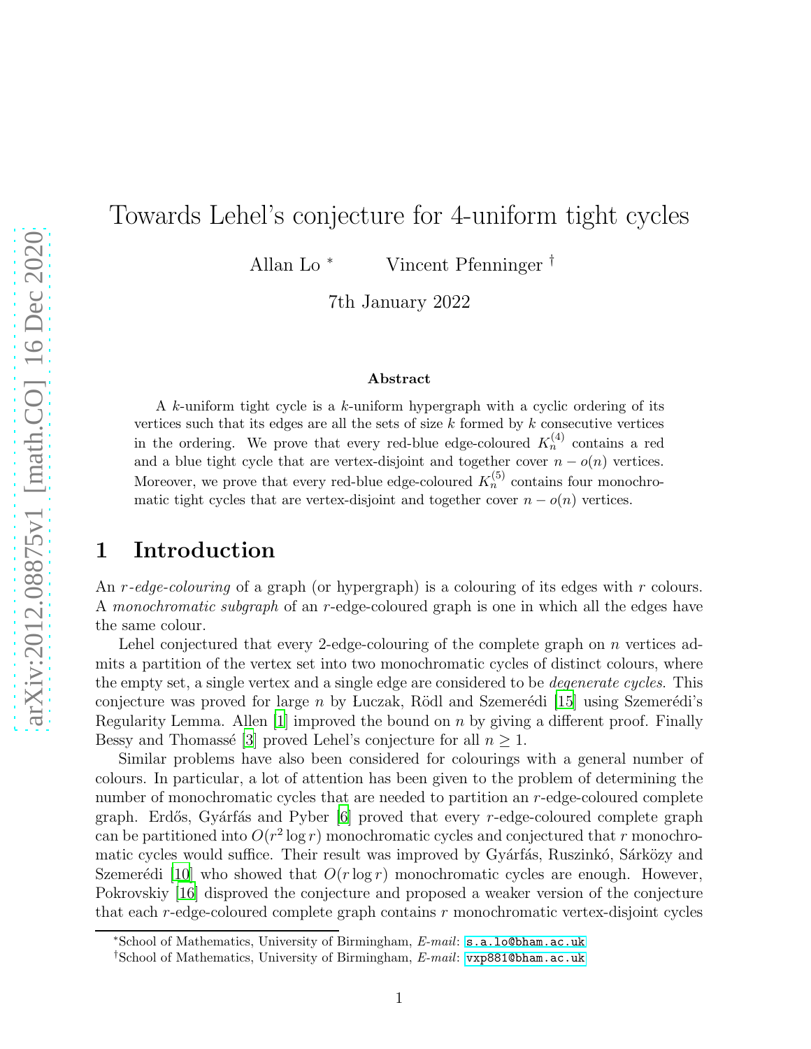# Towards Lehel's conjecture for 4-uniform tight cycles

Allan Lo [*] Vincent Pfenninger [†]

7th January 2022

## Abstract

A $k$-uniform tight cycle is a $k$-uniform hypergraph with a cyclic ordering of its vertices such that its edges are all the sets of size $k$ formed by $k$ consecutive vertices in the ordering. We prove that every red-blue edge-coloured $K_n^{(4)}$ contains a red and a blue tight cycle that are vertex-disjoint and together cover $n - o(n)$ vertices. Moreover, we prove that every red-blue edge-coloured $K_n^{(5)}$ contains four monochromatic tight cycles that are vertex-disjoint and together cover $n - o(n)$ vertices.

## 1 Introduction

An *$r$-edge-colouring* of a graph (or hypergraph) is a colouring of its edges with $r$ colours. A *monochromatic subgraph* of an $r$-edge-coloured graph is one in which all the edges have the same colour.

Lehel conjectured that every 2-edge-colouring of the complete graph on $n$ vertices admits a partition of the vertex set into two monochromatic cycles of distinct colours, where the empty set, a single vertex and a single edge are considered to be *degenerate cycles*. This conjecture was proved for large $n$ by Łuczak, Rödl and Szemerédi [15] using Szemerédi's Regularity Lemma. Allen [1] improved the bound on $n$ by giving a different proof. Finally Bessy and Thomassé [3] proved Lehel's conjecture for all $n \geq 1$.

Similar problems have also been considered for colourings with a general number of colours. In particular, a lot of attention has been given to the problem of determining the number of monochromatic cycles that are needed to partition an $r$-edge-coloured complete graph. Erdős, Gyárfás and Pyber [6] proved that every $r$-edge-coloured complete graph can be partitioned into $O(r^2 \log r)$ monochromatic cycles and conjectured that $r$ monochromatic cycles would suffice. Their result was improved by Gyárfás, Ruszinkó, Sárközy and Szemerédi [10] who showed that $O(r \log r)$ monochromatic cycles are enough. However, Pokrovskiy [16] disproved the conjecture and proposed a weaker version of the conjecture that each $r$-edge-coloured complete graph contains $r$ monochromatic vertex-disjoint cycles

---

[*] School of Mathematics, University of Birmingham, *E-mail*: s.a.lo@bham.ac.uk

[†] School of Mathematics, University of Birmingham, *E-mail*: vxp881@bham.ac.uk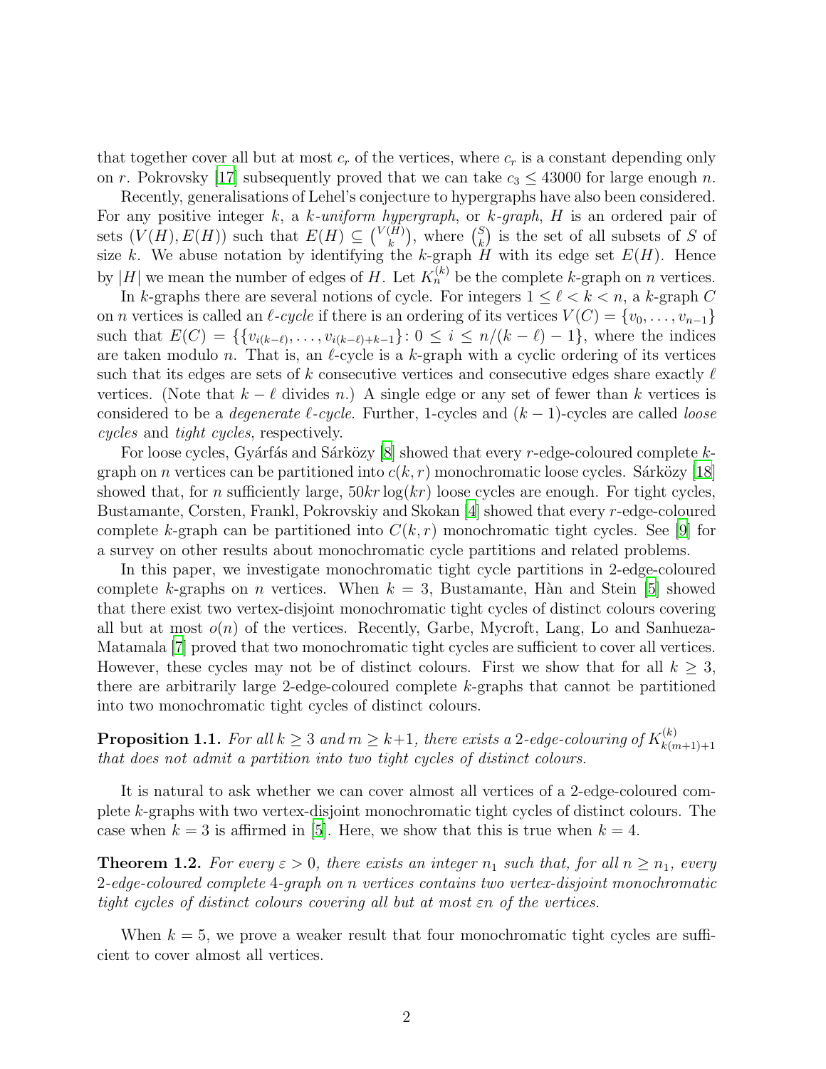that together cover all but at most $c_r$ of the vertices, where $c_r$ is a constant depending only on $r$. Pokrovsky [17] subsequently proved that we can take $c_3 \leq 43000$ for large enough $n$.

Recently, generalisations of Lehel's conjecture to hypergraphs have also been considered. For any positive integer $k$, a *$k$-uniform hypergraph*, or *$k$-graph*, $H$ is an ordered pair of sets $(V(H), E(H))$ such that $E(H) \subseteq \binom{V(H)}{k}$, where $\binom{S}{k}$ is the set of all subsets of $S$ of size $k$. We abuse notation by identifying the $k$-graph $H$ with its edge set $E(H)$. Hence by $|H|$ we mean the number of edges of $H$. Let $K_n^{(k)}$ be the complete $k$-graph on $n$ vertices.

In $k$-graphs there are several notions of cycle. For integers $1 \leq \ell < k < n$, a $k$-graph $C$ on $n$ vertices is called an *$\ell$-cycle* if there is an ordering of its vertices $V(C) = \{v_0, \ldots, v_{n-1}\}$ such that $E(C) = \{\{v_{i(k-\ell)}, \ldots, v_{i(k-\ell)+k-1}\} : 0 \leq i \leq n/(k-\ell) - 1\}$, where the indices are taken modulo $n$. That is, an $\ell$-cycle is a $k$-graph with a cyclic ordering of its vertices such that its edges are sets of $k$ consecutive vertices and consecutive edges share exactly $\ell$ vertices. (Note that $k - \ell$ divides $n$.) A single edge or any set of fewer than $k$ vertices is considered to be a *degenerate $\ell$-cycle*. Further, 1-cycles and $(k-1)$-cycles are called *loose cycles* and *tight cycles*, respectively.

For loose cycles, Gyárfás and Sárközy [8] showed that every $r$-edge-coloured complete $k$-graph on $n$ vertices can be partitioned into $c(k, r)$ monochromatic loose cycles. Sárközy [18] showed that, for $n$ sufficiently large, $50kr \log(kr)$ loose cycles are enough. For tight cycles, Bustamante, Corsten, Frankl, Pokrovskiy and Skokan [4] showed that every $r$-edge-coloured complete $k$-graph can be partitioned into $C(k, r)$ monochromatic tight cycles. See [9] for a survey on other results about monochromatic cycle partitions and related problems.

In this paper, we investigate monochromatic tight cycle partitions in 2-edge-coloured complete $k$-graphs on $n$ vertices. When $k = 3$, Bustamante, Hàn and Stein [5] showed that there exist two vertex-disjoint monochromatic tight cycles of distinct colours covering all but at most $o(n)$ of the vertices. Recently, Garbe, Mycroft, Lang, Lo and Sanhueza-Matamala [7] proved that two monochromatic tight cycles are sufficient to cover all vertices. However, these cycles may not be of distinct colours. First we show that for all $k \geq 3$, there are arbitrarily large 2-edge-coloured complete $k$-graphs that cannot be partitioned into two monochromatic tight cycles of distinct colours.

**Proposition 1.1.** *For all $k \geq 3$ and $m \geq k+1$, there exists a 2-edge-colouring of $K_{k(m+1)+1}^{(k)}$ that does not admit a partition into two tight cycles of distinct colours.*

It is natural to ask whether we can cover almost all vertices of a 2-edge-coloured complete $k$-graphs with two vertex-disjoint monochromatic tight cycles of distinct colours. The case when $k = 3$ is affirmed in [5]. Here, we show that this is true when $k = 4$.

**Theorem 1.2.** *For every $\varepsilon > 0$, there exists an integer $n_1$ such that, for all $n \geq n_1$, every 2-edge-coloured complete 4-graph on $n$ vertices contains two vertex-disjoint monochromatic tight cycles of distinct colours covering all but at most $\varepsilon n$ of the vertices.*

When $k = 5$, we prove a weaker result that four monochromatic tight cycles are sufficient to cover almost all vertices.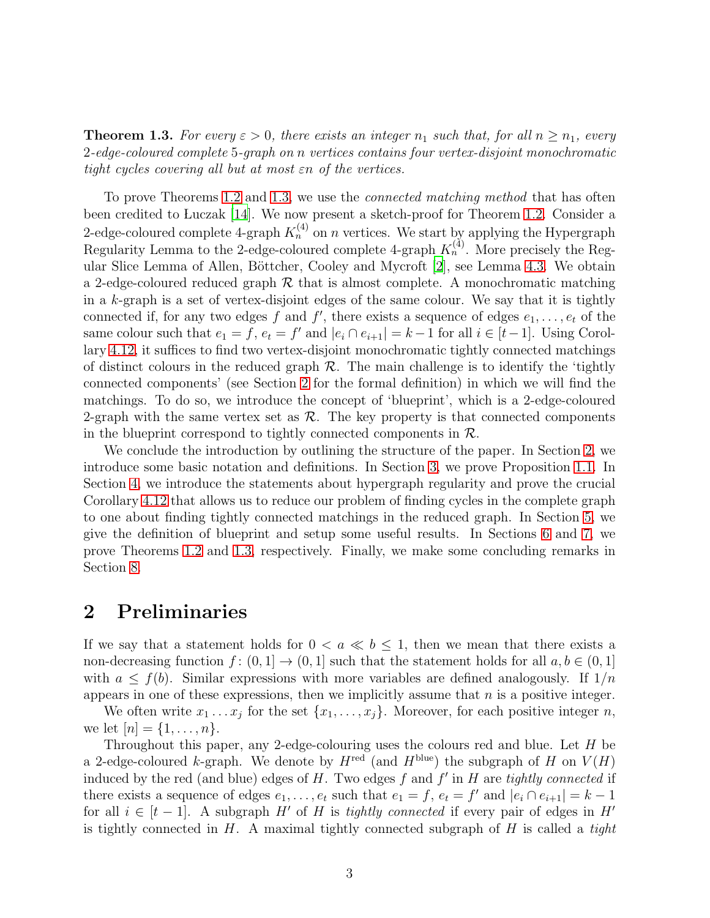**Theorem 1.3.** *For every $\varepsilon > 0$, there exists an integer $n_1$ such that, for all $n \geq n_1$, every 2-edge-coloured complete 5-graph on $n$ vertices contains four vertex-disjoint monochromatic tight cycles covering all but at most $\varepsilon n$ of the vertices.*

To prove Theorems 1.2 and 1.3, we use the *connected matching method* that has often been credited to Łuczak [14]. We now present a sketch-proof for Theorem 1.2. Consider a 2-edge-coloured complete 4-graph $K_n^{(4)}$ on $n$ vertices. We start by applying the Hypergraph Regularity Lemma to the 2-edge-coloured complete 4-graph $K_n^{(4)}$. More precisely the Regular Slice Lemma of Allen, Böttcher, Cooley and Mycroft [2], see Lemma 4.3. We obtain a 2-edge-coloured reduced graph $\mathcal{R}$ that is almost complete. A monochromatic matching in a $k$-graph is a set of vertex-disjoint edges of the same colour. We say that it is tightly connected if, for any two edges $f$ and $f'$, there exists a sequence of edges $e_1, \dots, e_t$ of the same colour such that $e_1 = f$, $e_t = f'$ and $|e_i \cap e_{i+1}| = k-1$ for all $i \in [t-1]$. Using Corollary 4.12, it suffices to find two vertex-disjoint monochromatic tightly connected matchings of distinct colours in the reduced graph $\mathcal{R}$. The main challenge is to identify the 'tightly connected components' (see Section 2 for the formal definition) in which we will find the matchings. To do so, we introduce the concept of 'blueprint', which is a 2-edge-coloured 2-graph with the same vertex set as $\mathcal{R}$. The key property is that connected components in the blueprint correspond to tightly connected components in $\mathcal{R}$.

We conclude the introduction by outlining the structure of the paper. In Section 2, we introduce some basic notation and definitions. In Section 3, we prove Proposition 1.1. In Section 4, we introduce the statements about hypergraph regularity and prove the crucial Corollary 4.12 that allows us to reduce our problem of finding cycles in the complete graph to one about finding tightly connected matchings in the reduced graph. In Section 5, we give the definition of blueprint and setup some useful results. In Sections 6 and 7, we prove Theorems 1.2 and 1.3, respectively. Finally, we make some concluding remarks in Section 8.

## 2 Preliminaries

If we say that a statement holds for $0 < a \ll b \leq 1$, then we mean that there exists a non-decreasing function $f\colon (0,1] \to (0,1]$ such that the statement holds for all $a, b \in (0,1]$ with $a \leq f(b)$. Similar expressions with more variables are defined analogously. If $1/n$ appears in one of these expressions, then we implicitly assume that $n$ is a positive integer.

We often write $x_1 \dots x_j$ for the set $\{x_1, \dots, x_j\}$. Moreover, for each positive integer $n$, we let $[n] = \{1, \dots, n\}$.

Throughout this paper, any 2-edge-colouring uses the colours red and blue. Let $H$ be a 2-edge-coloured $k$-graph. We denote by $H^{\text{red}}$ (and $H^{\text{blue}}$) the subgraph of $H$ on $V(H)$ induced by the red (and blue) edges of $H$. Two edges $f$ and $f'$ in $H$ are *tightly connected* if there exists a sequence of edges $e_1, \dots, e_t$ such that $e_1 = f$, $e_t = f'$ and $|e_i \cap e_{i+1}| = k-1$ for all $i \in [t-1]$. A subgraph $H'$ of $H$ is *tightly connected* if every pair of edges in $H'$ is tightly connected in $H$. A maximal tightly connected subgraph of $H$ is called a *tight*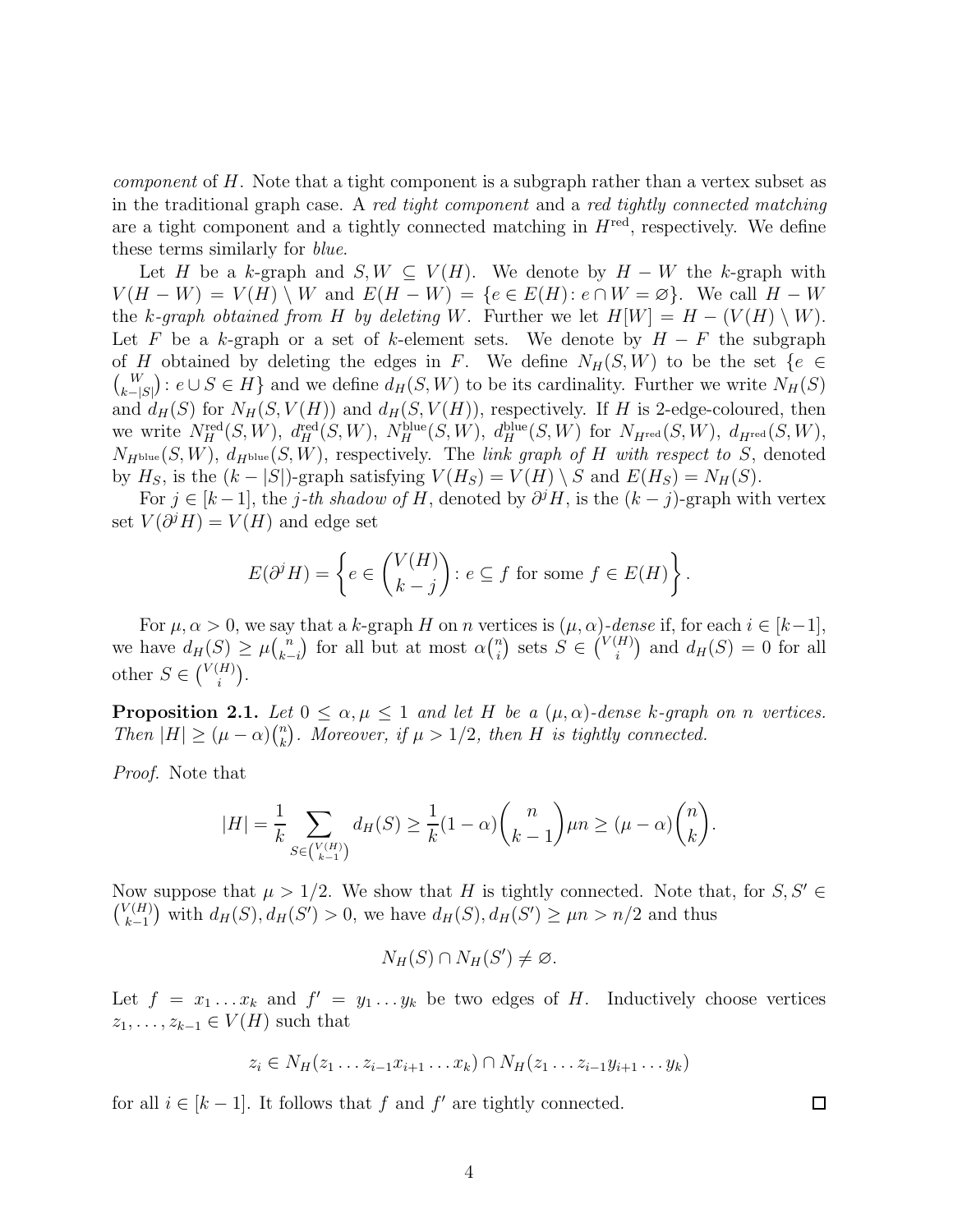*component* of $H$. Note that a tight component is a subgraph rather than a vertex subset as in the traditional graph case. A *red tight component* and a *red tightly connected matching* are a tight component and a tightly connected matching in $H^{\text{red}}$, respectively. We define these terms similarly for *blue*.

Let $H$ be a $k$-graph and $S, W \subseteq V(H)$. We denote by $H - W$ the $k$-graph with $V(H - W) = V(H) \setminus W$ and $E(H - W) = \{e \in E(H) : e \cap W = \varnothing\}$. We call $H - W$ the *$k$-graph obtained from $H$ by deleting $W$*. Further we let $H[W] = H - (V(H) \setminus W)$. Let $F$ be a $k$-graph or a set of $k$-element sets. We denote by $H - F$ the subgraph of $H$ obtained by deleting the edges in $F$. We define $N_H(S, W)$ to be the set $\{e \in \binom{W}{k-|S|} : e \cup S \in H\}$ and we define $d_H(S, W)$ to be its cardinality. Further we write $N_H(S)$ and $d_H(S)$ for $N_H(S, V(H))$ and $d_H(S, V(H))$, respectively. If $H$ is 2-edge-coloured, then we write $N_H^{\text{red}}(S, W)$, $d_H^{\text{red}}(S, W)$, $N_H^{\text{blue}}(S, W)$, $d_H^{\text{blue}}(S, W)$ for $N_{H^{\text{red}}}(S, W)$, $d_{H^{\text{red}}}(S, W)$, $N_{H^{\text{blue}}}(S, W)$, $d_{H^{\text{blue}}}(S, W)$, respectively. The *link graph of $H$ with respect to $S$*, denoted by $H_S$, is the $(k - |S|)$-graph satisfying $V(H_S) = V(H) \setminus S$ and $E(H_S) = N_H(S)$.

For $j \in [k-1]$, the *$j$-th shadow of $H$*, denoted by $\partial^j H$, is the $(k - j)$-graph with vertex set $V(\partial^j H) = V(H)$ and edge set

$$E(\partial^j H) = \left\{ e \in \binom{V(H)}{k-j} : e \subseteq f \text{ for some } f \in E(H) \right\}.$$

For $\mu, \alpha > 0$, we say that a $k$-graph $H$ on $n$ vertices is *$(\mu, \alpha)$-dense* if, for each $i \in [k-1]$, we have $d_H(S) \geq \mu \binom{n}{k-i}$ for all but at most $\alpha \binom{n}{i}$ sets $S \in \binom{V(H)}{i}$ and $d_H(S) = 0$ for all other $S \in \binom{V(H)}{i}$.

**Proposition 2.1.** *Let $0 \leq \alpha, \mu \leq 1$ and let $H$ be a $(\mu, \alpha)$-dense $k$-graph on $n$ vertices. Then $|H| \geq (\mu - \alpha)\binom{n}{k}$. Moreover, if $\mu > 1/2$, then $H$ is tightly connected.*

*Proof.* Note that

$$|H| = \frac{1}{k} \sum_{S \in \binom{V(H)}{k-1}} d_H(S) \geq \frac{1}{k}(1 - \alpha)\binom{n}{k-1}\mu n \geq (\mu - \alpha)\binom{n}{k}.$$

Now suppose that $\mu > 1/2$. We show that $H$ is tightly connected. Note that, for $S, S' \in \binom{V(H)}{k-1}$ with $d_H(S), d_H(S') > 0$, we have $d_H(S), d_H(S') \geq \mu n > n/2$ and thus

$$N_H(S) \cap N_H(S') \neq \varnothing.$$

Let $f = x_1 \ldots x_k$ and $f' = y_1 \ldots y_k$ be two edges of $H$. Inductively choose vertices $z_1, \ldots, z_{k-1} \in V(H)$ such that

$$z_i \in N_H(z_1 \ldots z_{i-1} x_{i+1} \ldots x_k) \cap N_H(z_1 \ldots z_{i-1} y_{i+1} \ldots y_k)$$

for all $i \in [k-1]$. It follows that $f$ and $f'$ are tightly connected. $\square$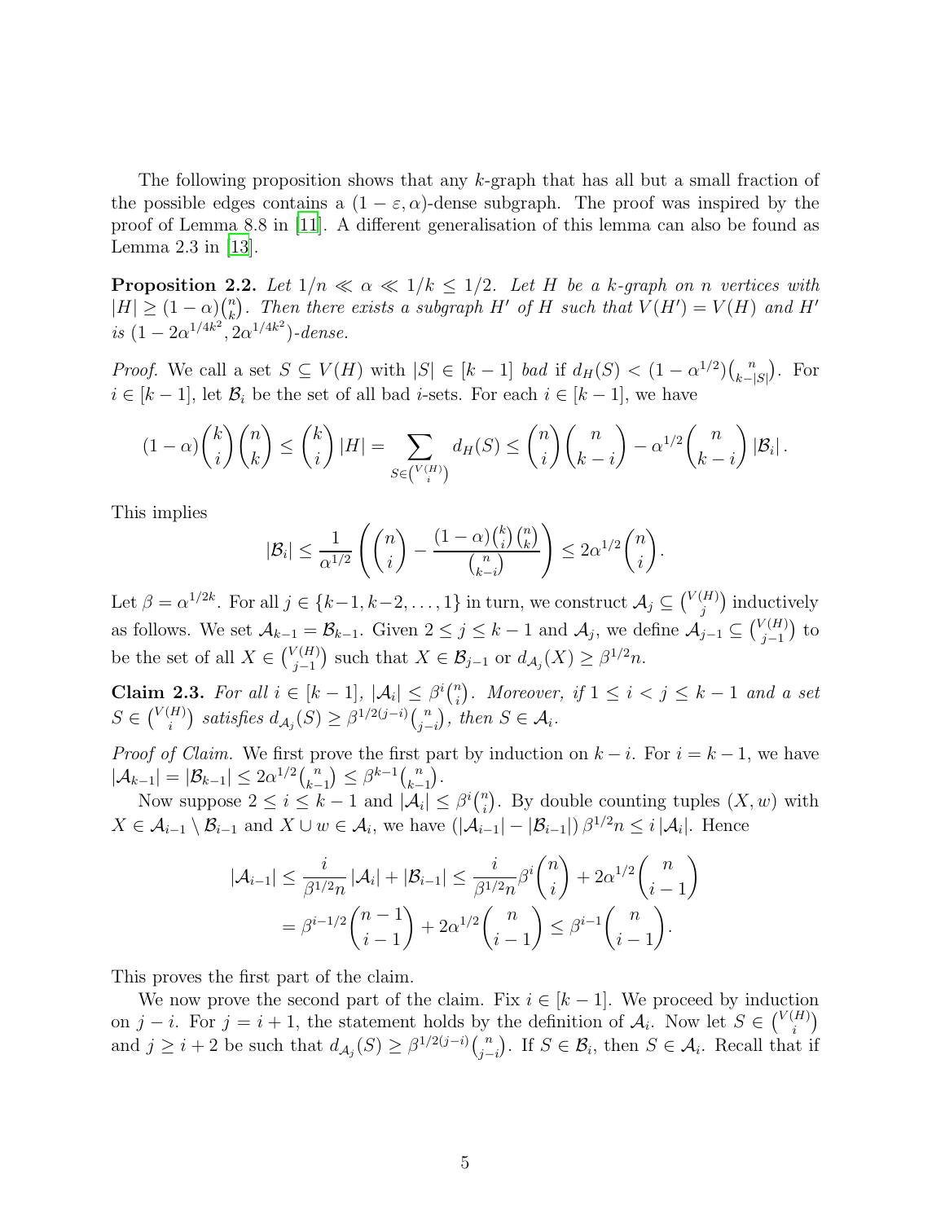The following proposition shows that any $k$-graph that has all but a small fraction of the possible edges contains a $(1-\varepsilon,\alpha)$-dense subgraph. The proof was inspired by the proof of Lemma 8.8 in [11]. A different generalisation of this lemma can also be found as Lemma 2.3 in [13].

**Proposition 2.2.** *Let $1/n \ll \alpha \ll 1/k \leq 1/2$. Let $H$ be a $k$-graph on $n$ vertices with $|H| \geq (1-\alpha)\binom{n}{k}$. Then there exists a subgraph $H'$ of $H$ such that $V(H') = V(H)$ and $H'$ is $(1-2\alpha^{1/4k^2}, 2\alpha^{1/4k^2})$-dense.*

*Proof.* We call a set $S \subseteq V(H)$ with $|S| \in [k-1]$ *bad* if $d_H(S) < (1-\alpha^{1/2})\binom{n}{k-|S|}$. For $i \in [k-1]$, let $\mathcal{B}_i$ be the set of all bad $i$-sets. For each $i \in [k-1]$, we have

$$(1-\alpha)\binom{k}{i}\binom{n}{k} \leq \binom{k}{i}|H| = \sum_{S \in \binom{V(H)}{i}} d_H(S) \leq \binom{n}{i}\binom{n}{k-i} - \alpha^{1/2}\binom{n}{k-i}|\mathcal{B}_i|.$$

This implies

$$|\mathcal{B}_i| \leq \frac{1}{\alpha^{1/2}}\left(\binom{n}{i} - \frac{(1-\alpha)\binom{k}{i}\binom{n}{k}}{\binom{n}{k-i}}\right) \leq 2\alpha^{1/2}\binom{n}{i}.$$

Let $\beta = \alpha^{1/2k}$. For all $j \in \{k-1, k-2, \ldots, 1\}$ in turn, we construct $\mathcal{A}_j \subseteq \binom{V(H)}{j}$ inductively as follows. We set $\mathcal{A}_{k-1} = \mathcal{B}_{k-1}$. Given $2 \leq j \leq k-1$ and $\mathcal{A}_j$, we define $\mathcal{A}_{j-1} \subseteq \binom{V(H)}{j-1}$ to be the set of all $X \in \binom{V(H)}{j-1}$ such that $X \in \mathcal{B}_{j-1}$ or $d_{\mathcal{A}_j}(X) \geq \beta^{1/2}n$.

**Claim 2.3.** *For all $i \in [k-1]$, $|\mathcal{A}_i| \leq \beta^i\binom{n}{i}$. Moreover, if $1 \leq i < j \leq k-1$ and a set $S \in \binom{V(H)}{i}$ satisfies $d_{\mathcal{A}_j}(S) \geq \beta^{1/2(j-i)}\binom{n}{j-i}$, then $S \in \mathcal{A}_i$.*

*Proof of Claim.* We first prove the first part by induction on $k-i$. For $i = k-1$, we have $|\mathcal{A}_{k-1}| = |\mathcal{B}_{k-1}| \leq 2\alpha^{1/2}\binom{n}{k-1} \leq \beta^{k-1}\binom{n}{k-1}$.

Now suppose $2 \leq i \leq k-1$ and $|\mathcal{A}_i| \leq \beta^i\binom{n}{i}$. By double counting tuples $(X, w)$ with $X \in \mathcal{A}_{i-1} \setminus \mathcal{B}_{i-1}$ and $X \cup w \in \mathcal{A}_i$, we have $(|\mathcal{A}_{i-1}| - |\mathcal{B}_{i-1}|)\beta^{1/2}n \leq i|\mathcal{A}_i|$. Hence

$$\begin{aligned}
|\mathcal{A}_{i-1}| &\leq \frac{i}{\beta^{1/2}n}|\mathcal{A}_i| + |\mathcal{B}_{i-1}| \leq \frac{i}{\beta^{1/2}n}\beta^i\binom{n}{i} + 2\alpha^{1/2}\binom{n}{i-1} \\
&= \beta^{i-1/2}\binom{n-1}{i-1} + 2\alpha^{1/2}\binom{n}{i-1} \leq \beta^{i-1}\binom{n}{i-1}.
\end{aligned}$$

This proves the first part of the claim.

We now prove the second part of the claim. Fix $i \in [k-1]$. We proceed by induction on $j-i$. For $j = i+1$, the statement holds by the definition of $\mathcal{A}_i$. Now let $S \in \binom{V(H)}{i}$ and $j \geq i+2$ be such that $d_{\mathcal{A}_j}(S) \geq \beta^{1/2(j-i)}\binom{n}{j-i}$. If $S \in \mathcal{B}_i$, then $S \in \mathcal{A}_i$. Recall that if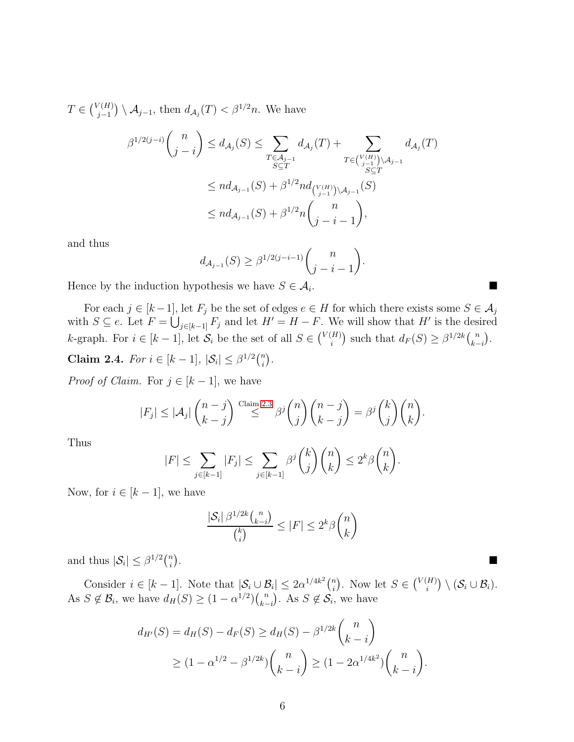$T \in \binom{V(H)}{j-1} \setminus \mathcal{A}_{j-1}$, then $d_{\mathcal{A}_j}(T) < \beta^{1/2} n$. We have

$$
\begin{aligned}
\beta^{1/2(j-i)} \binom{n}{j-i} \leq d_{\mathcal{A}_j}(S) &\leq \sum_{\substack{T \in \mathcal{A}_{j-1} \\ S \subseteq T}} d_{\mathcal{A}_j}(T) + \sum_{\substack{T \in \binom{V(H)}{j-1} \setminus \mathcal{A}_{j-1} \\ S \subseteq T}} d_{\mathcal{A}_j}(T) \\
&\leq n d_{\mathcal{A}_{j-1}}(S) + \beta^{1/2} n d_{\binom{V(H)}{j-1} \setminus \mathcal{A}_{j-1}}(S) \\
&\leq n d_{\mathcal{A}_{j-1}}(S) + \beta^{1/2} n \binom{n}{j-i-1},
\end{aligned}
$$

and thus

$$
d_{\mathcal{A}_{j-1}}(S) \geq \beta^{1/2(j-i-1)} \binom{n}{j-i-1}.
$$

Hence by the induction hypothesis we have $S \in \mathcal{A}_i$. ■

For each $j \in [k-1]$, let $F_j$ be the set of edges $e \in H$ for which there exists some $S \in \mathcal{A}_j$ with $S \subseteq e$. Let $F = \bigcup_{j \in [k-1]} F_j$ and let $H' = H - F$. We will show that $H'$ is the desired $k$-graph. For $i \in [k-1]$, let $\mathcal{S}_i$ be the set of all $S \in \binom{V(H)}{i}$ such that $d_F(S) \geq \beta^{1/2k} \binom{n}{k-i}$.

**Claim 2.4.** *For $i \in [k-1]$, $|\mathcal{S}_i| \leq \beta^{1/2} \binom{n}{i}$.*

*Proof of Claim.* For $j \in [k-1]$, we have

$$
|F_j| \leq |\mathcal{A}_j| \binom{n-j}{k-j} \stackrel{\text{Claim 2.3}}{\leq} \beta^j \binom{n}{j} \binom{n-j}{k-j} = \beta^j \binom{k}{j} \binom{n}{k}.
$$

Thus

$$
|F| \leq \sum_{j \in [k-1]} |F_j| \leq \sum_{j \in [k-1]} \beta^j \binom{k}{j} \binom{n}{k} \leq 2^k \beta \binom{n}{k}.
$$

Now, for $i \in [k-1]$, we have

$$
\frac{|\mathcal{S}_i| \, \beta^{1/2k} \binom{n}{k-i}}{\binom{k}{i}} \leq |F| \leq 2^k \beta \binom{n}{k}
$$

and thus $|\mathcal{S}_i| \leq \beta^{1/2} \binom{n}{i}$. ■

Consider $i \in [k-1]$. Note that $|\mathcal{S}_i \cup \mathcal{B}_i| \leq 2\alpha^{1/4k^2} \binom{n}{i}$. Now let $S \in \binom{V(H)}{i} \setminus (\mathcal{S}_i \cup \mathcal{B}_i)$. As $S \notin \mathcal{B}_i$, we have $d_H(S) \geq (1 - \alpha^{1/2}) \binom{n}{k-i}$. As $S \notin \mathcal{S}_i$, we have

$$
\begin{aligned}
d_{H'}(S) = d_H(S) - d_F(S) &\geq d_H(S) - \beta^{1/2k} \binom{n}{k-i} \\
&\geq (1 - \alpha^{1/2} - \beta^{1/2k}) \binom{n}{k-i} \geq (1 - 2\alpha^{1/4k^2}) \binom{n}{k-i}.
\end{aligned}
$$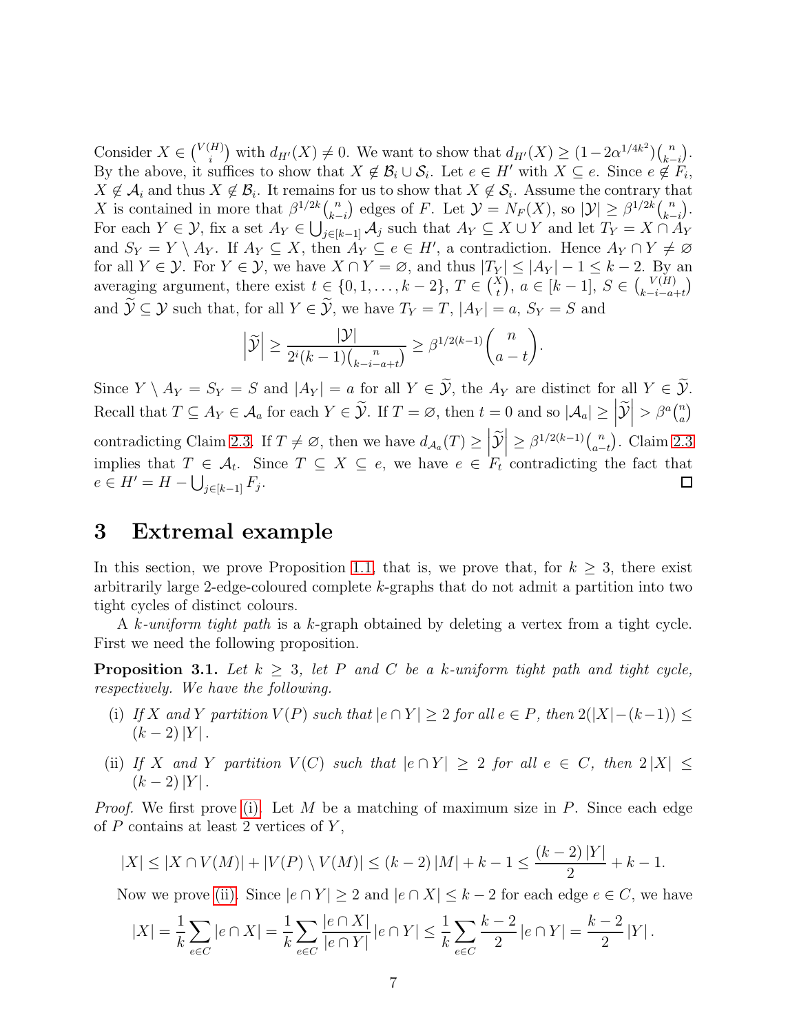Consider $X \in \binom{V(H)}{i}$ with $d_{H'}(X) \neq 0$. We want to show that $d_{H'}(X) \geq (1-2\alpha^{1/4k^2})\binom{n}{k-i}$. By the above, it suffices to show that $X \notin \mathcal{B}_i \cup \mathcal{S}_i$. Let $e \in H'$ with $X \subseteq e$. Since $e \notin F_i$, $X \notin \mathcal{A}_i$ and thus $X \notin \mathcal{B}_i$. It remains for us to show that $X \notin \mathcal{S}_i$. Assume the contrary that $X$ is contained in more that $\beta^{1/2k}\binom{n}{k-i}$ edges of $F$. Let $\mathcal{Y} = N_F(X)$, so $|\mathcal{Y}| \geq \beta^{1/2k}\binom{n}{k-i}$. For each $Y \in \mathcal{Y}$, fix a set $A_Y \in \bigcup_{j\in[k-1]} \mathcal{A}_j$ such that $A_Y \subseteq X \cup Y$ and let $T_Y = X \cap A_Y$ and $S_Y = Y \setminus A_Y$. If $A_Y \subseteq X$, then $A_Y \subseteq e \in H'$, a contradiction. Hence $A_Y \cap Y \neq \varnothing$ for all $Y \in \mathcal{Y}$. For $Y \in \mathcal{Y}$, we have $X \cap Y = \varnothing$, and thus $|T_Y| \leq |A_Y| - 1 \leq k-2$. By an averaging argument, there exist $t \in \{0, 1, \ldots, k-2\}$, $T \in \binom{X}{t}$, $a \in [k-1]$, $S \in \binom{V(H)}{k-i-a+t}$ and $\widetilde{\mathcal{Y}} \subseteq \mathcal{Y}$ such that, for all $Y \in \widetilde{\mathcal{Y}}$, we have $T_Y = T$, $|A_Y| = a$, $S_Y = S$ and

$$\left|\widetilde{\mathcal{Y}}\right| \geq \frac{|\mathcal{Y}|}{2^i(k-1)\binom{n}{k-i-a+t}} \geq \beta^{1/2(k-1)}\binom{n}{a-t}.$$

Since $Y \setminus A_Y = S_Y = S$ and $|A_Y| = a$ for all $Y \in \widetilde{\mathcal{Y}}$, the $A_Y$ are distinct for all $Y \in \widetilde{\mathcal{Y}}$. Recall that $T \subseteq A_Y \in \mathcal{A}_a$ for each $Y \in \widetilde{\mathcal{Y}}$. If $T = \varnothing$, then $t = 0$ and so $|\mathcal{A}_a| \geq \left|\widetilde{\mathcal{Y}}\right| > \beta^a\binom{n}{a}$ contradicting Claim 2.3. If $T \neq \varnothing$, then we have $d_{\mathcal{A}_a}(T) \geq \left|\widetilde{\mathcal{Y}}\right| \geq \beta^{1/2(k-1)}\binom{n}{a-t}$. Claim 2.3 implies that $T \in \mathcal{A}_t$. Since $T \subseteq X \subseteq e$, we have $e \in F_t$ contradicting the fact that $e \in H' = H - \bigcup_{j\in[k-1]} F_j$. $\square$

# 3 Extremal example

In this section, we prove Proposition 1.1, that is, we prove that, for $k \geq 3$, there exist arbitrarily large 2-edge-coloured complete $k$-graphs that do not admit a partition into two tight cycles of distinct colours.

A *$k$-uniform tight path* is a $k$-graph obtained by deleting a vertex from a tight cycle. First we need the following proposition.

**Proposition 3.1.** *Let $k \geq 3$, let $P$ and $C$ be a $k$-uniform tight path and tight cycle, respectively. We have the following.*

(i) *If $X$ and $Y$ partition $V(P)$ such that $|e \cap Y| \geq 2$ for all $e \in P$, then $2(|X| - (k-1)) \leq (k-2)|Y|$.*

(ii) *If $X$ and $Y$ partition $V(C)$ such that $|e \cap Y| \geq 2$ for all $e \in C$, then $2|X| \leq (k-2)|Y|$.*

*Proof.* We first prove (i). Let $M$ be a matching of maximum size in $P$. Since each edge of $P$ contains at least 2 vertices of $Y$,

$$|X| \leq |X \cap V(M)| + |V(P) \setminus V(M)| \leq (k-2)|M| + k - 1 \leq \frac{(k-2)|Y|}{2} + k - 1.$$

Now we prove (ii). Since $|e \cap Y| \geq 2$ and $|e \cap X| \leq k-2$ for each edge $e \in C$, we have

$$|X| = \frac{1}{k}\sum_{e\in C}|e \cap X| = \frac{1}{k}\sum_{e\in C}\frac{|e \cap X|}{|e \cap Y|}|e \cap Y| \leq \frac{1}{k}\sum_{e\in C}\frac{k-2}{2}|e \cap Y| = \frac{k-2}{2}|Y|.$$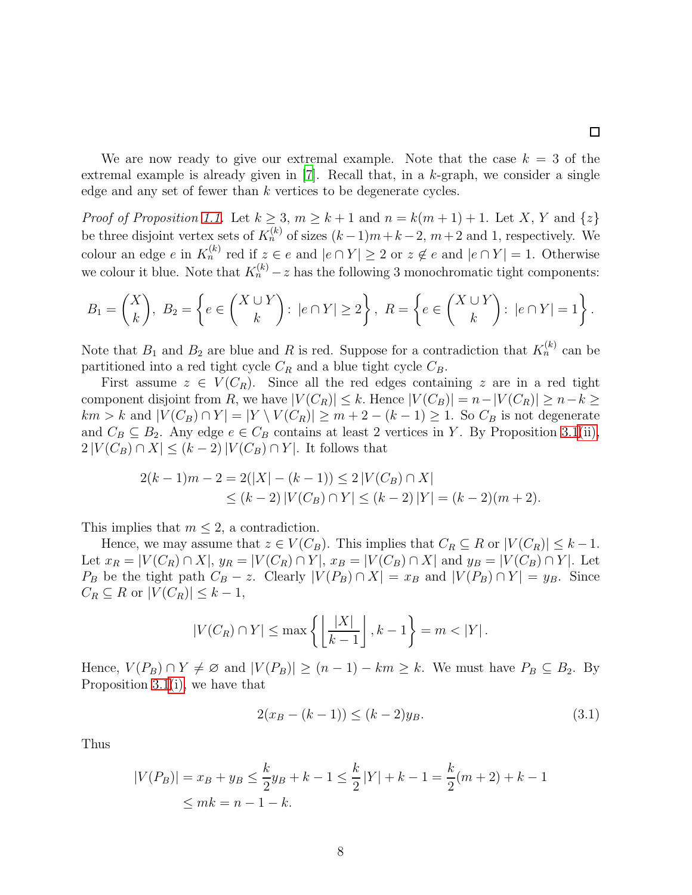□

We are now ready to give our extremal example. Note that the case $k = 3$ of the extremal example is already given in [7]. Recall that, in a $k$-graph, we consider a single edge and any set of fewer than $k$ vertices to be degenerate cycles.

*Proof of Proposition 1.1.* Let $k \geq 3$, $m \geq k+1$ and $n = k(m+1)+1$. Let $X$, $Y$ and $\{z\}$ be three disjoint vertex sets of $K_n^{(k)}$ of sizes $(k-1)m+k-2$, $m+2$ and 1, respectively. We colour an edge $e$ in $K_n^{(k)}$ red if $z \in e$ and $|e \cap Y| \geq 2$ or $z \notin e$ and $|e \cap Y| = 1$. Otherwise we colour it blue. Note that $K_n^{(k)} - z$ has the following 3 monochromatic tight components:

$$B_1 = \binom{X}{k}, \ B_2 = \left\{ e \in \binom{X \cup Y}{k} : \ |e \cap Y| \geq 2 \right\}, \ R = \left\{ e \in \binom{X \cup Y}{k} : \ |e \cap Y| = 1 \right\}.$$

Note that $B_1$ and $B_2$ are blue and $R$ is red. Suppose for a contradiction that $K_n^{(k)}$ can be partitioned into a red tight cycle $C_R$ and a blue tight cycle $C_B$.

First assume $z \in V(C_R)$. Since all the red edges containing $z$ are in a red tight component disjoint from $R$, we have $|V(C_R)| \leq k$. Hence $|V(C_B)| = n - |V(C_R)| \geq n - k \geq km > k$ and $|V(C_B) \cap Y| = |Y \setminus V(C_R)| \geq m + 2 - (k-1) \geq 1$. So $C_B$ is not degenerate and $C_B \subseteq B_2$. Any edge $e \in C_B$ contains at least 2 vertices in $Y$. By Proposition 3.1(ii), $2\,|V(C_B) \cap X| \leq (k-2)\,|V(C_B) \cap Y|$. It follows that

$$\begin{aligned}
2(k-1)m - 2 = 2(|X| - (k-1)) &\leq 2\,|V(C_B) \cap X| \\
&\leq (k-2)\,|V(C_B) \cap Y| \leq (k-2)\,|Y| = (k-2)(m+2).
\end{aligned}$$

This implies that $m \leq 2$, a contradiction.

Hence, we may assume that $z \in V(C_B)$. This implies that $C_R \subseteq R$ or $|V(C_R)| \leq k-1$. Let $x_R = |V(C_R) \cap X|$, $y_R = |V(C_R) \cap Y|$, $x_B = |V(C_B) \cap X|$ and $y_B = |V(C_B) \cap Y|$. Let $P_B$ be the tight path $C_B - z$. Clearly $|V(P_B) \cap X| = x_B$ and $|V(P_B) \cap Y| = y_B$. Since $C_R \subseteq R$ or $|V(C_R)| \leq k-1$,

$$|V(C_R) \cap Y| \leq \max\left\{ \left\lfloor \frac{|X|}{k-1} \right\rfloor, k-1 \right\} = m < |Y|.$$

Hence, $V(P_B) \cap Y \neq \varnothing$ and $|V(P_B)| \geq (n-1) - km \geq k$. We must have $P_B \subseteq B_2$. By Proposition 3.1(i), we have that

$$2(x_B - (k-1)) \leq (k-2)y_B. \tag{3.1}$$

Thus

$$\begin{aligned}
|V(P_B)| = x_B + y_B \leq \frac{k}{2}y_B + k - 1 \leq \frac{k}{2}\,|Y| + k - 1 = \frac{k}{2}(m+2) + k - 1 \\
\leq mk = n - 1 - k.
\end{aligned}$$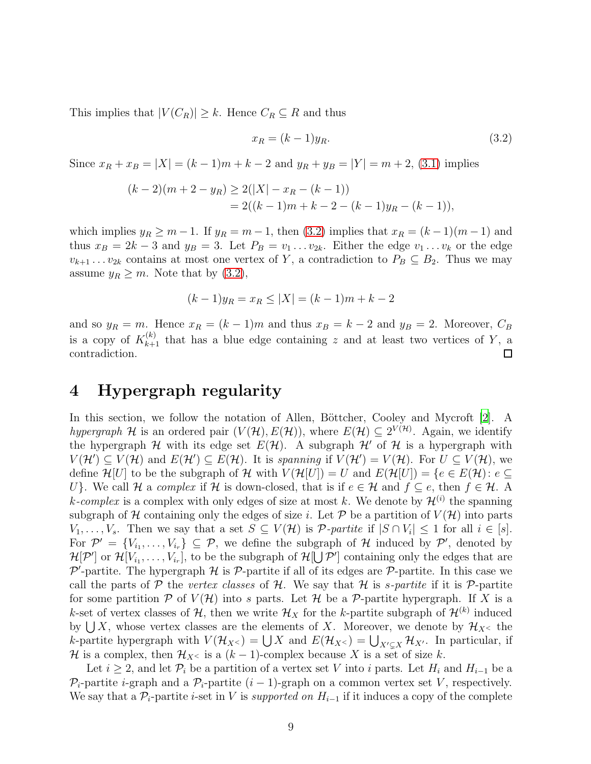This implies that $|V(C_R)| \geq k$. Hence $C_R \subseteq R$ and thus

$$x_R = (k-1)y_R. \tag{3.2}$$

Since $x_R + x_B = |X| = (k-1)m + k - 2$ and $y_R + y_B = |Y| = m + 2$, (3.1) implies

$$\begin{aligned}(k-2)(m+2-y_R) &\geq 2(|X| - x_R - (k-1)) \\ &= 2((k-1)m + k - 2 - (k-1)y_R - (k-1)),\end{aligned}$$

which implies $y_R \geq m-1$. If $y_R = m-1$, then (3.2) implies that $x_R = (k-1)(m-1)$ and thus $x_B = 2k-3$ and $y_B = 3$. Let $P_B = v_1 \dots v_{2k}$. Either the edge $v_1 \dots v_k$ or the edge $v_{k+1} \dots v_{2k}$ contains at most one vertex of $Y$, a contradiction to $P_B \subseteq B_2$. Thus we may assume $y_R \geq m$. Note that by (3.2),

$$(k-1)y_R = x_R \leq |X| = (k-1)m + k - 2$$

and so $y_R = m$. Hence $x_R = (k-1)m$ and thus $x_B = k-2$ and $y_B = 2$. Moreover, $C_B$ is a copy of $K_{k+1}^{(k)}$ that has a blue edge containing $z$ and at least two vertices of $Y$, a contradiction. □

# 4 Hypergraph regularity

In this section, we follow the notation of Allen, Böttcher, Cooley and Mycroft [2]. A *hypergraph* $\mathcal{H}$ is an ordered pair $(V(\mathcal{H}), E(\mathcal{H}))$, where $E(\mathcal{H}) \subseteq 2^{V(\mathcal{H})}$. Again, we identify the hypergraph $\mathcal{H}$ with its edge set $E(\mathcal{H})$. A subgraph $\mathcal{H}'$ of $\mathcal{H}$ is a hypergraph with $V(\mathcal{H}') \subseteq V(\mathcal{H})$ and $E(\mathcal{H}') \subseteq E(\mathcal{H})$. It is *spanning* if $V(\mathcal{H}') = V(\mathcal{H})$. For $U \subseteq V(\mathcal{H})$, we define $\mathcal{H}[U]$ to be the subgraph of $\mathcal{H}$ with $V(\mathcal{H}[U]) = U$ and $E(\mathcal{H}[U]) = \{e \in E(\mathcal{H}) \colon e \subseteq U\}$. We call $\mathcal{H}$ a *complex* if $\mathcal{H}$ is down-closed, that is if $e \in \mathcal{H}$ and $f \subseteq e$, then $f \in \mathcal{H}$. A $k$-*complex* is a complex with only edges of size at most $k$. We denote by $\mathcal{H}^{(i)}$ the spanning subgraph of $\mathcal{H}$ containing only the edges of size $i$. Let $\mathcal{P}$ be a partition of $V(\mathcal{H})$ into parts $V_1, \dots, V_s$. Then we say that a set $S \subseteq V(\mathcal{H})$ is $\mathcal{P}$-*partite* if $|S \cap V_i| \leq 1$ for all $i \in [s]$. For $\mathcal{P}' = \{V_{i_1}, \dots, V_{i_r}\} \subseteq \mathcal{P}$, we define the subgraph of $\mathcal{H}$ induced by $\mathcal{P}'$, denoted by $\mathcal{H}[\mathcal{P}']$ or $\mathcal{H}[V_{i_1}, \dots, V_{i_r}]$, to be the subgraph of $\mathcal{H}[\bigcup \mathcal{P}']$ containing only the edges that are $\mathcal{P}'$-partite. The hypergraph $\mathcal{H}$ is $\mathcal{P}$-partite if all of its edges are $\mathcal{P}$-partite. In this case we call the parts of $\mathcal{P}$ the *vertex classes* of $\mathcal{H}$. We say that $\mathcal{H}$ is $s$-*partite* if it is $\mathcal{P}$-partite for some partition $\mathcal{P}$ of $V(\mathcal{H})$ into $s$ parts. Let $\mathcal{H}$ be a $\mathcal{P}$-partite hypergraph. If $X$ is a $k$-set of vertex classes of $\mathcal{H}$, then we write $\mathcal{H}_X$ for the $k$-partite subgraph of $\mathcal{H}^{(k)}$ induced by $\bigcup X$, whose vertex classes are the elements of $X$. Moreover, we denote by $\mathcal{H}_{X^<}$ the $k$-partite hypergraph with $V(\mathcal{H}_{X^<}) = \bigcup X$ and $E(\mathcal{H}_{X^<}) = \bigcup_{X' \subsetneq X} \mathcal{H}_{X'}$. In particular, if $\mathcal{H}$ is a complex, then $\mathcal{H}_{X^<}$ is a $(k-1)$-complex because $X$ is a set of size $k$.

Let $i \geq 2$, and let $\mathcal{P}_i$ be a partition of a vertex set $V$ into $i$ parts. Let $H_i$ and $H_{i-1}$ be a $\mathcal{P}_i$-partite $i$-graph and a $\mathcal{P}_i$-partite $(i-1)$-graph on a common vertex set $V$, respectively. We say that a $\mathcal{P}_i$-partite $i$-set in $V$ is *supported on* $H_{i-1}$ if it induces a copy of the complete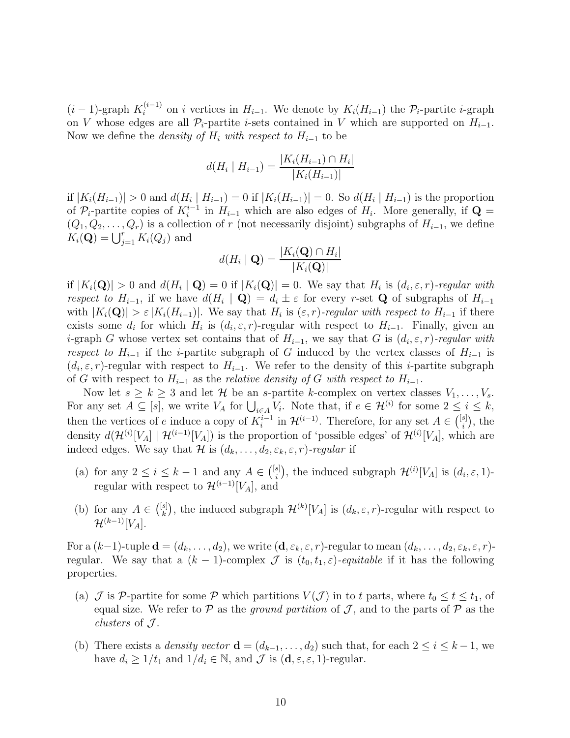$(i-1)$-graph $K_i^{(i-1)}$ on $i$ vertices in $H_{i-1}$. We denote by $K_i(H_{i-1})$ the $\mathcal{P}_i$-partite $i$-graph on $V$ whose edges are all $\mathcal{P}_i$-partite $i$-sets contained in $V$ which are supported on $H_{i-1}$. Now we define the *density of $H_i$ with respect to $H_{i-1}$* to be

$$d(H_i \mid H_{i-1}) = \frac{|K_i(H_{i-1}) \cap H_i|}{|K_i(H_{i-1})|}$$

if $|K_i(H_{i-1})| > 0$ and $d(H_i \mid H_{i-1}) = 0$ if $|K_i(H_{i-1})| = 0$. So $d(H_i \mid H_{i-1})$ is the proportion of $\mathcal{P}_i$-partite copies of $K_i^{i-1}$ in $H_{i-1}$ which are also edges of $H_i$. More generally, if $\mathbf{Q} = (Q_1, Q_2, \ldots, Q_r)$ is a collection of $r$ (not necessarily disjoint) subgraphs of $H_{i-1}$, we define $K_i(\mathbf{Q}) = \bigcup_{j=1}^{r} K_i(Q_j)$ and

$$d(H_i \mid \mathbf{Q}) = \frac{|K_i(\mathbf{Q}) \cap H_i|}{|K_i(\mathbf{Q})|}$$

if $|K_i(\mathbf{Q})| > 0$ and $d(H_i \mid \mathbf{Q}) = 0$ if $|K_i(\mathbf{Q})| = 0$. We say that $H_i$ is *$(d_i, \varepsilon, r)$-regular with respect to $H_{i-1}$*, if we have $d(H_i \mid \mathbf{Q}) = d_i \pm \varepsilon$ for every $r$-set $\mathbf{Q}$ of subgraphs of $H_{i-1}$ with $|K_i(\mathbf{Q})| > \varepsilon |K_i(H_{i-1})|$. We say that $H_i$ is *$(\varepsilon, r)$-regular with respect to $H_{i-1}$* if there exists some $d_i$ for which $H_i$ is $(d_i, \varepsilon, r)$-regular with respect to $H_{i-1}$. Finally, given an $i$-graph $G$ whose vertex set contains that of $H_{i-1}$, we say that $G$ is *$(d_i, \varepsilon, r)$-regular with respect to $H_{i-1}$* if the $i$-partite subgraph of $G$ induced by the vertex classes of $H_{i-1}$ is $(d_i, \varepsilon, r)$-regular with respect to $H_{i-1}$. We refer to the density of this $i$-partite subgraph of $G$ with respect to $H_{i-1}$ as the *relative density of $G$ with respect to $H_{i-1}$*.

Now let $s \geq k \geq 3$ and let $\mathcal{H}$ be an $s$-partite $k$-complex on vertex classes $V_1, \ldots, V_s$. For any set $A \subseteq [s]$, we write $V_A$ for $\bigcup_{i \in A} V_i$. Note that, if $e \in \mathcal{H}^{(i)}$ for some $2 \leq i \leq k$, then the vertices of $e$ induce a copy of $K_i^{i-1}$ in $\mathcal{H}^{(i-1)}$. Therefore, for any set $A \in \binom{[s]}{i}$, the density $d(\mathcal{H}^{(i)}[V_A] \mid \mathcal{H}^{(i-1)}[V_A])$ is the proportion of 'possible edges' of $\mathcal{H}^{(i)}[V_A]$, which are indeed edges. We say that $\mathcal{H}$ is *$(d_k, \ldots, d_2, \varepsilon_k, \varepsilon, r)$-regular* if

(a) for any $2 \leq i \leq k-1$ and any $A \in \binom{[s]}{i}$, the induced subgraph $\mathcal{H}^{(i)}[V_A]$ is $(d_i, \varepsilon, 1)$-regular with respect to $\mathcal{H}^{(i-1)}[V_A]$, and

(b) for any $A \in \binom{[s]}{k}$, the induced subgraph $\mathcal{H}^{(k)}[V_A]$ is $(d_k, \varepsilon, r)$-regular with respect to $\mathcal{H}^{(k-1)}[V_A]$.

For a $(k-1)$-tuple $\mathbf{d} = (d_k, \ldots, d_2)$, we write $(\mathbf{d}, \varepsilon_k, \varepsilon, r)$-regular to mean $(d_k, \ldots, d_2, \varepsilon_k, \varepsilon, r)$-regular. We say that a $(k-1)$-complex $\mathcal{J}$ is *$(t_0, t_1, \varepsilon)$-equitable* if it has the following properties.

(a) $\mathcal{J}$ is $\mathcal{P}$-partite for some $\mathcal{P}$ which partitions $V(\mathcal{J})$ in to $t$ parts, where $t_0 \leq t \leq t_1$, of equal size. We refer to $\mathcal{P}$ as the *ground partition* of $\mathcal{J}$, and to the parts of $\mathcal{P}$ as the *clusters* of $\mathcal{J}$.

(b) There exists a *density vector* $\mathbf{d} = (d_{k-1}, \ldots, d_2)$ such that, for each $2 \leq i \leq k-1$, we have $d_i \geq 1/t_1$ and $1/d_i \in \mathbb{N}$, and $\mathcal{J}$ is $(\mathbf{d}, \varepsilon, \varepsilon, 1)$-regular.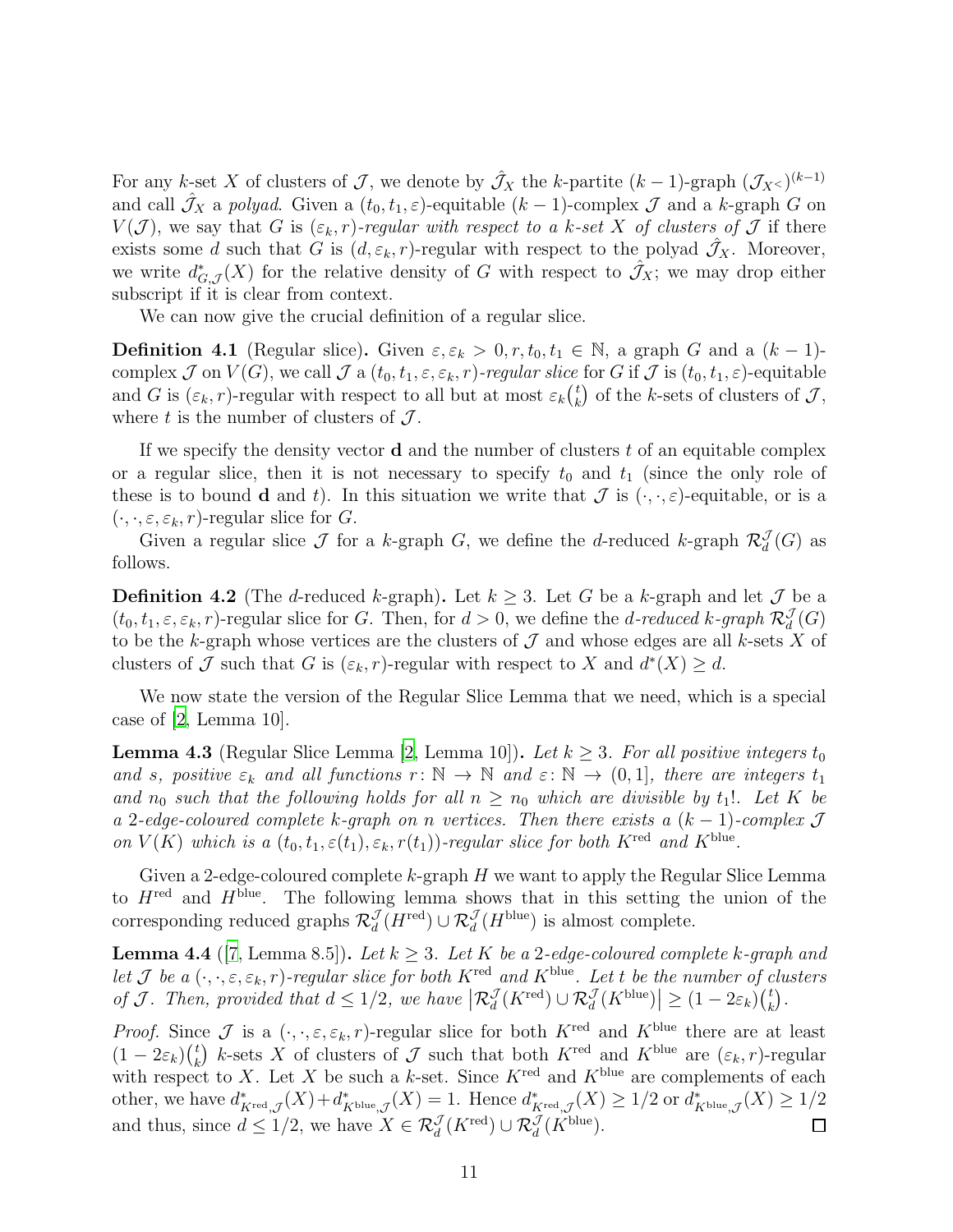For any $k$-set $X$ of clusters of $\mathcal{J}$, we denote by $\hat{\mathcal{J}}_X$ the $k$-partite $(k-1)$-graph $(\mathcal{J}_{X^<})^{(k-1)}$ and call $\hat{\mathcal{J}}_X$ a *polyad*. Given a $(t_0, t_1, \varepsilon)$-equitable $(k-1)$-complex $\mathcal{J}$ and a $k$-graph $G$ on $V(\mathcal{J})$, we say that $G$ is *$(\varepsilon_k, r)$-regular with respect to a $k$-set $X$ of clusters of $\mathcal{J}$* if there exists some $d$ such that $G$ is $(d, \varepsilon_k, r)$-regular with respect to the polyad $\hat{\mathcal{J}}_X$. Moreover, we write $d^*_{G,\mathcal{J}}(X)$ for the relative density of $G$ with respect to $\hat{\mathcal{J}}_X$; we may drop either subscript if it is clear from context.

We can now give the crucial definition of a regular slice.

**Definition 4.1** (Regular slice)**.** Given $\varepsilon, \varepsilon_k > 0, r, t_0, t_1 \in \mathbb{N}$, a graph $G$ and a $(k-1)$-complex $\mathcal{J}$ on $V(G)$, we call $\mathcal{J}$ a *$(t_0, t_1, \varepsilon, \varepsilon_k, r)$-regular slice* for $G$ if $\mathcal{J}$ is $(t_0, t_1, \varepsilon)$-equitable and $G$ is $(\varepsilon_k, r)$-regular with respect to all but at most $\varepsilon_k \binom{t}{k}$ of the $k$-sets of clusters of $\mathcal{J}$, where $t$ is the number of clusters of $\mathcal{J}$.

If we specify the density vector $\mathbf{d}$ and the number of clusters $t$ of an equitable complex or a regular slice, then it is not necessary to specify $t_0$ and $t_1$ (since the only role of these is to bound $\mathbf{d}$ and $t$). In this situation we write that $\mathcal{J}$ is $(\cdot, \cdot, \varepsilon)$-equitable, or is a $(\cdot, \cdot, \varepsilon, \varepsilon_k, r)$-regular slice for $G$.

Given a regular slice $\mathcal{J}$ for a $k$-graph $G$, we define the $d$-reduced $k$-graph $\mathcal{R}^{\mathcal{J}}_d(G)$ as follows.

**Definition 4.2** (The $d$-reduced $k$-graph)**.** Let $k \geq 3$. Let $G$ be a $k$-graph and let $\mathcal{J}$ be a $(t_0, t_1, \varepsilon, \varepsilon_k, r)$-regular slice for $G$. Then, for $d > 0$, we define the *$d$-reduced $k$-graph* $\mathcal{R}^{\mathcal{J}}_d(G)$ to be the $k$-graph whose vertices are the clusters of $\mathcal{J}$ and whose edges are all $k$-sets $X$ of clusters of $\mathcal{J}$ such that $G$ is $(\varepsilon_k, r)$-regular with respect to $X$ and $d^*(X) \geq d$.

We now state the version of the Regular Slice Lemma that we need, which is a special case of [2, Lemma 10].

**Lemma 4.3** (Regular Slice Lemma [2, Lemma 10])**.** *Let $k \geq 3$. For all positive integers $t_0$ and $s$, positive $\varepsilon_k$ and all functions $r\colon \mathbb{N} \to \mathbb{N}$ and $\varepsilon\colon \mathbb{N} \to (0, 1]$, there are integers $t_1$ and $n_0$ such that the following holds for all $n \geq n_0$ which are divisible by $t_1!$. Let $K$ be a 2-edge-coloured complete $k$-graph on $n$ vertices. Then there exists a $(k-1)$-complex $\mathcal{J}$ on $V(K)$ which is a $(t_0, t_1, \varepsilon(t_1), \varepsilon_k, r(t_1))$-regular slice for both $K^{\mathrm{red}}$ and $K^{\mathrm{blue}}$.*

Given a 2-edge-coloured complete $k$-graph $H$ we want to apply the Regular Slice Lemma to $H^{\mathrm{red}}$ and $H^{\mathrm{blue}}$. The following lemma shows that in this setting the union of the corresponding reduced graphs $\mathcal{R}^{\mathcal{J}}_d(H^{\mathrm{red}}) \cup \mathcal{R}^{\mathcal{J}}_d(H^{\mathrm{blue}})$ is almost complete.

**Lemma 4.4** ([7, Lemma 8.5])**.** *Let $k \geq 3$. Let $K$ be a 2-edge-coloured complete $k$-graph and let $\mathcal{J}$ be a $(\cdot, \cdot, \varepsilon, \varepsilon_k, r)$-regular slice for both $K^{\mathrm{red}}$ and $K^{\mathrm{blue}}$. Let $t$ be the number of clusters of $\mathcal{J}$. Then, provided that $d \leq 1/2$, we have $\left|\mathcal{R}^{\mathcal{J}}_d(K^{\mathrm{red}}) \cup \mathcal{R}^{\mathcal{J}}_d(K^{\mathrm{blue}})\right| \geq (1 - 2\varepsilon_k)\binom{t}{k}$.*

*Proof.* Since $\mathcal{J}$ is a $(\cdot, \cdot, \varepsilon, \varepsilon_k, r)$-regular slice for both $K^{\mathrm{red}}$ and $K^{\mathrm{blue}}$ there are at least $(1 - 2\varepsilon_k)\binom{t}{k}$ $k$-sets $X$ of clusters of $\mathcal{J}$ such that both $K^{\mathrm{red}}$ and $K^{\mathrm{blue}}$ are $(\varepsilon_k, r)$-regular with respect to $X$. Let $X$ be such a $k$-set. Since $K^{\mathrm{red}}$ and $K^{\mathrm{blue}}$ are complements of each other, we have $d^*_{K^{\mathrm{red}},\mathcal{J}}(X) + d^*_{K^{\mathrm{blue}},\mathcal{J}}(X) = 1$. Hence $d^*_{K^{\mathrm{red}},\mathcal{J}}(X) \geq 1/2$ or $d^*_{K^{\mathrm{blue}},\mathcal{J}}(X) \geq 1/2$ and thus, since $d \leq 1/2$, we have $X \in \mathcal{R}^{\mathcal{J}}_d(K^{\mathrm{red}}) \cup \mathcal{R}^{\mathcal{J}}_d(K^{\mathrm{blue}})$. $\square$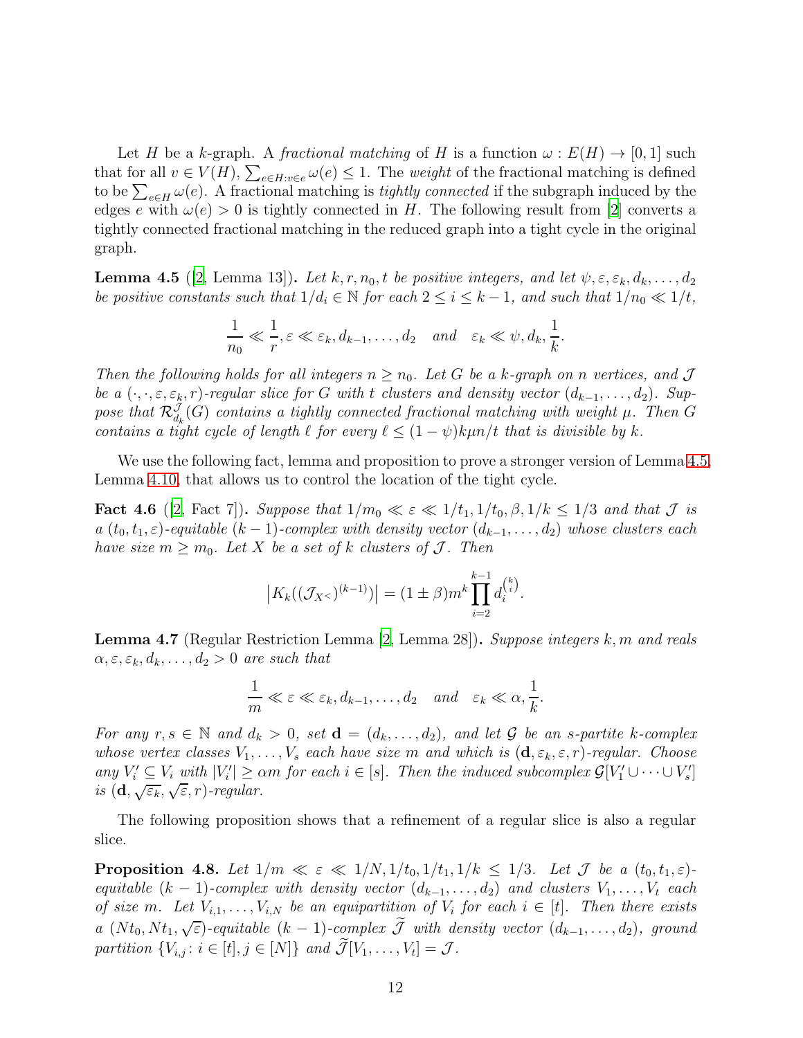Let $H$ be a $k$-graph. A *fractional matching* of $H$ is a function $\omega : E(H) \to [0,1]$ such that for all $v \in V(H)$, $\sum_{e \in H : v \in e} \omega(e) \le 1$. The *weight* of the fractional matching is defined to be $\sum_{e \in H} \omega(e)$. A fractional matching is *tightly connected* if the subgraph induced by the edges $e$ with $\omega(e) > 0$ is tightly connected in $H$. The following result from [2] converts a tightly connected fractional matching in the reduced graph into a tight cycle in the original graph.

**Lemma 4.5** ([2, Lemma 13]). *Let $k, r, n_0, t$ be positive integers, and let $\psi, \varepsilon, \varepsilon_k, d_k, \ldots, d_2$ be positive constants such that $1/d_i \in \mathbb{N}$ for each $2 \le i \le k-1$, and such that $1/n_0 \ll 1/t$,*

$$\frac{1}{n_0} \ll \frac{1}{r}, \varepsilon \ll \varepsilon_k, d_{k-1}, \ldots, d_2 \quad \text{and} \quad \varepsilon_k \ll \psi, d_k, \frac{1}{k}.$$

*Then the following holds for all integers $n \ge n_0$. Let $G$ be a $k$-graph on $n$ vertices, and $\mathcal{J}$ be a $(\cdot, \cdot, \varepsilon, \varepsilon_k, r)$-regular slice for $G$ with $t$ clusters and density vector $(d_{k-1}, \ldots, d_2)$. Suppose that $\mathcal{R}^{\mathcal{J}}_{d_k}(G)$ contains a tightly connected fractional matching with weight $\mu$. Then $G$ contains a tight cycle of length $\ell$ for every $\ell \le (1-\psi)k\mu n/t$ that is divisible by $k$.*

We use the following fact, lemma and proposition to prove a stronger version of Lemma 4.5, Lemma 4.10, that allows us to control the location of the tight cycle.

**Fact 4.6** ([2, Fact 7]). *Suppose that $1/m_0 \ll \varepsilon \ll 1/t_1, 1/t_0, \beta, 1/k \le 1/3$ and that $\mathcal{J}$ is a $(t_0, t_1, \varepsilon)$-equitable $(k-1)$-complex with density vector $(d_{k-1}, \ldots, d_2)$ whose clusters each have size $m \ge m_0$. Let $X$ be a set of $k$ clusters of $\mathcal{J}$. Then*

$$\left|K_k((\mathcal{J}_{X^<})^{(k-1)})\right| = (1 \pm \beta) m^k \prod_{i=2}^{k-1} d_i^{\binom{k}{i}}.$$

**Lemma 4.7** (Regular Restriction Lemma [2, Lemma 28]). *Suppose integers $k, m$ and reals $\alpha, \varepsilon, \varepsilon_k, d_k, \ldots, d_2 > 0$ are such that*

$$\frac{1}{m} \ll \varepsilon \ll \varepsilon_k, d_{k-1}, \ldots, d_2 \quad \text{and} \quad \varepsilon_k \ll \alpha, \frac{1}{k}.$$

*For any $r, s \in \mathbb{N}$ and $d_k > 0$, set $\mathbf{d} = (d_k, \ldots, d_2)$, and let $\mathcal{G}$ be an $s$-partite $k$-complex whose vertex classes $V_1, \ldots, V_s$ each have size $m$ and which is $(\mathbf{d}, \varepsilon_k, \varepsilon, r)$-regular. Choose any $V_i' \subseteq V_i$ with $|V_i'| \ge \alpha m$ for each $i \in [s]$. Then the induced subcomplex $\mathcal{G}[V_1' \cup \cdots \cup V_s']$ is $(\mathbf{d}, \sqrt{\varepsilon_k}, \sqrt{\varepsilon}, r)$-regular.*

The following proposition shows that a refinement of a regular slice is also a regular slice.

**Proposition 4.8.** *Let $1/m \ll \varepsilon \ll 1/N, 1/t_0, 1/t_1, 1/k \le 1/3$. Let $\mathcal{J}$ be a $(t_0, t_1, \varepsilon)$-equitable $(k-1)$-complex with density vector $(d_{k-1}, \ldots, d_2)$ and clusters $V_1, \ldots, V_t$ each of size $m$. Let $V_{i,1}, \ldots, V_{i,N}$ be an equipartition of $V_i$ for each $i \in [t]$. Then there exists a $(Nt_0, Nt_1, \sqrt{\varepsilon})$-equitable $(k-1)$-complex $\widetilde{\mathcal{J}}$ with density vector $(d_{k-1}, \ldots, d_2)$, ground partition $\{V_{i,j} : i \in [t], j \in [N]\}$ and $\widetilde{\mathcal{J}}[V_1, \ldots, V_t] = \mathcal{J}$.*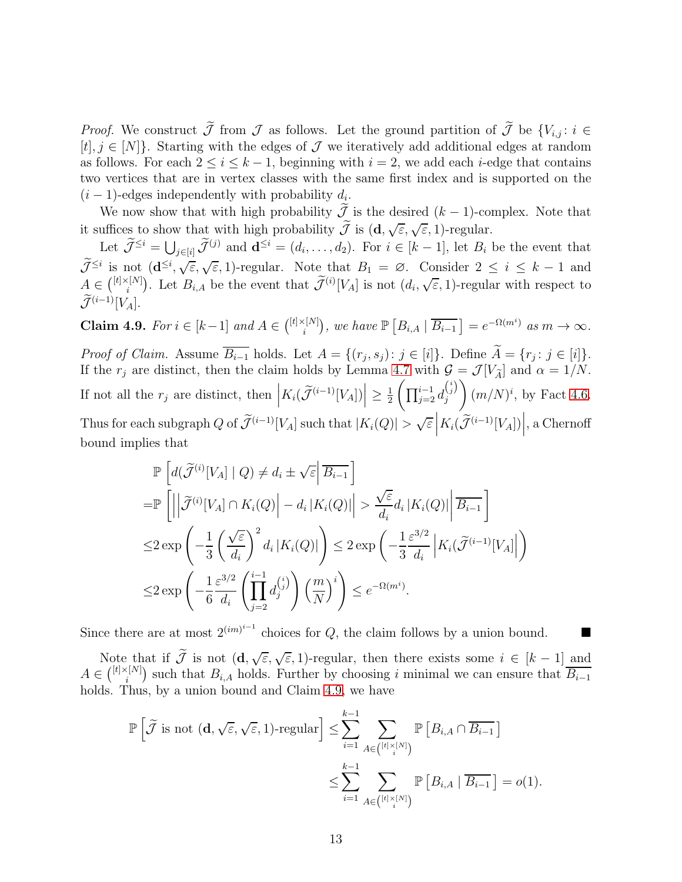*Proof.* We construct $\widetilde{\mathcal{J}}$ from $\mathcal{J}$ as follows. Let the ground partition of $\widetilde{\mathcal{J}}$ be $\{V_{i,j}\colon i \in [t], j \in [N]\}$. Starting with the edges of $\mathcal{J}$ we iteratively add additional edges at random as follows. For each $2 \le i \le k-1$, beginning with $i = 2$, we add each $i$-edge that contains two vertices that are in vertex classes with the same first index and is supported on the $(i-1)$-edges independently with probability $d_i$.

We now show that with high probability $\widetilde{\mathcal{J}}$ is the desired $(k-1)$-complex. Note that it suffices to show that with high probability $\widetilde{\mathcal{J}}$ is $(\mathbf{d}, \sqrt{\varepsilon}, \sqrt{\varepsilon}, 1)$-regular.

Let $\widetilde{\mathcal{J}}^{\le i} = \bigcup_{j\in[i]} \widetilde{\mathcal{J}}^{(j)}$ and $\mathbf{d}^{\le i} = (d_i, \dots, d_2)$. For $i \in [k-1]$, let $B_i$ be the event that $\widetilde{\mathcal{J}}^{\le i}$ is not $(\mathbf{d}^{\le i}, \sqrt{\varepsilon}, \sqrt{\varepsilon}, 1)$-regular. Note that $B_1 = \varnothing$. Consider $2 \le i \le k-1$ and $A \in \binom{[t]\times[N]}{i}$. Let $B_{i,A}$ be the event that $\widetilde{\mathcal{J}}^{(i)}[V_A]$ is not $(d_i, \sqrt{\varepsilon}, 1)$-regular with respect to $\widetilde{\mathcal{J}}^{(i-1)}[V_A]$.

**Claim 4.9.** *For $i \in [k-1]$ and $A \in \binom{[t]\times[N]}{i}$, we have $\mathbb{P}\left[B_{i,A} \mid \overline{B_{i-1}}\right] = e^{-\Omega(m^i)}$ as $m \to \infty$.*

*Proof of Claim.* Assume $\overline{B_{i-1}}$ holds. Let $A = \{(r_j, s_j)\colon j \in [i]\}$. Define $\widetilde{A} = \{r_j \colon j \in [i]\}$. If the $r_j$ are distinct, then the claim holds by Lemma 4.7 with $\mathcal{G} = \mathcal{J}[V_{\widetilde{A}}]$ and $\alpha = 1/N$. If not all the $r_j$ are distinct, then $\left|K_i(\widetilde{\mathcal{J}}^{(i-1)}[V_A])\right| \ge \frac{1}{2}\left(\prod_{j=2}^{i-1} d_j^{\binom{i}{j}}\right)(m/N)^i$, by Fact 4.6. Thus for each subgraph $Q$ of $\widetilde{\mathcal{J}}^{(i-1)}[V_A]$ such that $|K_i(Q)| > \sqrt{\varepsilon}\left|K_i(\widetilde{\mathcal{J}}^{(i-1)}[V_A])\right|$, a Chernoff bound implies that

$$
\begin{aligned}
&\mathbb{P}\left[d(\widetilde{\mathcal{J}}^{(i)}[V_A] \mid Q) \neq d_i \pm \sqrt{\varepsilon} \,\middle|\, \overline{B_{i-1}}\right] \\
=&\mathbb{P}\left[\left|\left|\widetilde{\mathcal{J}}^{(i)}[V_A] \cap K_i(Q)\right| - d_i\left|K_i(Q)\right|\right| > \frac{\sqrt{\varepsilon}}{d_i} d_i \left|K_i(Q)\right| \,\middle|\, \overline{B_{i-1}}\right] \\
\le& 2\exp\left(-\frac{1}{3}\left(\frac{\sqrt{\varepsilon}}{d_i}\right)^2 d_i\left|K_i(Q)\right|\right) \le 2\exp\left(-\frac{1}{3}\frac{\varepsilon^{3/2}}{d_i}\left|K_i(\widetilde{\mathcal{J}}^{(i-1)}[V_A]\right|\right) \\
\le& 2\exp\left(-\frac{1}{6}\frac{\varepsilon^{3/2}}{d_i}\left(\prod_{j=2}^{i-1} d_j^{\binom{i}{j}}\right)\left(\frac{m}{N}\right)^i\right) \le e^{-\Omega(m^i)}.
\end{aligned}
$$

Since there are at most $2^{(im)^{i-1}}$ choices for $Q$, the claim follows by a union bound. ■

Note that if $\widetilde{\mathcal{J}}$ is not $(\mathbf{d}, \sqrt{\varepsilon}, \sqrt{\varepsilon}, 1)$-regular, then there exists some $i \in [k-1]$ and $A \in \binom{[t]\times[N]}{i}$ such that $B_{i,A}$ holds. Further by choosing $i$ minimal we can ensure that $\overline{B_{i-1}}$ holds. Thus, by a union bound and Claim 4.9, we have

$$
\begin{aligned}
\mathbb{P}\left[\widetilde{\mathcal{J}} \text{ is not } (\mathbf{d}, \sqrt{\varepsilon}, \sqrt{\varepsilon}, 1)\text{-regular}\right] &\le \sum_{i=1}^{k-1} \sum_{A \in \binom{[t]\times[N]}{i}} \mathbb{P}\left[B_{i,A} \cap \overline{B_{i-1}}\right] \\
&\le \sum_{i=1}^{k-1} \sum_{A \in \binom{[t]\times[N]}{i}} \mathbb{P}\left[B_{i,A} \mid \overline{B_{i-1}}\right] = o(1).
\end{aligned}
$$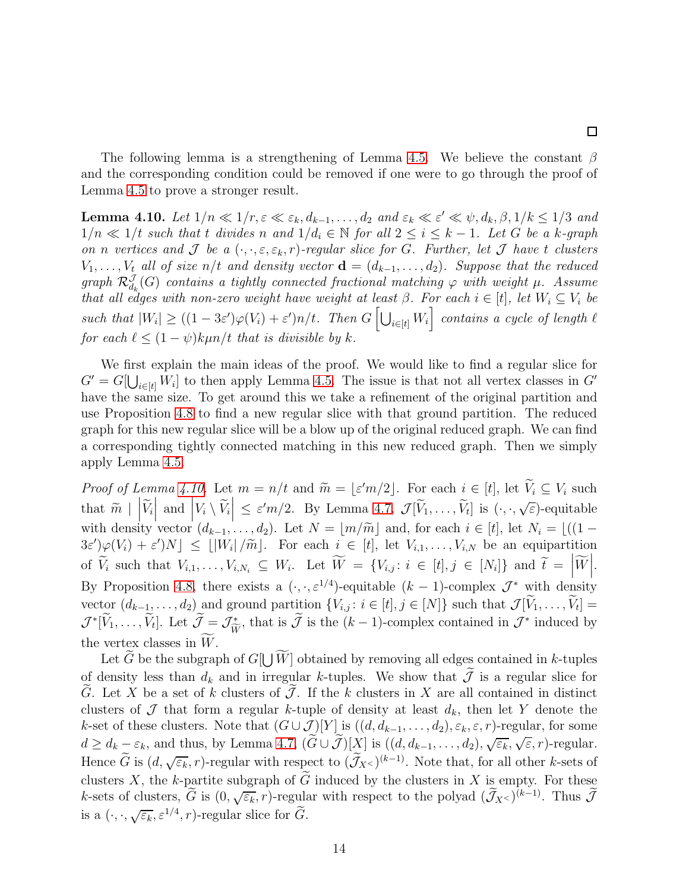□

The following lemma is a strengthening of Lemma 4.5. We believe the constant $\beta$ and the corresponding condition could be removed if one were to go through the proof of Lemma 4.5 to prove a stronger result.

**Lemma 4.10.** *Let $1/n \ll 1/r, \varepsilon \ll \varepsilon_k, d_{k-1}, \ldots, d_2$ and $\varepsilon_k \ll \varepsilon' \ll \psi, d_k, \beta, 1/k \leq 1/3$ and $1/n \ll 1/t$ such that $t$ divides $n$ and $1/d_i \in \mathbb{N}$ for all $2 \leq i \leq k-1$. Let $G$ be a $k$-graph on $n$ vertices and $\mathcal{J}$ be a $(\cdot, \cdot, \varepsilon, \varepsilon_k, r)$-regular slice for $G$. Further, let $\mathcal{J}$ have $t$ clusters $V_1, \ldots, V_t$ all of size $n/t$ and density vector $\mathbf{d} = (d_{k-1}, \ldots, d_2)$. Suppose that the reduced graph $\mathcal{R}^{\mathcal{J}}_{d_k}(G)$ contains a tightly connected fractional matching $\varphi$ with weight $\mu$. Assume that all edges with non-zero weight have weight at least $\beta$. For each $i \in [t]$, let $W_i \subseteq V_i$ be such that $|W_i| \geq ((1-3\varepsilon')\varphi(V_i) + \varepsilon')n/t$. Then $G\left[\bigcup_{i \in [t]} W_i\right]$ contains a cycle of length $\ell$ for each $\ell \leq (1-\psi)k\mu n/t$ that is divisible by $k$.*

We first explain the main ideas of the proof. We would like to find a regular slice for $G' = G[\bigcup_{i\in[t]} W_i]$ to then apply Lemma 4.5. The issue is that not all vertex classes in $G'$ have the same size. To get around this we take a refinement of the original partition and use Proposition 4.8 to find a new regular slice with that ground partition. The reduced graph for this new regular slice will be a blow up of the original reduced graph. We can find a corresponding tightly connected matching in this new reduced graph. Then we simply apply Lemma 4.5.

*Proof of Lemma 4.10.* Let $m = n/t$ and $\widetilde{m} = \lfloor \varepsilon' m/2 \rfloor$. For each $i \in [t]$, let $\widetilde{V}_i \subseteq V_i$ such that $\widetilde{m} \mid \left|\widetilde{V}_i\right|$ and $\left|V_i \setminus \widetilde{V}_i\right| \leq \varepsilon' m/2$. By Lemma 4.7, $\mathcal{J}[\widetilde{V}_1, \ldots, \widetilde{V}_t]$ is $(\cdot, \cdot, \sqrt{\varepsilon})$-equitable with density vector $(d_{k-1}, \ldots, d_2)$. Let $N = \lfloor m/\widetilde{m} \rfloor$ and, for each $i \in [t]$, let $N_i = \lfloor ((1-3\varepsilon')\varphi(V_i) + \varepsilon')N \rfloor \leq \lfloor |W_i|/\widetilde{m} \rfloor$. For each $i \in [t]$, let $V_{i,1}, \ldots, V_{i,N}$ be an equipartition of $\widetilde{V}_i$ such that $V_{i,1}, \ldots, V_{i,N_i} \subseteq W_i$. Let $\widetilde{W} = \{V_{i,j} \colon i \in [t], j \in [N_i]\}$ and $\widetilde{t} = \left|\widetilde{W}\right|$. By Proposition 4.8, there exists a $(\cdot, \cdot, \varepsilon^{1/4})$-equitable $(k-1)$-complex $\mathcal{J}^*$ with density vector $(d_{k-1}, \ldots, d_2)$ and ground partition $\{V_{i,j} \colon i \in [t], j \in [N]\}$ such that $\mathcal{J}[\widetilde{V}_1, \ldots, \widetilde{V}_t] = \mathcal{J}^*[\widetilde{V}_1, \ldots, \widetilde{V}_t]$. Let $\widetilde{\mathcal{J}} = \mathcal{J}^*_{\widetilde{W}}$, that is $\widetilde{\mathcal{J}}$ is the $(k-1)$-complex contained in $\mathcal{J}^*$ induced by the vertex classes in $\widetilde{W}$.

Let $\widetilde{G}$ be the subgraph of $G[\bigcup \widetilde{W}]$ obtained by removing all edges contained in $k$-tuples of density less than $d_k$ and in irregular $k$-tuples. We show that $\widetilde{\mathcal{J}}$ is a regular slice for $\widetilde{G}$. Let $X$ be a set of $k$ clusters of $\widetilde{\mathcal{J}}$. If the $k$ clusters in $X$ are all contained in distinct clusters of $\mathcal{J}$ that form a regular $k$-tuple of density at least $d_k$, then let $Y$ denote the $k$-set of these clusters. Note that $(G \cup \mathcal{J})[Y]$ is $((d, d_{k-1}, \ldots, d_2), \varepsilon_k, \varepsilon, r)$-regular, for some $d \geq d_k - \varepsilon_k$, and thus, by Lemma 4.7, $(\widetilde{G} \cup \widetilde{\mathcal{J}})[X]$ is $((d, d_{k-1}, \ldots, d_2), \sqrt{\varepsilon_k}, \sqrt{\varepsilon}, r)$-regular. Hence $\widetilde{G}$ is $(d, \sqrt{\varepsilon_k}, r)$-regular with respect to $(\widetilde{\mathcal{J}}_{X^<})^{(k-1)}$. Note that, for all other $k$-sets of clusters $X$, the $k$-partite subgraph of $\widetilde{G}$ induced by the clusters in $X$ is empty. For these $k$-sets of clusters, $\widetilde{G}$ is $(0, \sqrt{\varepsilon_k}, r)$-regular with respect to the polyad $(\widetilde{\mathcal{J}}_{X^<})^{(k-1)}$. Thus $\widetilde{\mathcal{J}}$ is a $(\cdot, \cdot, \sqrt{\varepsilon_k}, \varepsilon^{1/4}, r)$-regular slice for $\widetilde{G}$.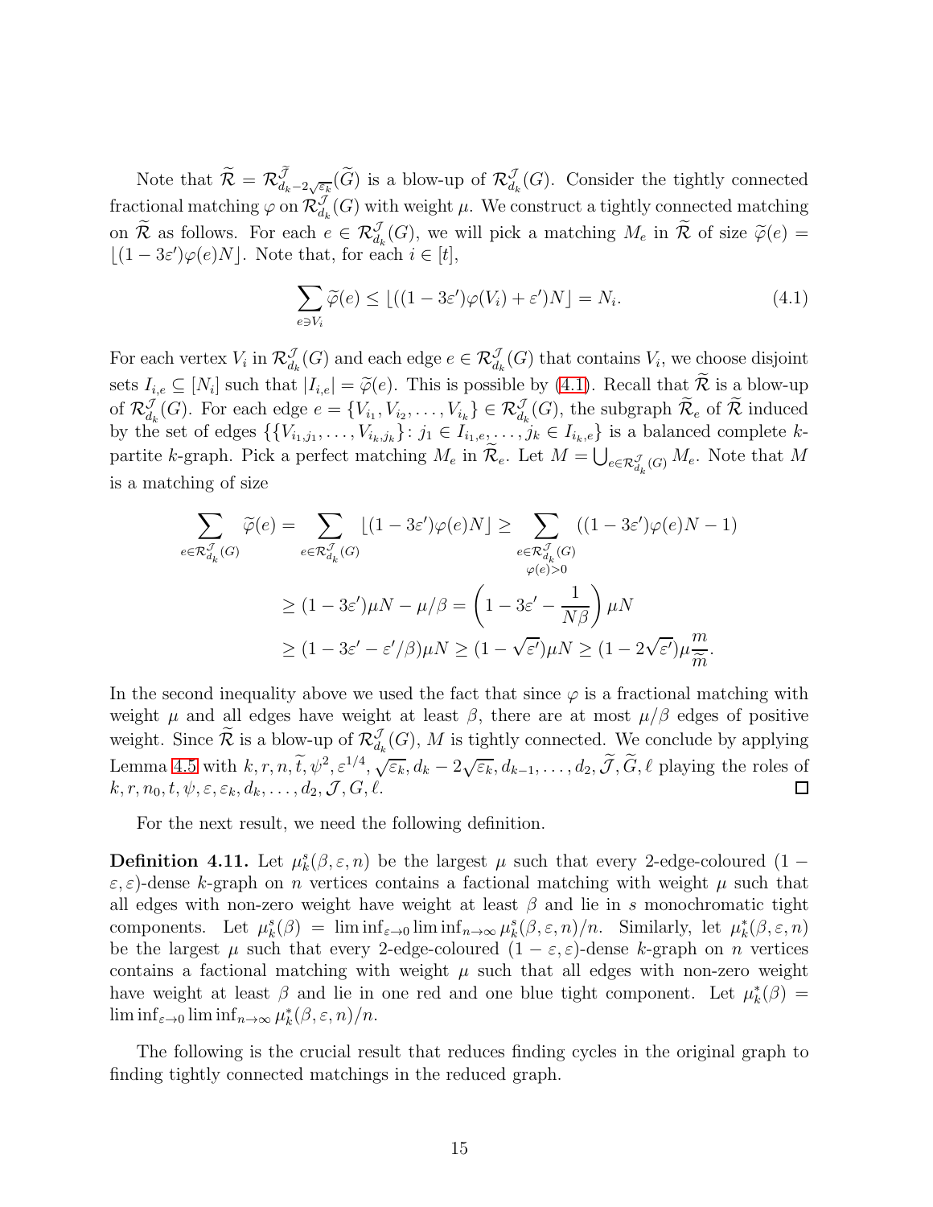Note that $\widetilde{\mathcal{R}} = \mathcal{R}^{\widetilde{\mathcal{J}}}_{d_k - 2\sqrt{\varepsilon_k}}(\widetilde{G})$ is a blow-up of $\mathcal{R}^{\mathcal{J}}_{d_k}(G)$. Consider the tightly connected fractional matching $\varphi$ on $\mathcal{R}^{\mathcal{J}}_{d_k}(G)$ with weight $\mu$. We construct a tightly connected matching on $\widetilde{\mathcal{R}}$ as follows. For each $e \in \mathcal{R}^{\mathcal{J}}_{d_k}(G)$, we will pick a matching $M_e$ in $\widetilde{\mathcal{R}}$ of size $\widetilde{\varphi}(e) = \lfloor (1 - 3\varepsilon')\varphi(e)N \rfloor$. Note that, for each $i \in [t]$,

$$\sum_{e \ni V_i} \widetilde{\varphi}(e) \le \lfloor ((1 - 3\varepsilon')\varphi(V_i) + \varepsilon')N \rfloor = N_i. \tag{4.1}$$

For each vertex $V_i$ in $\mathcal{R}^{\mathcal{J}}_{d_k}(G)$ and each edge $e \in \mathcal{R}^{\mathcal{J}}_{d_k}(G)$ that contains $V_i$, we choose disjoint sets $I_{i,e} \subseteq [N_i]$ such that $|I_{i,e}| = \widetilde{\varphi}(e)$. This is possible by (4.1). Recall that $\widetilde{\mathcal{R}}$ is a blow-up of $\mathcal{R}^{\mathcal{J}}_{d_k}(G)$. For each edge $e = \{V_{i_1}, V_{i_2}, \dots, V_{i_k}\} \in \mathcal{R}^{\mathcal{J}}_{d_k}(G)$, the subgraph $\widetilde{\mathcal{R}}_e$ of $\widetilde{\mathcal{R}}$ induced by the set of edges $\{\{V_{i_1, j_1}, \dots, V_{i_k, j_k}\} \colon j_1 \in I_{i_1,e}, \dots, j_k \in I_{i_k,e}\}$ is a balanced complete $k$-partite $k$-graph. Pick a perfect matching $M_e$ in $\widetilde{\mathcal{R}}_e$. Let $M = \bigcup_{e \in \mathcal{R}^{\mathcal{J}}_{d_k}(G)} M_e$. Note that $M$ is a matching of size

$$\begin{aligned}
\sum_{e \in \mathcal{R}^{\mathcal{J}}_{d_k}(G)} \widetilde{\varphi}(e) &= \sum_{e \in \mathcal{R}^{\mathcal{J}}_{d_k}(G)} \lfloor (1 - 3\varepsilon')\varphi(e)N \rfloor \ge \sum_{\substack{e \in \mathcal{R}^{\mathcal{J}}_{d_k}(G) \\ \varphi(e) > 0}} ((1 - 3\varepsilon')\varphi(e)N - 1) \\
&\ge (1 - 3\varepsilon')\mu N - \mu/\beta = \left(1 - 3\varepsilon' - \frac{1}{N\beta}\right)\mu N \\
&\ge (1 - 3\varepsilon' - \varepsilon'/\beta)\mu N \ge (1 - \sqrt{\varepsilon'})\mu N \ge (1 - 2\sqrt{\varepsilon'})\mu \frac{m}{\widetilde{m}}.
\end{aligned}$$

In the second inequality above we used the fact that since $\varphi$ is a fractional matching with weight $\mu$ and all edges have weight at least $\beta$, there are at most $\mu/\beta$ edges of positive weight. Since $\widetilde{\mathcal{R}}$ is a blow-up of $\mathcal{R}^{\mathcal{J}}_{d_k}(G)$, $M$ is tightly connected. We conclude by applying Lemma 4.5 with $k, r, n, \widetilde{t}, \psi^2, \varepsilon^{1/4}, \sqrt{\varepsilon_k}, d_k - 2\sqrt{\varepsilon_k}, d_{k-1}, \dots, d_2, \widetilde{\mathcal{J}}, \widetilde{G}, \ell$ playing the roles of $k, r, n_0, t, \psi, \varepsilon, \varepsilon_k, d_k, \dots, d_2, \mathcal{J}, G, \ell$. $\square$

For the next result, we need the following definition.

**Definition 4.11.** Let $\mu^s_k(\beta, \varepsilon, n)$ be the largest $\mu$ such that every 2-edge-coloured $(1 - \varepsilon, \varepsilon)$-dense $k$-graph on $n$ vertices contains a factional matching with weight $\mu$ such that all edges with non-zero weight have weight at least $\beta$ and lie in $s$ monochromatic tight components. Let $\mu^s_k(\beta) = \liminf_{\varepsilon \to 0} \liminf_{n \to \infty} \mu^s_k(\beta, \varepsilon, n)/n$. Similarly, let $\mu^*_k(\beta, \varepsilon, n)$ be the largest $\mu$ such that every 2-edge-coloured $(1 - \varepsilon, \varepsilon)$-dense $k$-graph on $n$ vertices contains a factional matching with weight $\mu$ such that all edges with non-zero weight have weight at least $\beta$ and lie in one red and one blue tight component. Let $\mu^*_k(\beta) = \liminf_{\varepsilon \to 0} \liminf_{n \to \infty} \mu^*_k(\beta, \varepsilon, n)/n$.

The following is the crucial result that reduces finding cycles in the original graph to finding tightly connected matchings in the reduced graph.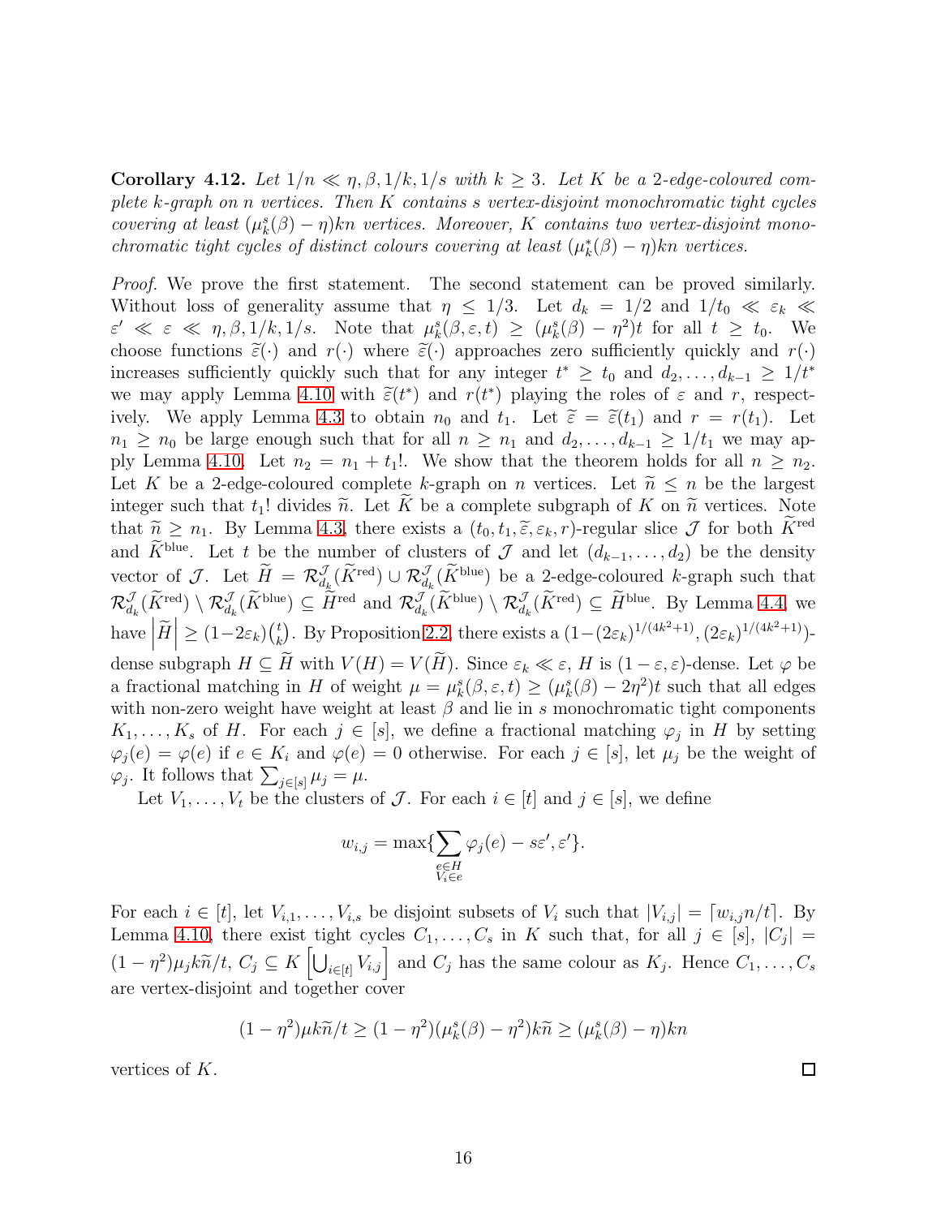**Corollary 4.12.** *Let $1/n \ll \eta, \beta, 1/k, 1/s$ with $k \geq 3$. Let $K$ be a 2-edge-coloured complete $k$-graph on $n$ vertices. Then $K$ contains $s$ vertex-disjoint monochromatic tight cycles covering at least $(\mu_k^s(\beta) - \eta)kn$ vertices. Moreover, $K$ contains two vertex-disjoint monochromatic tight cycles of distinct colours covering at least $(\mu_k^*(\beta) - \eta)kn$ vertices.*

*Proof.* We prove the first statement. The second statement can be proved similarly. Without loss of generality assume that $\eta \leq 1/3$. Let $d_k = 1/2$ and $1/t_0 \ll \varepsilon_k \ll \varepsilon' \ll \varepsilon \ll \eta, \beta, 1/k, 1/s$. Note that $\mu_k^s(\beta, \varepsilon, t) \geq (\mu_k^s(\beta) - \eta^2)t$ for all $t \geq t_0$. We choose functions $\widetilde{\varepsilon}(\cdot)$ and $r(\cdot)$ where $\widetilde{\varepsilon}(\cdot)$ approaches zero sufficiently quickly and $r(\cdot)$ increases sufficiently quickly such that for any integer $t^* \geq t_0$ and $d_2, \ldots, d_{k-1} \geq 1/t^*$ we may apply Lemma 4.10 with $\widetilde{\varepsilon}(t^*)$ and $r(t^*)$ playing the roles of $\varepsilon$ and $r$, respectively. We apply Lemma 4.3 to obtain $n_0$ and $t_1$. Let $\widetilde{\varepsilon} = \widetilde{\varepsilon}(t_1)$ and $r = r(t_1)$. Let $n_1 \geq n_0$ be large enough such that for all $n \geq n_1$ and $d_2, \ldots, d_{k-1} \geq 1/t_1$ we may apply Lemma 4.10. Let $n_2 = n_1 + t_1!$. We show that the theorem holds for all $n \geq n_2$. Let $K$ be a 2-edge-coloured complete $k$-graph on $n$ vertices. Let $\widetilde{n} \leq n$ be the largest integer such that $t_1!$ divides $\widetilde{n}$. Let $\widetilde{K}$ be a complete subgraph of $K$ on $\widetilde{n}$ vertices. Note that $\widetilde{n} \geq n_1$. By Lemma 4.3, there exists a $(t_0, t_1, \widetilde{\varepsilon}, \varepsilon_k, r)$-regular slice $\mathcal{J}$ for both $\widetilde{K}^{\mathrm{red}}$ and $\widetilde{K}^{\mathrm{blue}}$. Let $t$ be the number of clusters of $\mathcal{J}$ and let $(d_{k-1}, \ldots, d_2)$ be the density vector of $\mathcal{J}$. Let $\widetilde{H} = \mathcal{R}^{\mathcal{J}}_{d_k}(\widetilde{K}^{\mathrm{red}}) \cup \mathcal{R}^{\mathcal{J}}_{d_k}(\widetilde{K}^{\mathrm{blue}})$ be a 2-edge-coloured $k$-graph such that $\mathcal{R}^{\mathcal{J}}_{d_k}(\widetilde{K}^{\mathrm{red}}) \setminus \mathcal{R}^{\mathcal{J}}_{d_k}(\widetilde{K}^{\mathrm{blue}}) \subseteq \widetilde{H}^{\mathrm{red}}$ and $\mathcal{R}^{\mathcal{J}}_{d_k}(\widetilde{K}^{\mathrm{blue}}) \setminus \mathcal{R}^{\mathcal{J}}_{d_k}(\widetilde{K}^{\mathrm{red}}) \subseteq \widetilde{H}^{\mathrm{blue}}$. By Lemma 4.4, we have $\left|\widetilde{H}\right| \geq (1-2\varepsilon_k)\binom{t}{k}$. By Proposition 2.2, there exists a $(1-(2\varepsilon_k)^{1/(4k^2+1)}, (2\varepsilon_k)^{1/(4k^2+1)})$-dense subgraph $H \subseteq \widetilde{H}$ with $V(H) = V(\widetilde{H})$. Since $\varepsilon_k \ll \varepsilon$, $H$ is $(1-\varepsilon, \varepsilon)$-dense. Let $\varphi$ be a fractional matching in $H$ of weight $\mu = \mu_k^s(\beta, \varepsilon, t) \geq (\mu_k^s(\beta) - 2\eta^2)t$ such that all edges with non-zero weight have weight at least $\beta$ and lie in $s$ monochromatic tight components $K_1, \ldots, K_s$ of $H$. For each $j \in [s]$, we define a fractional matching $\varphi_j$ in $H$ by setting $\varphi_j(e) = \varphi(e)$ if $e \in K_i$ and $\varphi(e) = 0$ otherwise. For each $j \in [s]$, let $\mu_j$ be the weight of $\varphi_j$. It follows that $\sum_{j \in [s]} \mu_j = \mu$.

Let $V_1, \ldots, V_t$ be the clusters of $\mathcal{J}$. For each $i \in [t]$ and $j \in [s]$, we define

$$w_{i,j} = \max\{\sum_{\substack{e \in H \\ V_i \in e}} \varphi_j(e) - s\varepsilon', \varepsilon'\}.$$

For each $i \in [t]$, let $V_{i,1}, \ldots, V_{i,s}$ be disjoint subsets of $V_i$ such that $|V_{i,j}| = \lceil w_{i,j} n/t \rceil$. By Lemma 4.10, there exist tight cycles $C_1, \ldots, C_s$ in $K$ such that, for all $j \in [s]$, $|C_j| = (1-\eta^2)\mu_j k\widetilde{n}/t$, $C_j \subseteq K\left[\bigcup_{i \in [t]} V_{i,j}\right]$ and $C_j$ has the same colour as $K_j$. Hence $C_1, \ldots, C_s$ are vertex-disjoint and together cover

$$(1-\eta^2)\mu k\widetilde{n}/t \geq (1-\eta^2)(\mu_k^s(\beta) - \eta^2)k\widetilde{n} \geq (\mu_k^s(\beta) - \eta)kn$$

vertices of $K$. $\square$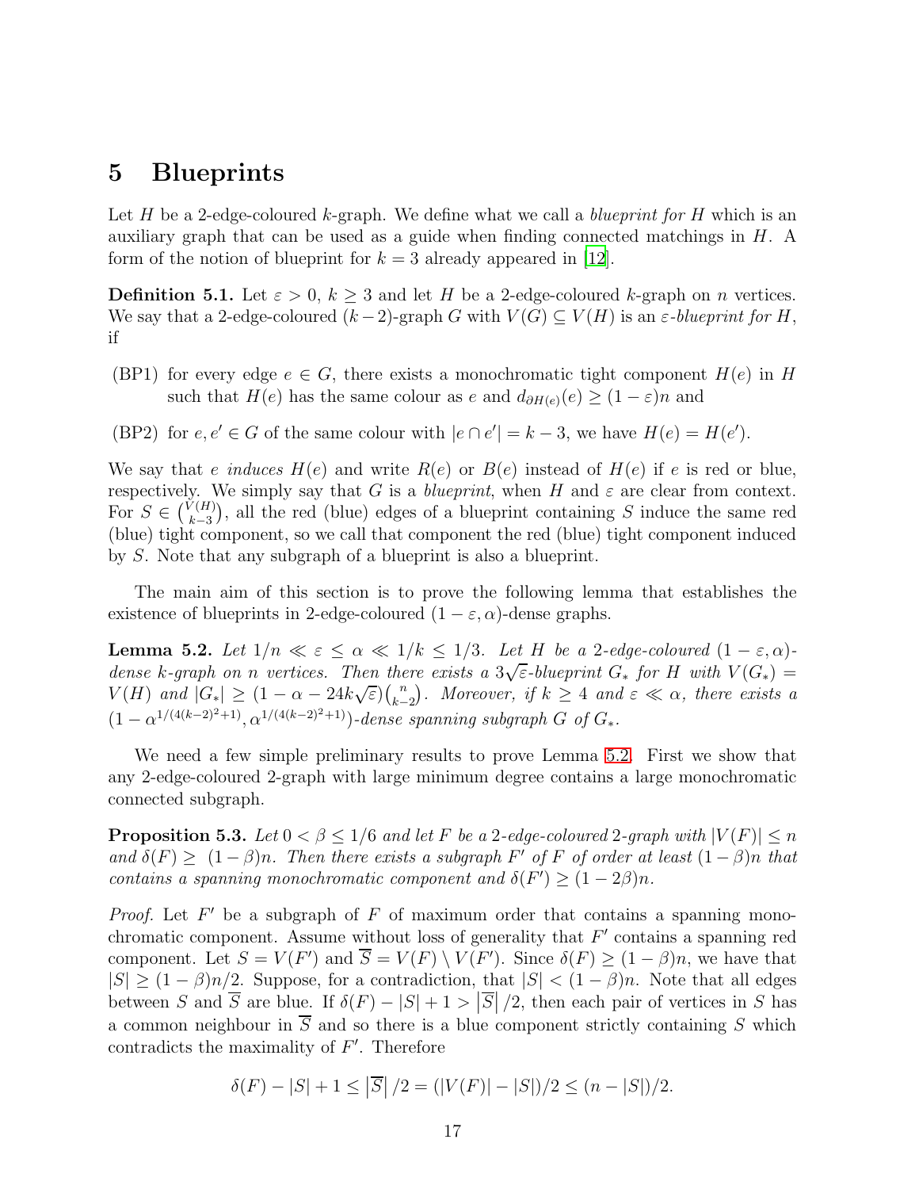# 5 Blueprints

Let $H$ be a 2-edge-coloured $k$-graph. We define what we call a *blueprint for* $H$ which is an auxiliary graph that can be used as a guide when finding connected matchings in $H$. A form of the notion of blueprint for $k = 3$ already appeared in [12].

**Definition 5.1.** Let $\varepsilon > 0$, $k \geq 3$ and let $H$ be a 2-edge-coloured $k$-graph on $n$ vertices. We say that a 2-edge-coloured $(k-2)$-graph $G$ with $V(G) \subseteq V(H)$ is an $\varepsilon$*-blueprint for* $H$, if

(BP1) for every edge $e \in G$, there exists a monochromatic tight component $H(e)$ in $H$ such that $H(e)$ has the same colour as $e$ and $d_{\partial H(e)}(e) \geq (1-\varepsilon)n$ and

(BP2) for $e, e' \in G$ of the same colour with $|e \cap e'| = k-3$, we have $H(e) = H(e')$.

We say that $e$ *induces* $H(e)$ and write $R(e)$ or $B(e)$ instead of $H(e)$ if $e$ is red or blue, respectively. We simply say that $G$ is a *blueprint*, when $H$ and $\varepsilon$ are clear from context. For $S \in \binom{V(H)}{k-3}$, all the red (blue) edges of a blueprint containing $S$ induce the same red (blue) tight component, so we call that component the red (blue) tight component induced by $S$. Note that any subgraph of a blueprint is also a blueprint.

The main aim of this section is to prove the following lemma that establishes the existence of blueprints in 2-edge-coloured $(1-\varepsilon, \alpha)$-dense graphs.

**Lemma 5.2.** *Let $1/n \ll \varepsilon \leq \alpha \ll 1/k \leq 1/3$. Let $H$ be a 2-edge-coloured $(1-\varepsilon, \alpha)$-dense $k$-graph on $n$ vertices. Then there exists a $3\sqrt{\varepsilon}$-blueprint $G_*$ for $H$ with $V(G_*) = V(H)$ and $|G_*| \geq (1 - \alpha - 24k\sqrt{\varepsilon})\binom{n}{k-2}$. Moreover, if $k \geq 4$ and $\varepsilon \ll \alpha$, there exists a $(1 - \alpha^{1/(4(k-2)^2+1)}, \alpha^{1/(4(k-2)^2+1)})$-dense spanning subgraph $G$ of $G_*$.*

We need a few simple preliminary results to prove Lemma 5.2. First we show that any 2-edge-coloured 2-graph with large minimum degree contains a large monochromatic connected subgraph.

**Proposition 5.3.** *Let $0 < \beta \leq 1/6$ and let $F$ be a 2-edge-coloured 2-graph with $|V(F)| \leq n$ and $\delta(F) \geq (1-\beta)n$. Then there exists a subgraph $F'$ of $F$ of order at least $(1-\beta)n$ that contains a spanning monochromatic component and $\delta(F') \geq (1-2\beta)n$.*

*Proof.* Let $F'$ be a subgraph of $F$ of maximum order that contains a spanning monochromatic component. Assume without loss of generality that $F'$ contains a spanning red component. Let $S = V(F')$ and $\overline{S} = V(F) \setminus V(F')$. Since $\delta(F) \geq (1-\beta)n$, we have that $|S| \geq (1-\beta)n/2$. Suppose, for a contradiction, that $|S| < (1-\beta)n$. Note that all edges between $S$ and $\overline{S}$ are blue. If $\delta(F) - |S| + 1 > |\overline{S}|/2$, then each pair of vertices in $S$ has a common neighbour in $\overline{S}$ and so there is a blue component strictly containing $S$ which contradicts the maximality of $F'$. Therefore

$$\delta(F) - |S| + 1 \leq |\overline{S}|/2 = (|V(F)| - |S|)/2 \leq (n - |S|)/2.$$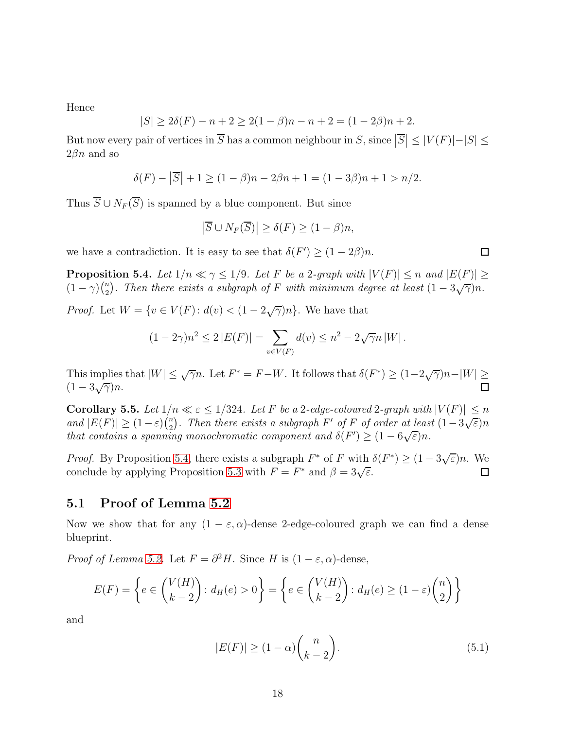Hence

$$|S| \geq 2\delta(F) - n + 2 \geq 2(1-\beta)n - n + 2 = (1-2\beta)n + 2.$$

But now every pair of vertices in $\overline{S}$ has a common neighbour in $S$, since $\left|\overline{S}\right| \leq |V(F)| - |S| \leq 2\beta n$ and so

$$\delta(F) - \left|\overline{S}\right| + 1 \geq (1-\beta)n - 2\beta n + 1 = (1-3\beta)n + 1 > n/2.$$

Thus $\overline{S} \cup N_F(\overline{S})$ is spanned by a blue component. But since

$$\left|\overline{S} \cup N_F(\overline{S})\right| \geq \delta(F) \geq (1-\beta)n,$$

we have a contradiction. It is easy to see that $\delta(F') \geq (1-2\beta)n$. ∎

**Proposition 5.4.** *Let $1/n \ll \gamma \leq 1/9$. Let $F$ be a 2-graph with $|V(F)| \leq n$ and $|E(F)| \geq (1-\gamma)\binom{n}{2}$. Then there exists a subgraph of $F$ with minimum degree at least $(1-3\sqrt{\gamma})n$.*

*Proof.* Let $W = \{v \in V(F) \colon d(v) < (1-2\sqrt{\gamma})n\}$. We have that

$$(1-2\gamma)n^2 \leq 2\,|E(F)| = \sum_{v \in V(F)} d(v) \leq n^2 - 2\sqrt{\gamma}n\,|W|\,.$$

This implies that $|W| \leq \sqrt{\gamma}n$. Let $F^* = F - W$. It follows that $\delta(F^*) \geq (1-2\sqrt{\gamma})n - |W| \geq (1-3\sqrt{\gamma})n$. ∎

**Corollary 5.5.** *Let $1/n \ll \varepsilon \leq 1/324$. Let $F$ be a 2-edge-coloured 2-graph with $|V(F)| \leq n$ and $|E(F)| \geq (1-\varepsilon)\binom{n}{2}$. Then there exists a subgraph $F'$ of $F$ of order at least $(1-3\sqrt{\varepsilon})n$ that contains a spanning monochromatic component and $\delta(F') \geq (1-6\sqrt{\varepsilon})n$.*

*Proof.* By Proposition 5.4, there exists a subgraph $F^*$ of $F$ with $\delta(F^*) \geq (1-3\sqrt{\varepsilon})n$. We conclude by applying Proposition 5.3 with $F = F^*$ and $\beta = 3\sqrt{\varepsilon}$. ∎

## 5.1 Proof of Lemma 5.2

Now we show that for any $(1-\varepsilon, \alpha)$-dense 2-edge-coloured graph we can find a dense blueprint.

*Proof of Lemma 5.2.* Let $F = \partial^2 H$. Since $H$ is $(1-\varepsilon, \alpha)$-dense,

$$E(F) = \left\{ e \in \binom{V(H)}{k-2} \colon d_H(e) > 0 \right\} = \left\{ e \in \binom{V(H)}{k-2} \colon d_H(e) \geq (1-\varepsilon)\binom{n}{2} \right\}$$

and

$$|E(F)| \geq (1-\alpha)\binom{n}{k-2}. \tag{5.1}$$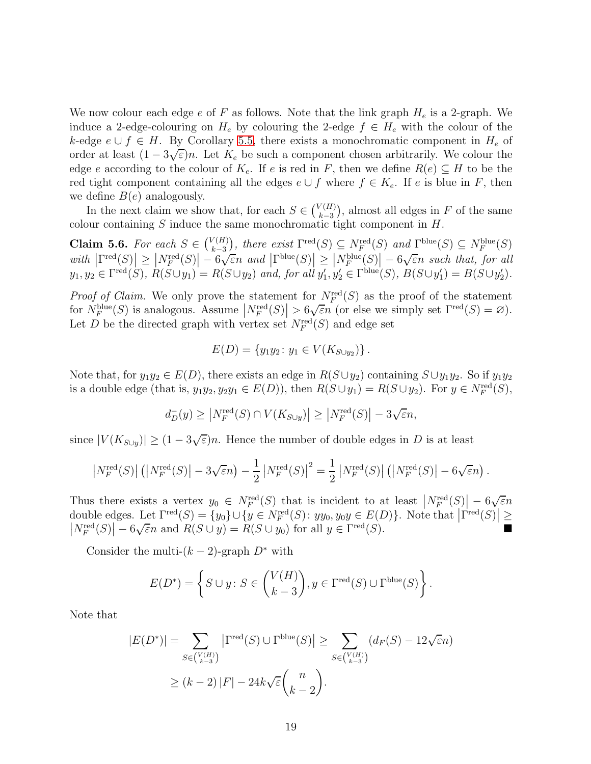We now colour each edge $e$ of $F$ as follows. Note that the link graph $H_e$ is a 2-graph. We induce a 2-edge-colouring on $H_e$ by colouring the 2-edge $f \in H_e$ with the colour of the $k$-edge $e \cup f \in H$. By Corollary 5.5, there exists a monochromatic component in $H_e$ of order at least $(1-3\sqrt{\varepsilon})n$. Let $K_e$ be such a component chosen arbitrarily. We colour the edge $e$ according to the colour of $K_e$. If $e$ is red in $F$, then we define $R(e) \subseteq H$ to be the red tight component containing all the edges $e \cup f$ where $f \in K_e$. If $e$ is blue in $F$, then we define $B(e)$ analogously.

In the next claim we show that, for each $S \in \binom{V(H)}{k-3}$, almost all edges in $F$ of the same colour containing $S$ induce the same monochromatic tight component in $H$.

**Claim 5.6.** *For each $S \in \binom{V(H)}{k-3}$, there exist $\Gamma^{\mathrm{red}}(S) \subseteq N_F^{\mathrm{red}}(S)$ and $\Gamma^{\mathrm{blue}}(S) \subseteq N_F^{\mathrm{blue}}(S)$ with $\left|\Gamma^{\mathrm{red}}(S)\right| \geq \left|N_F^{\mathrm{red}}(S)\right| - 6\sqrt{\varepsilon}n$ and $\left|\Gamma^{\mathrm{blue}}(S)\right| \geq \left|N_F^{\mathrm{blue}}(S)\right| - 6\sqrt{\varepsilon}n$ such that, for all $y_1, y_2 \in \Gamma^{\mathrm{red}}(S)$, $R(S \cup y_1) = R(S \cup y_2)$ and, for all $y_1', y_2' \in \Gamma^{\mathrm{blue}}(S)$, $B(S \cup y_1') = B(S \cup y_2')$.*

*Proof of Claim.* We only prove the statement for $N_F^{\mathrm{red}}(S)$ as the proof of the statement for $N_F^{\mathrm{blue}}(S)$ is analogous. Assume $\left|N_F^{\mathrm{red}}(S)\right| > 6\sqrt{\varepsilon}n$ (or else we simply set $\Gamma^{\mathrm{red}}(S) = \varnothing$). Let $D$ be the directed graph with vertex set $N_F^{\mathrm{red}}(S)$ and edge set

$$E(D) = \left\{ y_1 y_2 \colon y_1 \in V(K_{S \cup y_2}) \right\}.$$

Note that, for $y_1y_2 \in E(D)$, there exists an edge in $R(S \cup y_2)$ containing $S \cup y_1 y_2$. So if $y_1y_2$ is a double edge (that is, $y_1y_2, y_2y_1 \in E(D)$), then $R(S \cup y_1) = R(S \cup y_2)$. For $y \in N_F^{\mathrm{red}}(S)$,

$$d_D^-(y) \geq \left|N_F^{\mathrm{red}}(S) \cap V(K_{S\cup y})\right| \geq \left|N_F^{\mathrm{red}}(S)\right| - 3\sqrt{\varepsilon}n,$$

since $|V(K_{S \cup y})| \geq (1-3\sqrt{\varepsilon})n$. Hence the number of double edges in $D$ is at least

$$\left|N_F^{\mathrm{red}}(S)\right| \left( \left|N_F^{\mathrm{red}}(S)\right| - 3\sqrt{\varepsilon}n \right) - \frac{1}{2}\left|N_F^{\mathrm{red}}(S)\right|^2 = \frac{1}{2}\left|N_F^{\mathrm{red}}(S)\right| \left( \left|N_F^{\mathrm{red}}(S)\right| - 6\sqrt{\varepsilon}n \right).$$

Thus there exists a vertex $y_0 \in N_F^{\mathrm{red}}(S)$ that is incident to at least $\left|N_F^{\mathrm{red}}(S)\right| - 6\sqrt{\varepsilon}n$ double edges. Let $\Gamma^{\mathrm{red}}(S) = \{y_0\} \cup \{y \in N_F^{\mathrm{red}}(S) \colon yy_0, y_0y \in E(D)\}$. Note that $\left|\Gamma^{\mathrm{red}}(S)\right| \geq \left|N_F^{\mathrm{red}}(S)\right| - 6\sqrt{\varepsilon}n$ and $R(S \cup y) = R(S \cup y_0)$ for all $y \in \Gamma^{\mathrm{red}}(S)$. ■

Consider the multi-$(k-2)$-graph $D^*$ with

$$E(D^*) = \left\{ S \cup y \colon S \in \binom{V(H)}{k-3}, y \in \Gamma^{\mathrm{red}}(S) \cup \Gamma^{\mathrm{blue}}(S) \right\}.$$

Note that

$$\begin{aligned}
|E(D^*)| = \sum_{S \in \binom{V(H)}{k-3}} \left|\Gamma^{\mathrm{red}}(S) \cup \Gamma^{\mathrm{blue}}(S)\right| &\geq \sum_{S \in \binom{V(H)}{k-3}} \left(d_F(S) - 12\sqrt{\varepsilon}n\right) \\
&\geq (k-2)\,|F| - 24k\sqrt{\varepsilon}\binom{n}{k-2}.
\end{aligned}$$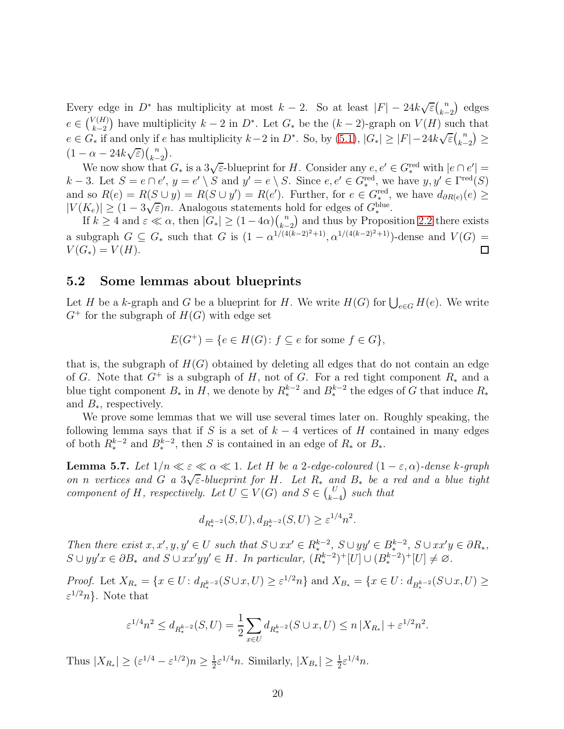Every edge in $D^*$ has multiplicity at most $k-2$. So at least $|F| - 24k\sqrt{\varepsilon}\binom{n}{k-2}$ edges $e \in \binom{V(H)}{k-2}$ have multiplicity $k-2$ in $D^*$. Let $G_*$ be the $(k-2)$-graph on $V(H)$ such that $e \in G_*$ if and only if $e$ has multiplicity $k-2$ in $D^*$. So, by (5.1), $|G_*| \geq |F| - 24k\sqrt{\varepsilon}\binom{n}{k-2} \geq (1 - \alpha - 24k\sqrt{\varepsilon})\binom{n}{k-2}$.

We now show that $G_*$ is a $3\sqrt{\varepsilon}$-blueprint for $H$. Consider any $e, e' \in G_*^{\mathrm{red}}$ with $|e \cap e'| = k-3$. Let $S = e \cap e'$, $y = e' \setminus S$ and $y' = e \setminus S$. Since $e, e' \in G_*^{\mathrm{red}}$, we have $y, y' \in \Gamma^{\mathrm{red}}(S)$ and so $R(e) = R(S \cup y) = R(S \cup y') = R(e')$. Further, for $e \in G_*^{\mathrm{red}}$, we have $d_{\partial R(e)}(e) \geq |V(K_e)| \geq (1 - 3\sqrt{\varepsilon})n$. Analogous statements hold for edges of $G_*^{\mathrm{blue}}$.

If $k \geq 4$ and $\varepsilon \ll \alpha$, then $|G_*| \geq (1 - 4\alpha)\binom{n}{k-2}$ and thus by Proposition 2.2 there exists a subgraph $G \subseteq G_*$ such that $G$ is $(1 - \alpha^{1/(4(k-2)^2+1)}, \alpha^{1/(4(k-2)^2+1)})$-dense and $V(G) = V(G_*) = V(H)$. $\square$

## 5.2 Some lemmas about blueprints

Let $H$ be a $k$-graph and $G$ be a blueprint for $H$. We write $H(G)$ for $\bigcup_{e \in G} H(e)$. We write $G^+$ for the subgraph of $H(G)$ with edge set

$$E(G^+) = \{e \in H(G) \colon f \subseteq e \text{ for some } f \in G\},$$

that is, the subgraph of $H(G)$ obtained by deleting all edges that do not contain an edge of $G$. Note that $G^+$ is a subgraph of $H$, not of $G$. For a red tight component $R_*$ and a blue tight component $B_*$ in $H$, we denote by $R_*^{k-2}$ and $B_*^{k-2}$ the edges of $G$ that induce $R_*$ and $B_*$, respectively.

We prove some lemmas that we will use several times later on. Roughly speaking, the following lemma says that if $S$ is a set of $k-4$ vertices of $H$ contained in many edges of both $R_*^{k-2}$ and $B_*^{k-2}$, then $S$ is contained in an edge of $R_*$ or $B_*$.

**Lemma 5.7.** *Let $1/n \ll \varepsilon \ll \alpha \ll 1$. Let $H$ be a 2-edge-coloured $(1-\varepsilon, \alpha)$-dense $k$-graph on $n$ vertices and $G$ a $3\sqrt{\varepsilon}$-blueprint for $H$. Let $R_*$ and $B_*$ be a red and a blue tight component of $H$, respectively. Let $U \subseteq V(G)$ and $S \in \binom{U}{k-4}$ such that*

$$d_{R_*^{k-2}}(S, U), d_{B_*^{k-2}}(S, U) \geq \varepsilon^{1/4} n^2.$$

*Then there exist $x, x', y, y' \in U$ such that $S \cup xx' \in R_*^{k-2}$, $S \cup yy' \in B_*^{k-2}$, $S \cup xx'y \in \partial R_*$, $S \cup yy'x \in \partial B_*$ and $S \cup xx'yy' \in H$. In particular, $(R_*^{k-2})^+[U] \cup (B_*^{k-2})^+[U] \neq \varnothing$.*

*Proof.* Let $X_{R_*} = \{x \in U \colon d_{R_*^{k-2}}(S \cup x, U) \geq \varepsilon^{1/2} n\}$ and $X_{B_*} = \{x \in U \colon d_{B_*^{k-2}}(S \cup x, U) \geq \varepsilon^{1/2} n\}$. Note that

$$\varepsilon^{1/4} n^2 \leq d_{R_*^{k-2}}(S, U) = \frac{1}{2} \sum_{x \in U} d_{R_*^{k-2}}(S \cup x, U) \leq n\,|X_{R_*}| + \varepsilon^{1/2} n^2.$$

Thus $|X_{R_*}| \geq (\varepsilon^{1/4} - \varepsilon^{1/2})n \geq \frac{1}{2}\varepsilon^{1/4} n$. Similarly, $|X_{B_*}| \geq \frac{1}{2}\varepsilon^{1/4} n$.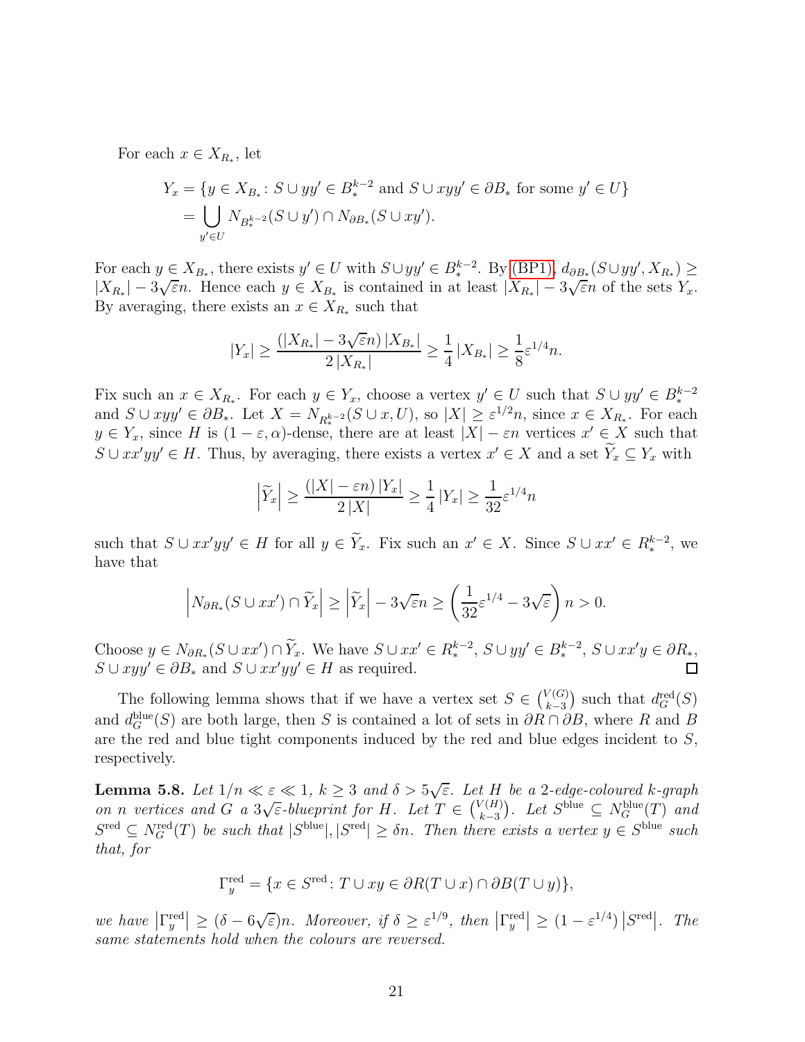For each $x \in X_{R_*}$, let

$$Y_x = \{y \in X_{B_*} \colon S \cup yy' \in B_*^{k-2} \text{ and } S \cup xyy' \in \partial B_* \text{ for some } y' \in U\}$$
$$= \bigcup_{y' \in U} N_{B_*^{k-2}}(S \cup y') \cap N_{\partial B_*}(S \cup xy').$$

For each $y \in X_{B_*}$, there exists $y' \in U$ with $S \cup yy' \in B_*^{k-2}$. By (BP1), $d_{\partial B_*}(S \cup yy', X_{R_*}) \geq |X_{R_*}| - 3\sqrt{\varepsilon}n$. Hence each $y \in X_{B_*}$ is contained in at least $|X_{R_*}| - 3\sqrt{\varepsilon}n$ of the sets $Y_x$. By averaging, there exists an $x \in X_{R_*}$ such that

$$|Y_x| \geq \frac{(|X_{R_*}| - 3\sqrt{\varepsilon}n)\,|X_{B_*}|}{2\,|X_{R_*}|} \geq \frac{1}{4}\,|X_{B_*}| \geq \frac{1}{8}\varepsilon^{1/4}n.$$

Fix such an $x \in X_{R_*}$. For each $y \in Y_x$, choose a vertex $y' \in U$ such that $S \cup yy' \in B_*^{k-2}$ and $S \cup xyy' \in \partial B_*$. Let $X = N_{R_*^{k-2}}(S \cup x, U)$, so $|X| \geq \varepsilon^{1/2}n$, since $x \in X_{R_*}$. For each $y \in Y_x$, since $H$ is $(1-\varepsilon, \alpha)$-dense, there are at least $|X| - \varepsilon n$ vertices $x' \in X$ such that $S \cup xx'yy' \in H$. Thus, by averaging, there exists a vertex $x' \in X$ and a set $\widetilde{Y}_x \subseteq Y_x$ with

$$\left|\widetilde{Y}_x\right| \geq \frac{(|X| - \varepsilon n)\,|Y_x|}{2\,|X|} \geq \frac{1}{4}\,|Y_x| \geq \frac{1}{32}\varepsilon^{1/4}n$$

such that $S \cup xx'yy' \in H$ for all $y \in \widetilde{Y}_x$. Fix such an $x' \in X$. Since $S \cup xx' \in R_*^{k-2}$, we have that

$$\left|N_{\partial R_*}(S \cup xx') \cap \widetilde{Y}_x\right| \geq \left|\widetilde{Y}_x\right| - 3\sqrt{\varepsilon}n \geq \left(\frac{1}{32}\varepsilon^{1/4} - 3\sqrt{\varepsilon}\right)n > 0.$$

Choose $y \in N_{\partial R_*}(S \cup xx') \cap \widetilde{Y}_x$. We have $S \cup xx' \in R_*^{k-2}$, $S \cup yy' \in B_*^{k-2}$, $S \cup xx'y \in \partial R_*$, $S \cup xyy' \in \partial B_*$ and $S \cup xx'yy' \in H$ as required. □

The following lemma shows that if we have a vertex set $S \in \binom{V(G)}{k-3}$ such that $d_G^{\text{red}}(S)$ and $d_G^{\text{blue}}(S)$ are both large, then $S$ is contained a lot of sets in $\partial R \cap \partial B$, where $R$ and $B$ are the red and blue tight components induced by the red and blue edges incident to $S$, respectively.

**Lemma 5.8.** *Let $1/n \ll \varepsilon \ll 1$, $k \geq 3$ and $\delta > 5\sqrt{\varepsilon}$. Let $H$ be a 2-edge-coloured $k$-graph on $n$ vertices and $G$ a $3\sqrt{\varepsilon}$-blueprint for $H$. Let $T \in \binom{V(H)}{k-3}$. Let $S^{\text{blue}} \subseteq N_G^{\text{blue}}(T)$ and $S^{\text{red}} \subseteq N_G^{\text{red}}(T)$ be such that $|S^{\text{blue}}|, |S^{\text{red}}| \geq \delta n$. Then there exists a vertex $y \in S^{\text{blue}}$ such that, for*

$$\Gamma_y^{\text{red}} = \{x \in S^{\text{red}} \colon T \cup xy \in \partial R(T \cup x) \cap \partial B(T \cup y)\},$$

*we have $\left|\Gamma_y^{\text{red}}\right| \geq (\delta - 6\sqrt{\varepsilon})n$. Moreover, if $\delta \geq \varepsilon^{1/9}$, then $\left|\Gamma_y^{\text{red}}\right| \geq (1 - \varepsilon^{1/4})\left|S^{\text{red}}\right|$. The same statements hold when the colours are reversed.*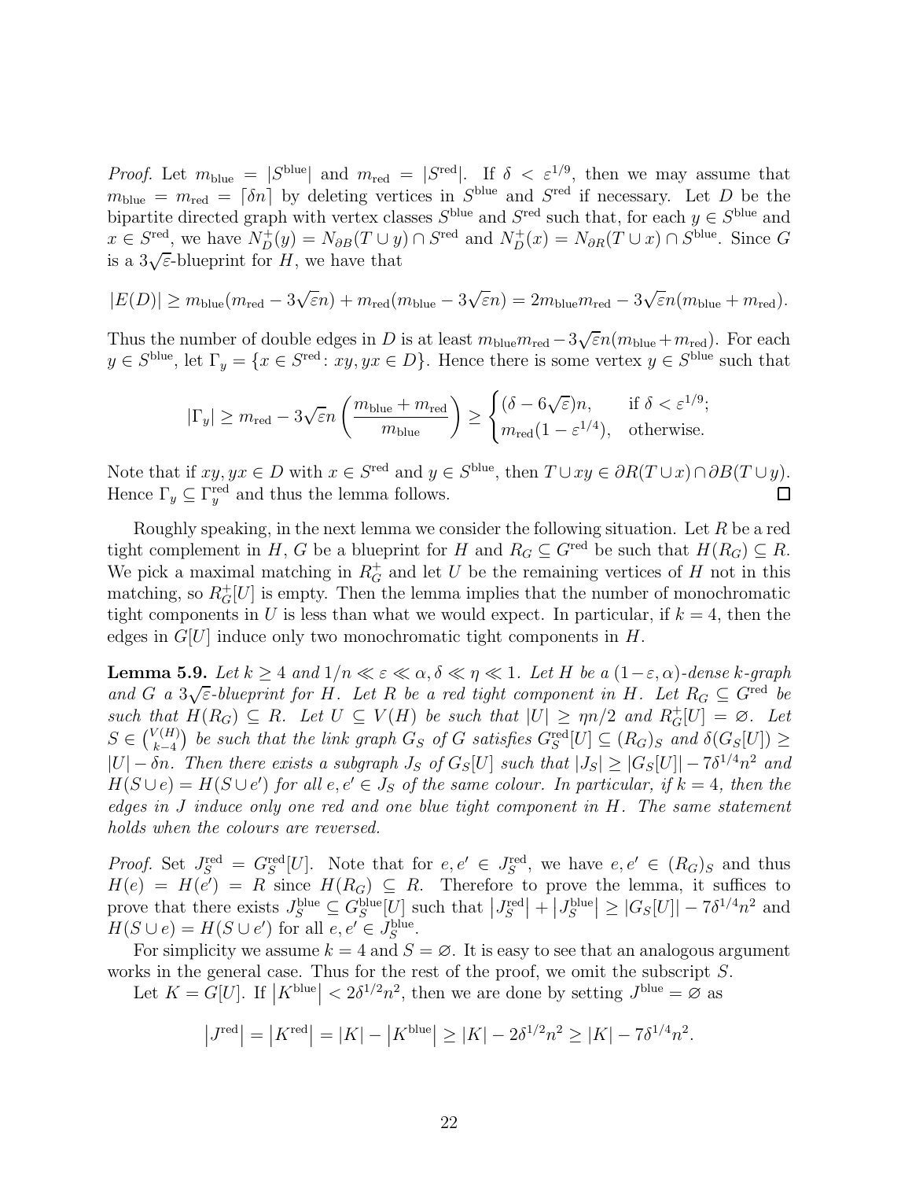*Proof.* Let $m_{\text{blue}} = |S^{\text{blue}}|$ and $m_{\text{red}} = |S^{\text{red}}|$. If $\delta < \varepsilon^{1/9}$, then we may assume that $m_{\text{blue}} = m_{\text{red}} = \lceil \delta n \rceil$ by deleting vertices in $S^{\text{blue}}$ and $S^{\text{red}}$ if necessary. Let $D$ be the bipartite directed graph with vertex classes $S^{\text{blue}}$ and $S^{\text{red}}$ such that, for each $y \in S^{\text{blue}}$ and $x \in S^{\text{red}}$, we have $N^+_D(y) = N_{\partial B}(T \cup y) \cap S^{\text{red}}$ and $N^+_D(x) = N_{\partial R}(T \cup x) \cap S^{\text{blue}}$. Since $G$ is a $3\sqrt{\varepsilon}$-blueprint for $H$, we have that

$$|E(D)| \geq m_{\text{blue}}(m_{\text{red}} - 3\sqrt{\varepsilon}n) + m_{\text{red}}(m_{\text{blue}} - 3\sqrt{\varepsilon}n) = 2m_{\text{blue}}m_{\text{red}} - 3\sqrt{\varepsilon}n(m_{\text{blue}} + m_{\text{red}}).$$

Thus the number of double edges in $D$ is at least $m_{\text{blue}}m_{\text{red}} - 3\sqrt{\varepsilon}n(m_{\text{blue}} + m_{\text{red}})$. For each $y \in S^{\text{blue}}$, let $\Gamma_y = \{x \in S^{\text{red}} : xy, yx \in D\}$. Hence there is some vertex $y \in S^{\text{blue}}$ such that

$$|\Gamma_y| \geq m_{\text{red}} - 3\sqrt{\varepsilon}n\left(\frac{m_{\text{blue}} + m_{\text{red}}}{m_{\text{blue}}}\right) \geq \begin{cases} (\delta - 6\sqrt{\varepsilon})n, & \text{if } \delta < \varepsilon^{1/9}; \\ m_{\text{red}}(1 - \varepsilon^{1/4}), & \text{otherwise.} \end{cases}$$

Note that if $xy, yx \in D$ with $x \in S^{\text{red}}$ and $y \in S^{\text{blue}}$, then $T \cup xy \in \partial R(T \cup x) \cap \partial B(T \cup y)$. Hence $\Gamma_y \subseteq \Gamma_y^{\text{red}}$ and thus the lemma follows. $\square$

Roughly speaking, in the next lemma we consider the following situation. Let $R$ be a red tight complement in $H$, $G$ be a blueprint for $H$ and $R_G \subseteq G^{\text{red}}$ be such that $H(R_G) \subseteq R$. We pick a maximal matching in $R^+_G$ and let $U$ be the remaining vertices of $H$ not in this matching, so $R^+_G[U]$ is empty. Then the lemma implies that the number of monochromatic tight components in $U$ is less than what we would expect. In particular, if $k = 4$, then the edges in $G[U]$ induce only two monochromatic tight components in $H$.

**Lemma 5.9.** *Let $k \geq 4$ and $1/n \ll \varepsilon \ll \alpha, \delta \ll \eta \ll 1$. Let $H$ be a $(1-\varepsilon, \alpha)$-dense $k$-graph and $G$ a $3\sqrt{\varepsilon}$-blueprint for $H$. Let $R$ be a red tight component in $H$. Let $R_G \subseteq G^{\text{red}}$ be such that $H(R_G) \subseteq R$. Let $U \subseteq V(H)$ be such that $|U| \geq \eta n/2$ and $R^+_G[U] = \varnothing$. Let $S \in \binom{V(H)}{k-4}$ be such that the link graph $G_S$ of $G$ satisfies $G^{\text{red}}_S[U] \subseteq (R_G)_S$ and $\delta(G_S[U]) \geq |U| - \delta n$. Then there exists a subgraph $J_S$ of $G_S[U]$ such that $|J_S| \geq |G_S[U]| - 7\delta^{1/4}n^2$ and $H(S \cup e) = H(S \cup e')$ for all $e, e' \in J_S$ of the same colour. In particular, if $k = 4$, then the edges in $J$ induce only one red and one blue tight component in $H$. The same statement holds when the colours are reversed.*

*Proof.* Set $J^{\text{red}}_S = G^{\text{red}}_S[U]$. Note that for $e, e' \in J^{\text{red}}_S$, we have $e, e' \in (R_G)_S$ and thus $H(e) = H(e') = R$ since $H(R_G) \subseteq R$. Therefore to prove the lemma, it suffices to prove that there exists $J^{\text{blue}}_S \subseteq G^{\text{blue}}_S[U]$ such that $|J^{\text{red}}_S| + |J^{\text{blue}}_S| \geq |G_S[U]| - 7\delta^{1/4}n^2$ and $H(S \cup e) = H(S \cup e')$ for all $e, e' \in J^{\text{blue}}_S$.

For simplicity we assume $k = 4$ and $S = \varnothing$. It is easy to see that an analogous argument works in the general case. Thus for the rest of the proof, we omit the subscript $S$.

Let $K = G[U]$. If $|K^{\text{blue}}| < 2\delta^{1/2}n^2$, then we are done by setting $J^{\text{blue}} = \varnothing$ as

$$|J^{\text{red}}| = |K^{\text{red}}| = |K| - |K^{\text{blue}}| \geq |K| - 2\delta^{1/2}n^2 \geq |K| - 7\delta^{1/4}n^2.$$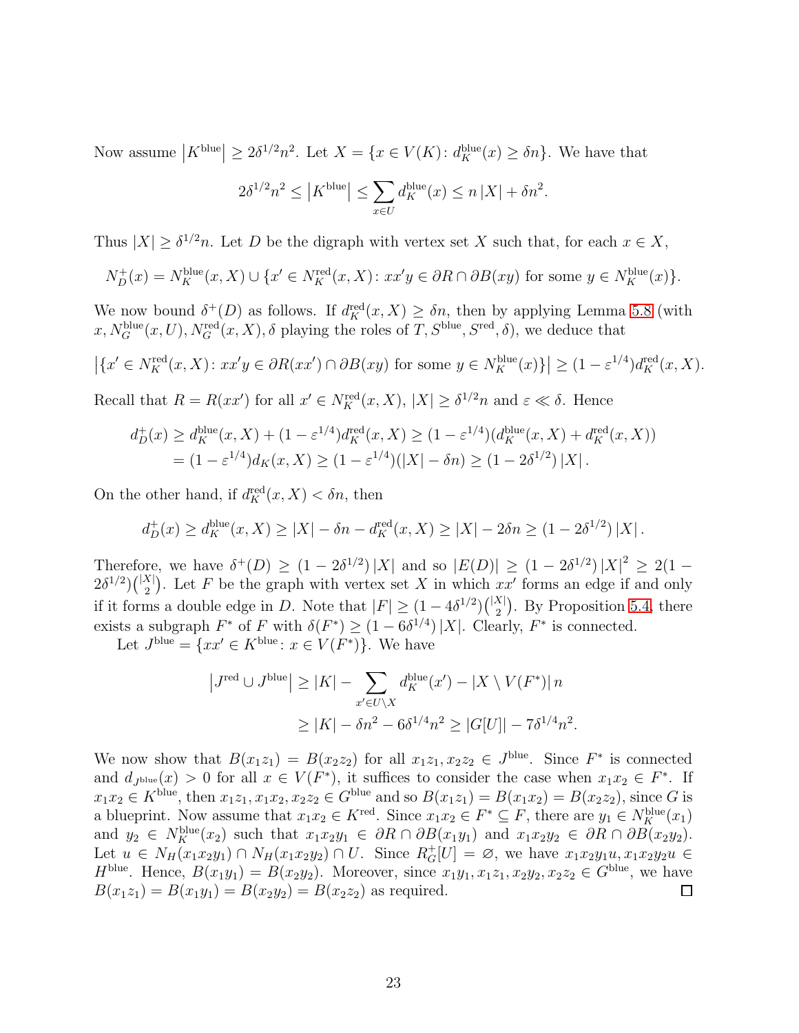Now assume $|K^{\text{blue}}| \geq 2\delta^{1/2}n^2$. Let $X = \{x \in V(K) \colon d_K^{\text{blue}}(x) \geq \delta n\}$. We have that

$$2\delta^{1/2}n^2 \leq |K^{\text{blue}}| \leq \sum_{x \in U} d_K^{\text{blue}}(x) \leq n|X| + \delta n^2.$$

Thus $|X| \geq \delta^{1/2}n$. Let $D$ be the digraph with vertex set $X$ such that, for each $x \in X$,

$$N_D^+(x) = N_K^{\text{blue}}(x, X) \cup \{x' \in N_K^{\text{red}}(x, X) \colon xx'y \in \partial R \cap \partial B(xy) \text{ for some } y \in N_K^{\text{blue}}(x)\}.$$

We now bound $\delta^+(D)$ as follows. If $d_K^{\text{red}}(x, X) \geq \delta n$, then by applying Lemma 5.8 (with $x, N_G^{\text{blue}}(x, U), N_G^{\text{red}}(x, X), \delta$ playing the roles of $T, S^{\text{blue}}, S^{\text{red}}, \delta$), we deduce that

$$\left|\{x' \in N_K^{\text{red}}(x, X) \colon xx'y \in \partial R(xx') \cap \partial B(xy) \text{ for some } y \in N_K^{\text{blue}}(x)\}\right| \geq (1 - \varepsilon^{1/4})d_K^{\text{red}}(x, X).$$

Recall that $R = R(xx')$ for all $x' \in N_K^{\text{red}}(x, X)$, $|X| \geq \delta^{1/2}n$ and $\varepsilon \ll \delta$. Hence

$$\begin{aligned}
d_D^+(x) &\geq d_K^{\text{blue}}(x, X) + (1 - \varepsilon^{1/4})d_K^{\text{red}}(x, X) \geq (1 - \varepsilon^{1/4})(d_K^{\text{blue}}(x, X) + d_K^{\text{red}}(x, X)) \\
&= (1 - \varepsilon^{1/4})d_K(x, X) \geq (1 - \varepsilon^{1/4})(|X| - \delta n) \geq (1 - 2\delta^{1/2})|X|.
\end{aligned}$$

On the other hand, if $d_K^{\text{red}}(x, X) < \delta n$, then

$$d_D^+(x) \geq d_K^{\text{blue}}(x, X) \geq |X| - \delta n - d_K^{\text{red}}(x, X) \geq |X| - 2\delta n \geq (1 - 2\delta^{1/2})|X|.$$

Therefore, we have $\delta^+(D) \geq (1 - 2\delta^{1/2})|X|$ and so $|E(D)| \geq (1 - 2\delta^{1/2})|X|^2 \geq 2(1 - 2\delta^{1/2})\binom{|X|}{2}$. Let $F$ be the graph with vertex set $X$ in which $xx'$ forms an edge if and only if it forms a double edge in $D$. Note that $|F| \geq (1 - 4\delta^{1/2})\binom{|X|}{2}$. By Proposition 5.4, there exists a subgraph $F^*$ of $F$ with $\delta(F^*) \geq (1 - 6\delta^{1/4})|X|$. Clearly, $F^*$ is connected.

Let $J^{\text{blue}} = \{xx' \in K^{\text{blue}} \colon x \in V(F^*)\}$. We have

$$\begin{aligned}
|J^{\text{red}} \cup J^{\text{blue}}| &\geq |K| - \sum_{x' \in U \setminus X} d_K^{\text{blue}}(x') - |X \setminus V(F^*)|\, n \\
&\geq |K| - \delta n^2 - 6\delta^{1/4}n^2 \geq |G[U]| - 7\delta^{1/4}n^2.
\end{aligned}$$

We now show that $B(x_1z_1) = B(x_2z_2)$ for all $x_1z_1, x_2z_2 \in J^{\text{blue}}$. Since $F^*$ is connected and $d_{J^{\text{blue}}}(x) > 0$ for all $x \in V(F^*)$, it suffices to consider the case when $x_1x_2 \in F^*$. If $x_1x_2 \in K^{\text{blue}}$, then $x_1z_1, x_1x_2, x_2z_2 \in G^{\text{blue}}$ and so $B(x_1z_1) = B(x_1x_2) = B(x_2z_2)$, since $G$ is a blueprint. Now assume that $x_1x_2 \in K^{\text{red}}$. Since $x_1x_2 \in F^* \subseteq F$, there are $y_1 \in N_K^{\text{blue}}(x_1)$ and $y_2 \in N_K^{\text{blue}}(x_2)$ such that $x_1x_2y_1 \in \partial R \cap \partial B(x_1y_1)$ and $x_1x_2y_2 \in \partial R \cap \partial B(x_2y_2)$. Let $u \in N_H(x_1x_2y_1) \cap N_H(x_1x_2y_2) \cap U$. Since $R_G^+[U] = \varnothing$, we have $x_1x_2y_1u, x_1x_2y_2u \in H^{\text{blue}}$. Hence, $B(x_1y_1) = B(x_2y_2)$. Moreover, since $x_1y_1, x_1z_1, x_2y_2, x_2z_2 \in G^{\text{blue}}$, we have $B(x_1z_1) = B(x_1y_1) = B(x_2y_2) = B(x_2z_2)$ as required. $\square$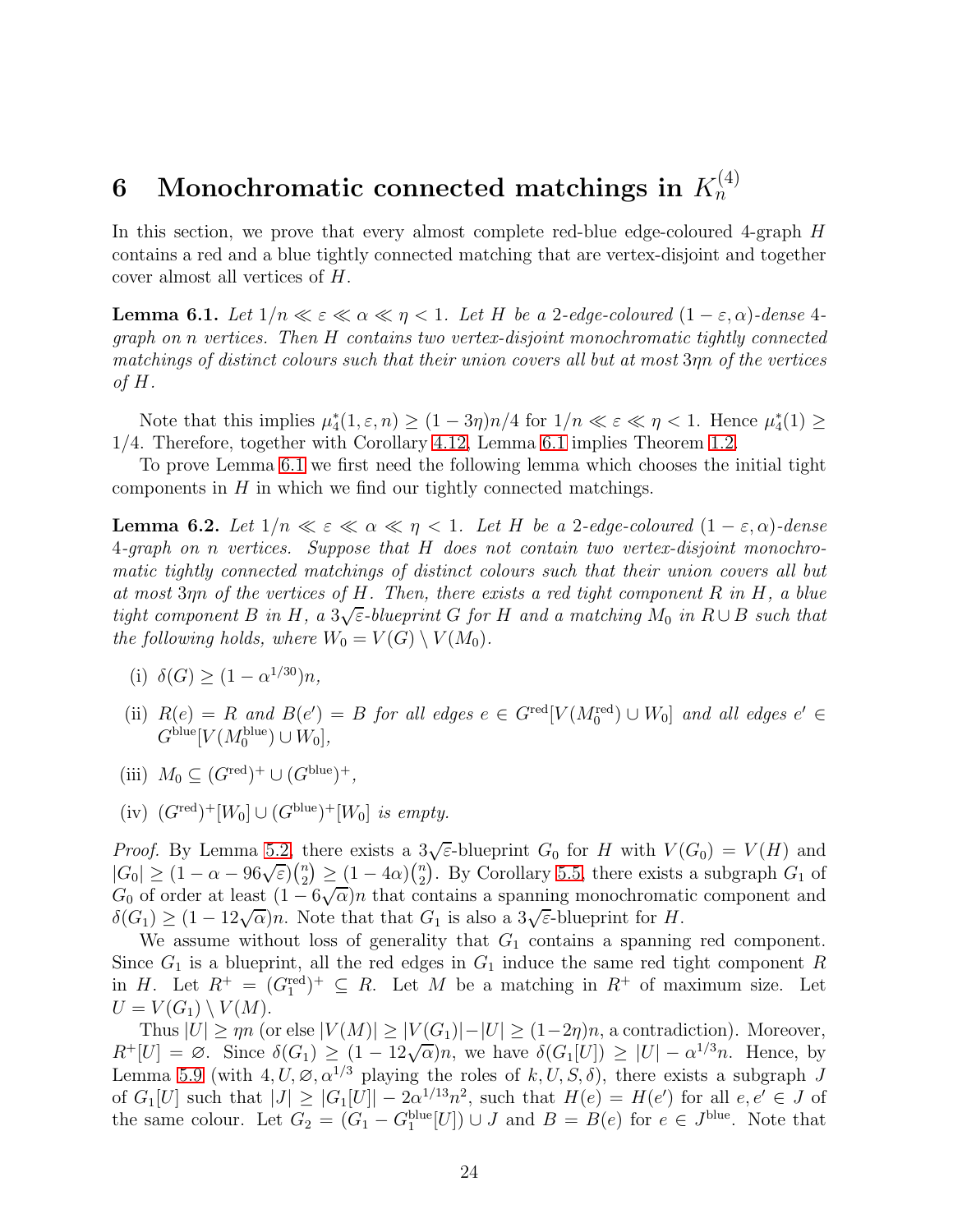## 6 Monochromatic connected matchings in $K_n^{(4)}$

In this section, we prove that every almost complete red-blue edge-coloured 4-graph $H$ contains a red and a blue tightly connected matching that are vertex-disjoint and together cover almost all vertices of $H$.

**Lemma 6.1.** *Let $1/n \ll \varepsilon \ll \alpha \ll \eta < 1$. Let $H$ be a 2-edge-coloured $(1-\varepsilon, \alpha)$-dense 4-graph on $n$ vertices. Then $H$ contains two vertex-disjoint monochromatic tightly connected matchings of distinct colours such that their union covers all but at most $3\eta n$ of the vertices of $H$.*

Note that this implies $\mu_4^*(1, \varepsilon, n) \geq (1-3\eta)n/4$ for $1/n \ll \varepsilon \ll \eta < 1$. Hence $\mu_4^*(1) \geq 1/4$. Therefore, together with Corollary 4.12, Lemma 6.1 implies Theorem 1.2.

To prove Lemma 6.1 we first need the following lemma which chooses the initial tight components in $H$ in which we find our tightly connected matchings.

**Lemma 6.2.** *Let $1/n \ll \varepsilon \ll \alpha \ll \eta < 1$. Let $H$ be a 2-edge-coloured $(1-\varepsilon, \alpha)$-dense 4-graph on $n$ vertices. Suppose that $H$ does not contain two vertex-disjoint monochromatic tightly connected matchings of distinct colours such that their union covers all but at most $3\eta n$ of the vertices of $H$. Then, there exists a red tight component $R$ in $H$, a blue tight component $B$ in $H$, a $3\sqrt{\varepsilon}$-blueprint $G$ for $H$ and a matching $M_0$ in $R \cup B$ such that the following holds, where $W_0 = V(G) \setminus V(M_0)$.*

(i) *$\delta(G) \geq (1-\alpha^{1/30})n$,*

(ii) *$R(e) = R$ and $B(e') = B$ for all edges $e \in G^{\mathrm{red}}[V(M_0^{\mathrm{red}}) \cup W_0]$ and all edges $e' \in G^{\mathrm{blue}}[V(M_0^{\mathrm{blue}}) \cup W_0]$,*

(iii) *$M_0 \subseteq (G^{\mathrm{red}})^+ \cup (G^{\mathrm{blue}})^+$,*

(iv) *$(G^{\mathrm{red}})^+[W_0] \cup (G^{\mathrm{blue}})^+[W_0]$ is empty.*

*Proof.* By Lemma 5.2, there exists a $3\sqrt{\varepsilon}$-blueprint $G_0$ for $H$ with $V(G_0) = V(H)$ and $|G_0| \geq (1-\alpha-96\sqrt{\varepsilon})\binom{n}{2} \geq (1-4\alpha)\binom{n}{2}$. By Corollary 5.5, there exists a subgraph $G_1$ of $G_0$ of order at least $(1-6\sqrt{\alpha})n$ that contains a spanning monochromatic component and $\delta(G_1) \geq (1-12\sqrt{\alpha})n$. Note that that $G_1$ is also a $3\sqrt{\varepsilon}$-blueprint for $H$.

We assume without loss of generality that $G_1$ contains a spanning red component. Since $G_1$ is a blueprint, all the red edges in $G_1$ induce the same red tight component $R$ in $H$. Let $R^+ = (G_1^{\mathrm{red}})^+ \subseteq R$. Let $M$ be a matching in $R^+$ of maximum size. Let $U = V(G_1) \setminus V(M)$.

Thus $|U| \geq \eta n$ (or else $|V(M)| \geq |V(G_1)| - |U| \geq (1-2\eta)n$, a contradiction). Moreover, $R^+[U] = \varnothing$. Since $\delta(G_1) \geq (1-12\sqrt{\alpha})n$, we have $\delta(G_1[U]) \geq |U| - \alpha^{1/3}n$. Hence, by Lemma 5.9 (with $4, U, \varnothing, \alpha^{1/3}$ playing the roles of $k, U, S, \delta$), there exists a subgraph $J$ of $G_1[U]$ such that $|J| \geq |G_1[U]| - 2\alpha^{1/13}n^2$, such that $H(e) = H(e')$ for all $e, e' \in J$ of the same colour. Let $G_2 = (G_1 - G_1^{\mathrm{blue}}[U]) \cup J$ and $B = B(e)$ for $e \in J^{\mathrm{blue}}$. Note that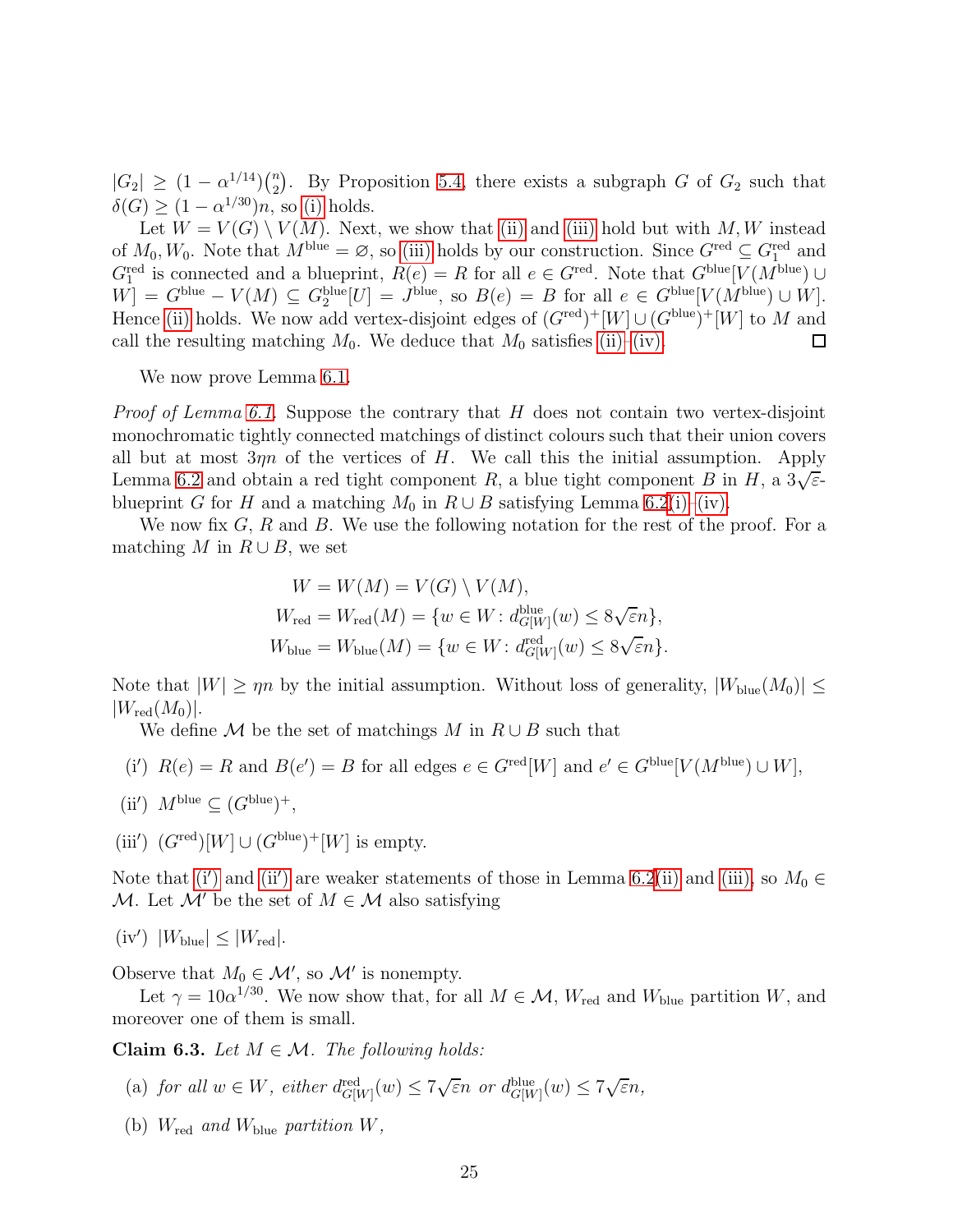$|G_2| \geq (1 - \alpha^{1/14})\binom{n}{2}$. By Proposition 5.4, there exists a subgraph $G$ of $G_2$ such that $\delta(G) \geq (1 - \alpha^{1/30})n$, so (i) holds.

Let $W = V(G) \setminus V(M)$. Next, we show that (ii) and (iii) hold but with $M, W$ instead of $M_0, W_0$. Note that $M^{\text{blue}} = \varnothing$, so (iii) holds by our construction. Since $G^{\text{red}} \subseteq G_1^{\text{red}}$ and $G_1^{\text{red}}$ is connected and a blueprint, $R(e) = R$ for all $e \in G^{\text{red}}$. Note that $G^{\text{blue}}[V(M^{\text{blue}}) \cup W] = G^{\text{blue}} - V(M) \subseteq G_2^{\text{blue}}[U] = J^{\text{blue}}$, so $B(e) = B$ for all $e \in G^{\text{blue}}[V(M^{\text{blue}}) \cup W]$. Hence (ii) holds. We now add vertex-disjoint edges of $(G^{\text{red}})^+[W] \cup (G^{\text{blue}})^+[W]$ to $M$ and call the resulting matching $M_0$. We deduce that $M_0$ satisfies (ii)–(iv). $\square$

We now prove Lemma 6.1.

*Proof of Lemma 6.1.* Suppose the contrary that $H$ does not contain two vertex-disjoint monochromatic tightly connected matchings of distinct colours such that their union covers all but at most $3\eta n$ of the vertices of $H$. We call this the initial assumption. Apply Lemma 6.2 and obtain a red tight component $R$, a blue tight component $B$ in $H$, a $3\sqrt{\varepsilon}$-blueprint $G$ for $H$ and a matching $M_0$ in $R \cup B$ satisfying Lemma 6.2(i)–(iv).

We now fix $G$, $R$ and $B$. We use the following notation for the rest of the proof. For a matching $M$ in $R \cup B$, we set

$$W = W(M) = V(G) \setminus V(M),$$
$$W_{\text{red}} = W_{\text{red}}(M) = \{w \in W \colon d^{\text{blue}}_{G[W]}(w) \leq 8\sqrt{\varepsilon}n\},$$
$$W_{\text{blue}} = W_{\text{blue}}(M) = \{w \in W \colon d^{\text{red}}_{G[W]}(w) \leq 8\sqrt{\varepsilon}n\}.$$

Note that $|W| \geq \eta n$ by the initial assumption. Without loss of generality, $|W_{\text{blue}}(M_0)| \leq |W_{\text{red}}(M_0)|$.

We define $\mathcal{M}$ be the set of matchings $M$ in $R \cup B$ such that

(i′) $R(e) = R$ and $B(e') = B$ for all edges $e \in G^{\text{red}}[W]$ and $e' \in G^{\text{blue}}[V(M^{\text{blue}}) \cup W]$,

(ii′) $M^{\text{blue}} \subseteq (G^{\text{blue}})^+$,

(iii′) $(G^{\text{red}})^+[W] \cup (G^{\text{blue}})^+[W]$ is empty.

Note that (i′) and (ii′) are weaker statements of those in Lemma 6.2(ii) and (iii), so $M_0 \in \mathcal{M}$. Let $\mathcal{M}'$ be the set of $M \in \mathcal{M}$ also satisfying

(iv′) $|W_{\text{blue}}| \leq |W_{\text{red}}|$.

Observe that $M_0 \in \mathcal{M}'$, so $\mathcal{M}'$ is nonempty.

Let $\gamma = 10\alpha^{1/30}$. We now show that, for all $M \in \mathcal{M}$, $W_{\text{red}}$ and $W_{\text{blue}}$ partition $W$, and moreover one of them is small.

**Claim 6.3.** *Let $M \in \mathcal{M}$. The following holds:*

(a) *for all $w \in W$, either $d^{\text{red}}_{G[W]}(w) \leq 7\sqrt{\varepsilon}n$ or $d^{\text{blue}}_{G[W]}(w) \leq 7\sqrt{\varepsilon}n$,*

(b) *$W_{\text{red}}$ and $W_{\text{blue}}$ partition $W$,*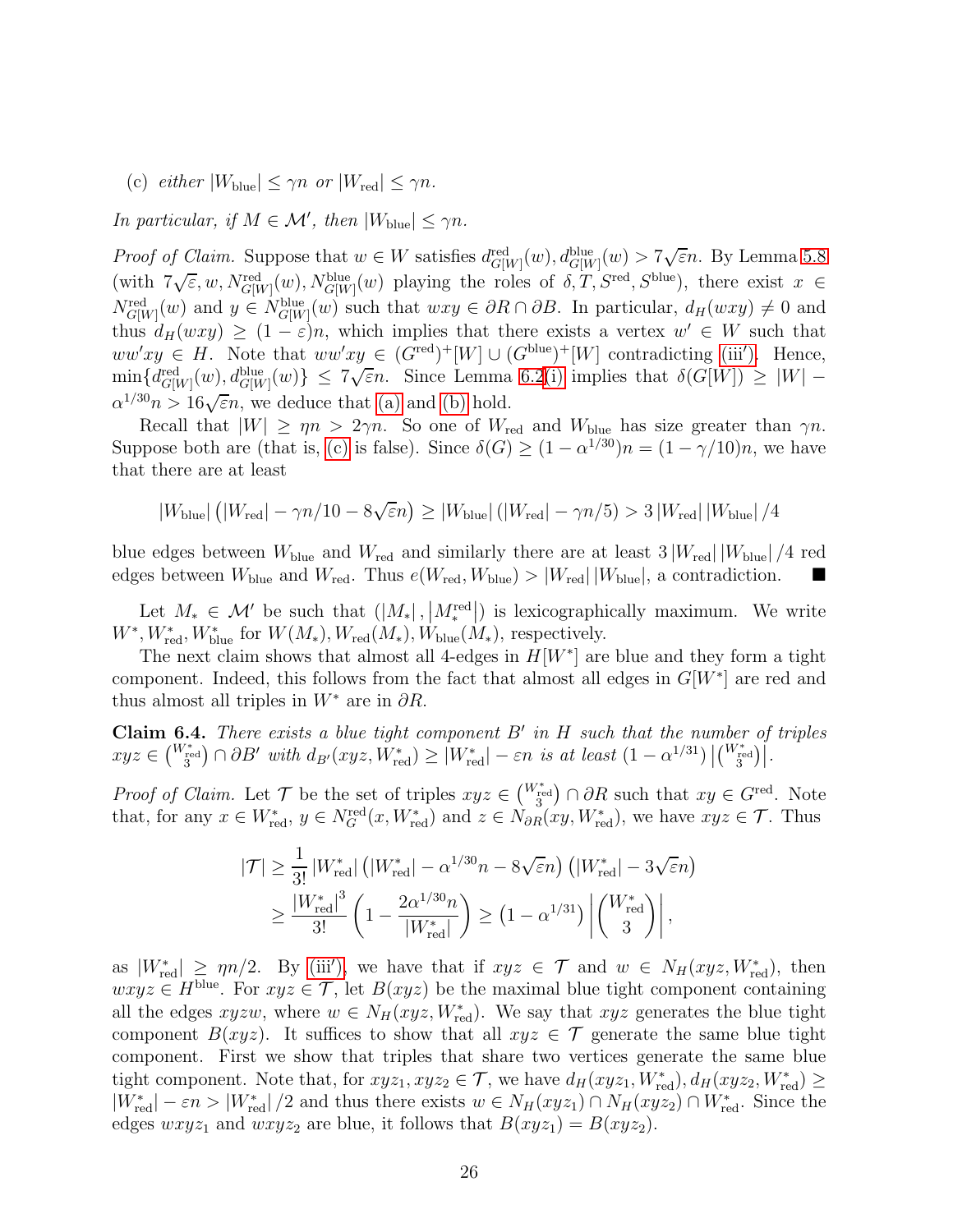(c) *either* $|W_{\text{blue}}| \leq \gamma n$ *or* $|W_{\text{red}}| \leq \gamma n$.

*In particular, if* $M \in \mathcal{M}'$*, then* $|W_{\text{blue}}| \leq \gamma n$.

*Proof of Claim.* Suppose that $w \in W$ satisfies $d^{\text{red}}_{G[W]}(w), d^{\text{blue}}_{G[W]}(w) > 7\sqrt{\varepsilon}n$. By Lemma 5.8 (with $7\sqrt{\varepsilon}, w, N^{\text{red}}_{G[W]}(w), N^{\text{blue}}_{G[W]}(w)$ playing the roles of $\delta, T, S^{\text{red}}, S^{\text{blue}}$), there exist $x \in N^{\text{red}}_{G[W]}(w)$ and $y \in N^{\text{blue}}_{G[W]}(w)$ such that $wxy \in \partial R \cap \partial B$. In particular, $d_H(wxy) \neq 0$ and thus $d_H(wxy) \geq (1-\varepsilon)n$, which implies that there exists a vertex $w' \in W$ such that $ww'xy \in H$. Note that $ww'xy \in (G^{\text{red}})^+[W] \cup (G^{\text{blue}})^+[W]$ contradicting (iii'). Hence, $\min\{d^{\text{red}}_{G[W]}(w), d^{\text{blue}}_{G[W]}(w)\} \leq 7\sqrt{\varepsilon}n$. Since Lemma 6.2(i) implies that $\delta(G[W]) \geq |W| - \alpha^{1/30}n > 16\sqrt{\varepsilon}n$, we deduce that (a) and (b) hold.

Recall that $|W| \geq \eta n > 2\gamma n$. So one of $W_{\text{red}}$ and $W_{\text{blue}}$ has size greater than $\gamma n$. Suppose both are (that is, (c) is false). Since $\delta(G) \geq (1-\alpha^{1/30})n = (1-\gamma/10)n$, we have that there are at least

$$|W_{\text{blue}}| \left(|W_{\text{red}}| - \gamma n/10 - 8\sqrt{\varepsilon}n\right) \geq |W_{\text{blue}}| \left(|W_{\text{red}}| - \gamma n/5\right) > 3\,|W_{\text{red}}|\,|W_{\text{blue}}|/4$$

blue edges between $W_{\text{blue}}$ and $W_{\text{red}}$ and similarly there are at least $3\,|W_{\text{red}}|\,|W_{\text{blue}}|/4$ red edges between $W_{\text{blue}}$ and $W_{\text{red}}$. Thus $e(W_{\text{red}}, W_{\text{blue}}) > |W_{\text{red}}|\,|W_{\text{blue}}|$, a contradiction. ■

Let $M_* \in \mathcal{M}'$ be such that $(|M_*|, |M_*^{\text{red}}|)$ is lexicographically maximum. We write $W^*, W^*_{\text{red}}, W^*_{\text{blue}}$ for $W(M_*), W_{\text{red}}(M_*), W_{\text{blue}}(M_*)$, respectively.

The next claim shows that almost all 4-edges in $H[W^*]$ are blue and they form a tight component. Indeed, this follows from the fact that almost all edges in $G[W^*]$ are red and thus almost all triples in $W^*$ are in $\partial R$.

**Claim 6.4.** *There exists a blue tight component* $B'$ *in* $H$ *such that the number of triples* $xyz \in \binom{W^*_{\text{red}}}{3} \cap \partial B'$ *with* $d_{B'}(xyz, W^*_{\text{red}}) \geq |W^*_{\text{red}}| - \varepsilon n$ *is at least* $(1-\alpha^{1/31})\left|\binom{W^*_{\text{red}}}{3}\right|$.

*Proof of Claim.* Let $\mathcal{T}$ be the set of triples $xyz \in \binom{W^*_{\text{red}}}{3} \cap \partial R$ such that $xy \in G^{\text{red}}$. Note that, for any $x \in W^*_{\text{red}}$, $y \in N^{\text{red}}_G(x, W^*_{\text{red}})$ and $z \in N_{\partial R}(xy, W^*_{\text{red}})$, we have $xyz \in \mathcal{T}$. Thus

$$\begin{aligned}
|\mathcal{T}| &\geq \frac{1}{3!}\,|W^*_{\text{red}}|\left(|W^*_{\text{red}}| - \alpha^{1/30}n - 8\sqrt{\varepsilon}n\right)\left(|W^*_{\text{red}}| - 3\sqrt{\varepsilon}n\right) \\
&\geq \frac{|W^*_{\text{red}}|^3}{3!}\left(1 - \frac{2\alpha^{1/30}n}{|W^*_{\text{red}}|}\right) \geq \left(1-\alpha^{1/31}\right)\left|\binom{W^*_{\text{red}}}{3}\right|,
\end{aligned}$$

as $|W^*_{\text{red}}| \geq \eta n/2$. By (iii'), we have that if $xyz \in \mathcal{T}$ and $w \in N_H(xyz, W^*_{\text{red}})$, then $wxyz \in H^{\text{blue}}$. For $xyz \in \mathcal{T}$, let $B(xyz)$ be the maximal blue tight component containing all the edges $xyzw$, where $w \in N_H(xyz, W^*_{\text{red}})$. We say that $xyz$ generates the blue tight component $B(xyz)$. It suffices to show that all $xyz \in \mathcal{T}$ generate the same blue tight component. First we show that triples that share two vertices generate the same blue tight component. Note that, for $xyz_1, xyz_2 \in \mathcal{T}$, we have $d_H(xyz_1, W^*_{\text{red}}), d_H(xyz_2, W^*_{\text{red}}) \geq |W^*_{\text{red}}| - \varepsilon n > |W^*_{\text{red}}|/2$ and thus there exists $w \in N_H(xyz_1) \cap N_H(xyz_2) \cap W^*_{\text{red}}$. Since the edges $wxyz_1$ and $wxyz_2$ are blue, it follows that $B(xyz_1) = B(xyz_2)$.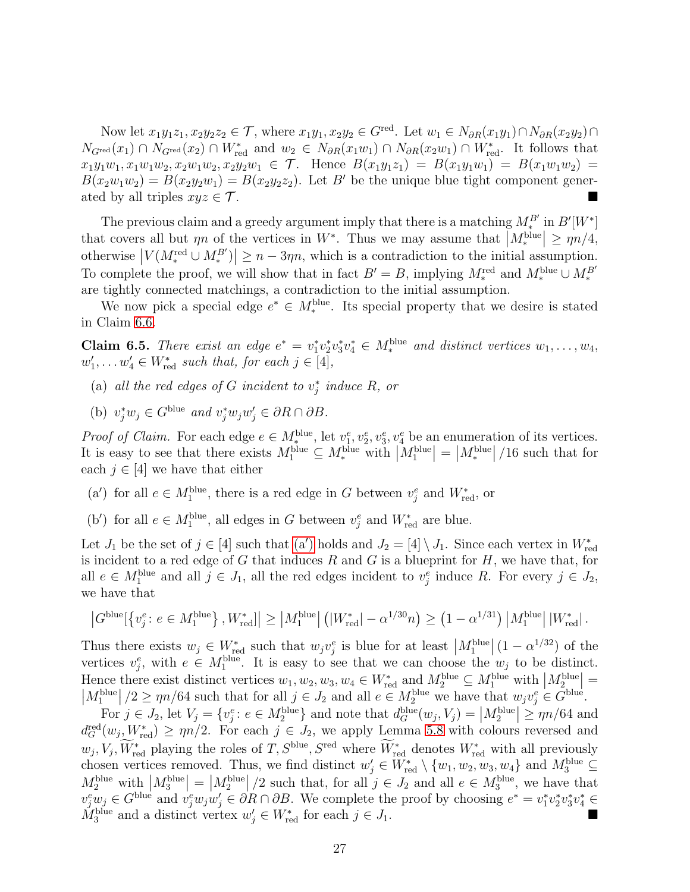Now let $x_1y_1z_1, x_2y_2z_2 \in \mathcal{T}$, where $x_1y_1, x_2y_2 \in G^{\text{red}}$. Let $w_1 \in N_{\partial R}(x_1y_1) \cap N_{\partial R}(x_2y_2) \cap N_{G^{\text{red}}}(x_1) \cap N_{G^{\text{red}}}(x_2) \cap W^*_{\text{red}}$ and $w_2 \in N_{\partial R}(x_1w_1) \cap N_{\partial R}(x_2w_1) \cap W^*_{\text{red}}$. It follows that $x_1y_1w_1, x_1w_1w_2, x_2w_1w_2, x_2y_2w_1 \in \mathcal{T}$. Hence $B(x_1y_1z_1) = B(x_1y_1w_1) = B(x_1w_1w_2) = B(x_2w_1w_2) = B(x_2y_2w_1) = B(x_2y_2z_2)$. Let $B'$ be the unique blue tight component generated by all triples $xyz \in \mathcal{T}$. ■

The previous claim and a greedy argument imply that there is a matching $M^{B'}_*$ in $B'[W^*]$ that covers all but $\eta n$ of the vertices in $W^*$. Thus we may assume that $|M^{\text{blue}}_*| \geq \eta n/4$, otherwise $|V(M^{\text{red}}_* \cup M^{B'}_*)| \geq n - 3\eta n$, which is a contradiction to the initial assumption. To complete the proof, we will show that in fact $B' = B$, implying $M^{\text{red}}_*$ and $M^{\text{blue}}_* \cup M^{B'}_*$ are tightly connected matchings, a contradiction to the initial assumption.

We now pick a special edge $e^* \in M^{\text{blue}}_*$. Its special property that we desire is stated in Claim 6.6.

**Claim 6.5.** *There exist an edge $e^* = v^*_1v^*_2v^*_3v^*_4 \in M^{\text{blue}}_*$ and distinct vertices $w_1, \ldots, w_4$, $w'_1, \ldots w'_4 \in W^*_{\text{red}}$ such that, for each $j \in [4]$,*

(a) *all the red edges of $G$ incident to $v^*_j$ induce $R$, or*

(b) *$v^*_jw_j \in G^{\text{blue}}$ and $v^*_jw_jw'_j \in \partial R \cap \partial B$.*

*Proof of Claim.* For each edge $e \in M^{\text{blue}}_*$, let $v^e_1, v^e_2, v^e_3, v^e_4$ be an enumeration of its vertices. It is easy to see that there exists $M^{\text{blue}}_1 \subseteq M^{\text{blue}}_*$ with $|M^{\text{blue}}_1| = |M^{\text{blue}}_*|/16$ such that for each $j \in [4]$ we have that either

(a′) for all $e \in M^{\text{blue}}_1$, there is a red edge in $G$ between $v^e_j$ and $W^*_{\text{red}}$, or

(b′) for all $e \in M^{\text{blue}}_1$, all edges in $G$ between $v^e_j$ and $W^*_{\text{red}}$ are blue.

Let $J_1$ be the set of $j \in [4]$ such that (a′) holds and $J_2 = [4] \setminus J_1$. Since each vertex in $W^*_{\text{red}}$ is incident to a red edge of $G$ that induces $R$ and $G$ is a blueprint for $H$, we have that, for all $e \in M^{\text{blue}}_1$ and all $j \in J_1$, all the red edges incident to $v^e_j$ induce $R$. For every $j \in J_2$, we have that

$$\left|G^{\text{blue}}[\{v^e_j : e \in M^{\text{blue}}_1\}, W^*_{\text{red}}]\right| \geq |M^{\text{blue}}_1| \left(|W^*_{\text{red}}| - \alpha^{1/30}n\right) \geq \left(1 - \alpha^{1/31}\right) |M^{\text{blue}}_1| \, |W^*_{\text{red}}| .$$

Thus there exists $w_j \in W^*_{\text{red}}$ such that $w_jv^e_j$ is blue for at least $|M^{\text{blue}}_1|(1 - \alpha^{1/32})$ of the vertices $v^e_j$, with $e \in M^{\text{blue}}_1$. It is easy to see that we can choose the $w_j$ to be distinct. Hence there exist distinct vertices $w_1, w_2, w_3, w_4 \in W^*_{\text{red}}$ and $M^{\text{blue}}_2 \subseteq M^{\text{blue}}_1$ with $|M^{\text{blue}}_2| = |M^{\text{blue}}_1|/2 \geq \eta n/64$ such that for all $j \in J_2$ and all $e \in M^{\text{blue}}_2$ we have that $w_jv^e_j \in G^{\text{blue}}$.

For $j \in J_2$, let $V_j = \{v^e_j : e \in M^{\text{blue}}_2\}$ and note that $d^{\text{blue}}_G(w_j, V_j) = |M^{\text{blue}}_2| \geq \eta n/64$ and $d^{\text{red}}_G(w_j, W^*_{\text{red}}) \geq \eta n/2$. For each $j \in J_2$, we apply Lemma 5.8 with colours reversed and $w_j, V_j, \widetilde{W}^*_{\text{red}}$ playing the roles of $T, S^{\text{blue}}, S^{\text{red}}$ where $\widetilde{W}^*_{\text{red}}$ denotes $W^*_{\text{red}}$ with all previously chosen vertices removed. Thus, we find distinct $w'_j \in W^*_{\text{red}} \setminus \{w_1, w_2, w_3, w_4\}$ and $M^{\text{blue}}_3 \subseteq M^{\text{blue}}_2$ with $|M^{\text{blue}}_3| = |M^{\text{blue}}_2|/2$ such that, for all $j \in J_2$ and all $e \in M^{\text{blue}}_3$, we have that $v^e_jw_j \in G^{\text{blue}}$ and $v^e_jw_jw'_j \in \partial R \cap \partial B$. We complete the proof by choosing $e^* = v^*_1v^*_2v^*_3v^*_4 \in M^{\text{blue}}_3$ and a distinct vertex $w'_j \in W^*_{\text{red}}$ for each $j \in J_1$. ■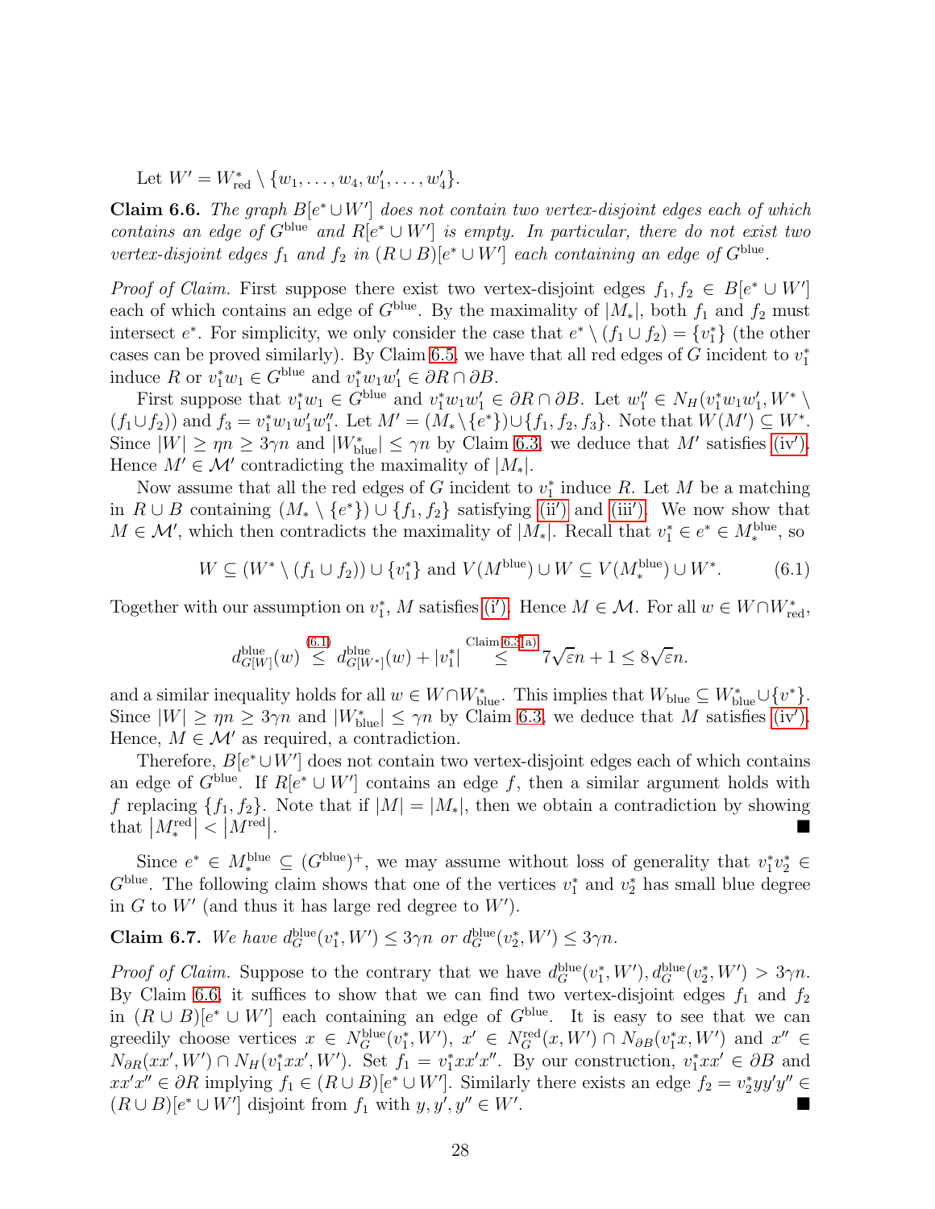Let $W' = W^*_{\text{red}} \setminus \{w_1, \ldots, w_4, w'_1, \ldots, w'_4\}$.

**Claim 6.6.** *The graph $B[e^* \cup W']$ does not contain two vertex-disjoint edges each of which contains an edge of $G^{\text{blue}}$ and $R[e^* \cup W']$ is empty. In particular, there do not exist two vertex-disjoint edges $f_1$ and $f_2$ in $(R \cup B)[e^* \cup W']$ each containing an edge of $G^{\text{blue}}$.*

*Proof of Claim.* First suppose there exist two vertex-disjoint edges $f_1, f_2 \in B[e^* \cup W']$ each of which contains an edge of $G^{\text{blue}}$. By the maximality of $|M_*|$, both $f_1$ and $f_2$ must intersect $e^*$. For simplicity, we only consider the case that $e^* \setminus (f_1 \cup f_2) = \{v^*_1\}$ (the other cases can be proved similarly). By Claim 6.5, we have that all red edges of $G$ incident to $v^*_1$ induce $R$ or $v^*_1 w_1 \in G^{\text{blue}}$ and $v^*_1 w_1 w'_1 \in \partial R \cap \partial B$.

First suppose that $v^*_1 w_1 \in G^{\text{blue}}$ and $v^*_1 w_1 w'_1 \in \partial R \cap \partial B$. Let $w''_1 \in N_H(v^*_1 w_1 w'_1, W^* \setminus (f_1 \cup f_2))$ and $f_3 = v^*_1 w_1 w'_1 w''_1$. Let $M' = (M_* \setminus \{e^*\}) \cup \{f_1, f_2, f_3\}$. Note that $W(M') \subseteq W^*$. Since $|W| \geq \eta n \geq 3\gamma n$ and $|W^*_{\text{blue}}| \leq \gamma n$ by Claim 6.3, we deduce that $M'$ satisfies (iv′). Hence $M' \in \mathcal{M}'$ contradicting the maximality of $|M_*|$.

Now assume that all the red edges of $G$ incident to $v^*_1$ induce $R$. Let $M$ be a matching in $R \cup B$ containing $(M_* \setminus \{e^*\}) \cup \{f_1, f_2\}$ satisfying (ii′) and (iii′). We now show that $M \in \mathcal{M}'$, which then contradicts the maximality of $|M_*|$. Recall that $v^*_1 \in e^* \in M^{\text{blue}}_*$, so

$$W \subseteq (W^* \setminus (f_1 \cup f_2)) \cup \{v^*_1\} \text{ and } V(M^{\text{blue}}) \cup W \subseteq V(M^{\text{blue}}_*) \cup W^*. \tag{6.1}$$

Together with our assumption on $v^*_1$, $M$ satisfies (i′). Hence $M \in \mathcal{M}$. For all $w \in W \cap W^*_{\text{red}}$,

$$d^{\text{blue}}_{G[W]}(w) \overset{(6.1)}{\leq} d^{\text{blue}}_{G[W^*]}(w) + |v^*_1| \overset{\text{Claim 6.3(a)}}{\leq} 7\sqrt{\varepsilon}n + 1 \leq 8\sqrt{\varepsilon}n.$$

and a similar inequality holds for all $w \in W \cap W^*_{\text{blue}}$. This implies that $W_{\text{blue}} \subseteq W^*_{\text{blue}} \cup \{v^*\}$. Since $|W| \geq \eta n \geq 3\gamma n$ and $|W^*_{\text{blue}}| \leq \gamma n$ by Claim 6.3, we deduce that $M$ satisfies (iv′). Hence, $M \in \mathcal{M}'$ as required, a contradiction.

Therefore, $B[e^* \cup W']$ does not contain two vertex-disjoint edges each of which contains an edge of $G^{\text{blue}}$. If $R[e^* \cup W']$ contains an edge $f$, then a similar argument holds with $f$ replacing $\{f_1, f_2\}$. Note that if $|M| = |M_*|$, then we obtain a contradiction by showing that $|M^{\text{red}}_*| < |M^{\text{red}}|$. ■

Since $e^* \in M^{\text{blue}}_* \subseteq (G^{\text{blue}})^+$, we may assume without loss of generality that $v^*_1 v^*_2 \in G^{\text{blue}}$. The following claim shows that one of the vertices $v^*_1$ and $v^*_2$ has small blue degree in $G$ to $W'$ (and thus it has large red degree to $W'$).

**Claim 6.7.** *We have $d^{\text{blue}}_G(v^*_1, W') \leq 3\gamma n$ or $d^{\text{blue}}_G(v^*_2, W') \leq 3\gamma n$.*

*Proof of Claim.* Suppose to the contrary that we have $d^{\text{blue}}_G(v^*_1, W'), d^{\text{blue}}_G(v^*_2, W') > 3\gamma n$. By Claim 6.6, it suffices to show that we can find two vertex-disjoint edges $f_1$ and $f_2$ in $(R \cup B)[e^* \cup W']$ each containing an edge of $G^{\text{blue}}$. It is easy to see that we can greedily choose vertices $x \in N^{\text{blue}}_G(v^*_1, W')$, $x' \in N^{\text{red}}_G(x, W') \cap N_{\partial B}(v^*_1 x, W')$ and $x'' \in N_{\partial R}(xx', W') \cap N_H(v^*_1 xx', W')$. Set $f_1 = v^*_1 xx'x''$. By our construction, $v^*_1 xx' \in \partial B$ and $xx'x'' \in \partial R$ implying $f_1 \in (R \cup B)[e^* \cup W']$. Similarly there exists an edge $f_2 = v^*_2 yy'y'' \in (R \cup B)[e^* \cup W']$ disjoint from $f_1$ with $y, y', y'' \in W'$. ■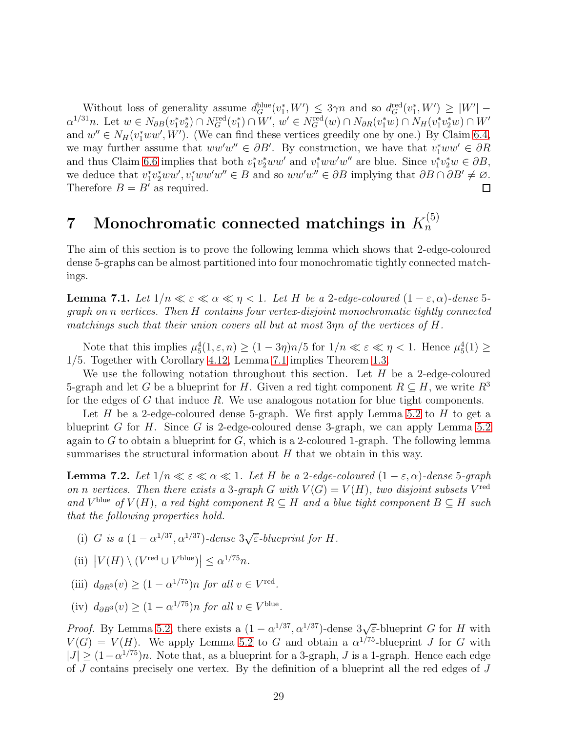Without loss of generality assume $d_G^{\mathrm{blue}}(v_1^*, W') \le 3\gamma n$ and so $d_G^{\mathrm{red}}(v_1^*, W') \ge |W'| - \alpha^{1/31} n$. Let $w \in N_{\partial B}(v_1^* v_2^*) \cap N_G^{\mathrm{red}}(v_1^*) \cap W'$, $w' \in N_G^{\mathrm{red}}(w) \cap N_{\partial R}(v_1^* w) \cap N_H(v_1^* v_2^* w) \cap W'$ and $w'' \in N_H(v_1^* w w', W')$. (We can find these vertices greedily one by one.) By Claim 6.4, we may further assume that $ww'w'' \in \partial B'$. By construction, we have that $v_1^* w w' \in \partial R$ and thus Claim 6.6 implies that both $v_1^* v_2^* w w'$ and $v_1^* w w' w''$ are blue. Since $v_1^* v_2^* w \in \partial B$, we deduce that $v_1^* v_2^* w w', v_1^* w w' w'' \in B$ and so $ww'w'' \in \partial B$ implying that $\partial B \cap \partial B' \neq \varnothing$. Therefore $B = B'$ as required. $\square$

# 7 Monochromatic connected matchings in $K_n^{(5)}$

The aim of this section is to prove the following lemma which shows that 2-edge-coloured dense 5-graphs can be almost partitioned into four monochromatic tightly connected matchings.

**Lemma 7.1.** *Let $1/n \ll \varepsilon \ll \alpha \ll \eta < 1$. Let $H$ be a 2-edge-coloured $(1-\varepsilon, \alpha)$-dense 5-graph on $n$ vertices. Then $H$ contains four vertex-disjoint monochromatic tightly connected matchings such that their union covers all but at most $3\eta n$ of the vertices of $H$.*

Note that this implies $\mu_5^4(1, \varepsilon, n) \ge (1 - 3\eta)n/5$ for $1/n \ll \varepsilon \ll \eta < 1$. Hence $\mu_5^4(1) \ge 1/5$. Together with Corollary 4.12, Lemma 7.1 implies Theorem 1.3.

We use the following notation throughout this section. Let $H$ be a 2-edge-coloured 5-graph and let $G$ be a blueprint for $H$. Given a red tight component $R \subseteq H$, we write $R^3$ for the edges of $G$ that induce $R$. We use analogous notation for blue tight components.

Let $H$ be a 2-edge-coloured dense 5-graph. We first apply Lemma 5.2 to $H$ to get a blueprint $G$ for $H$. Since $G$ is 2-edge-coloured dense 3-graph, we can apply Lemma 5.2 again to $G$ to obtain a blueprint for $G$, which is a 2-coloured 1-graph. The following lemma summarises the structural information about $H$ that we obtain in this way.

**Lemma 7.2.** *Let $1/n \ll \varepsilon \ll \alpha \ll 1$. Let $H$ be a 2-edge-coloured $(1-\varepsilon, \alpha)$-dense 5-graph on $n$ vertices. Then there exists a 3-graph $G$ with $V(G) = V(H)$, two disjoint subsets $V^{\mathrm{red}}$ and $V^{\mathrm{blue}}$ of $V(H)$, a red tight component $R \subseteq H$ and a blue tight component $B \subseteq H$ such that the following properties hold.*

(i) *$G$ is a $(1-\alpha^{1/37}, \alpha^{1/37})$-dense $3\sqrt{\varepsilon}$-blueprint for $H$.*

(ii) $\left|V(H) \setminus (V^{\mathrm{red}} \cup V^{\mathrm{blue}})\right| \le \alpha^{1/75} n$.

(iii) *$d_{\partial R^3}(v) \ge (1 - \alpha^{1/75})n$ for all $v \in V^{\mathrm{red}}$.*

(iv) *$d_{\partial B^3}(v) \ge (1 - \alpha^{1/75})n$ for all $v \in V^{\mathrm{blue}}$.*

*Proof.* By Lemma 5.2, there exists a $(1-\alpha^{1/37}, \alpha^{1/37})$-dense $3\sqrt{\varepsilon}$-blueprint $G$ for $H$ with $V(G) = V(H)$. We apply Lemma 5.2 to $G$ and obtain a $\alpha^{1/75}$-blueprint $J$ for $G$ with $|J| \ge (1-\alpha^{1/75})n$. Note that, as a blueprint for a 3-graph, $J$ is a 1-graph. Hence each edge of $J$ contains precisely one vertex. By the definition of a blueprint all the red edges of $J$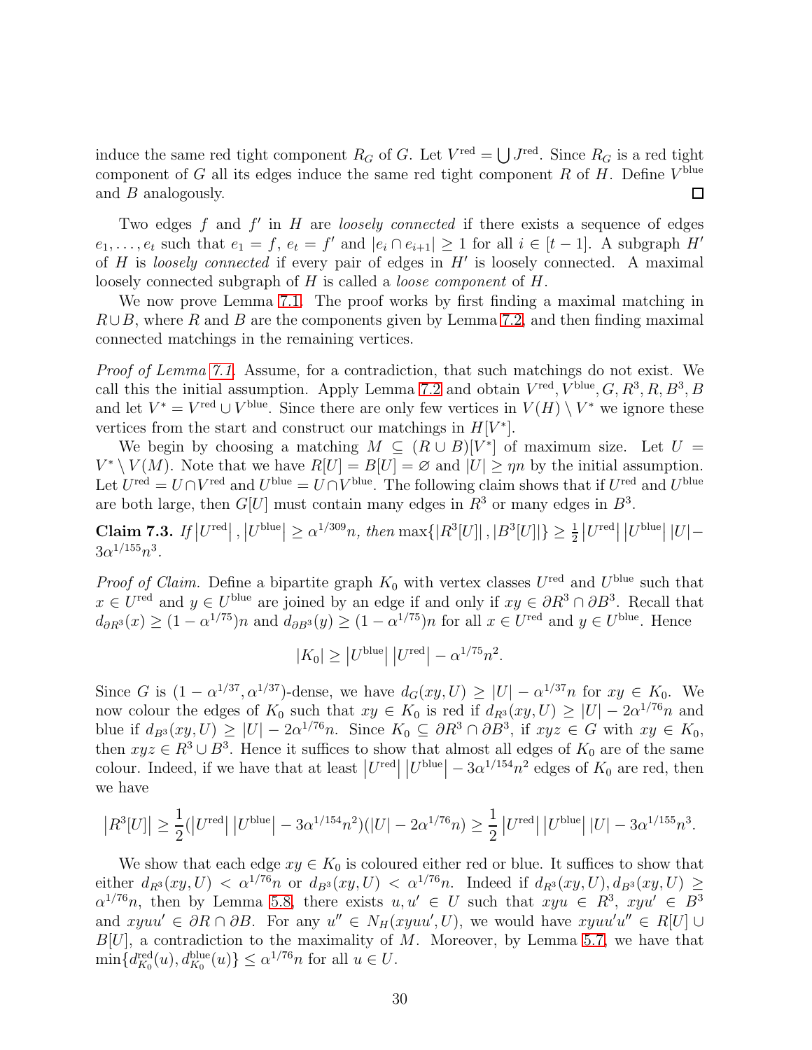induce the same red tight component $R_G$ of $G$. Let $V^{\rm red} = \bigcup J^{\rm red}$. Since $R_G$ is a red tight component of $G$ all its edges induce the same red tight component $R$ of $H$. Define $V^{\rm blue}$ and $B$ analogously. □

Two edges $f$ and $f'$ in $H$ are *loosely connected* if there exists a sequence of edges $e_1, \dots, e_t$ such that $e_1 = f$, $e_t = f'$ and $|e_i \cap e_{i+1}| \geq 1$ for all $i \in [t-1]$. A subgraph $H'$ of $H$ is *loosely connected* if every pair of edges in $H'$ is loosely connected. A maximal loosely connected subgraph of $H$ is called a *loose component* of $H$.

We now prove Lemma 7.1. The proof works by first finding a maximal matching in $R \cup B$, where $R$ and $B$ are the components given by Lemma 7.2, and then finding maximal connected matchings in the remaining vertices.

*Proof of Lemma 7.1.* Assume, for a contradiction, that such matchings do not exist. We call this the initial assumption. Apply Lemma 7.2 and obtain $V^{\rm red}, V^{\rm blue}, G, R^3, R, B^3, B$ and let $V^* = V^{\rm red} \cup V^{\rm blue}$. Since there are only few vertices in $V(H) \setminus V^*$ we ignore these vertices from the start and construct our matchings in $H[V^*]$.

We begin by choosing a matching $M \subseteq (R \cup B)[V^*]$ of maximum size. Let $U = V^* \setminus V(M)$. Note that we have $R[U] = B[U] = \varnothing$ and $|U| \geq \eta n$ by the initial assumption. Let $U^{\rm red} = U \cap V^{\rm red}$ and $U^{\rm blue} = U \cap V^{\rm blue}$. The following claim shows that if $U^{\rm red}$ and $U^{\rm blue}$ are both large, then $G[U]$ must contain many edges in $R^3$ or many edges in $B^3$.

**Claim 7.3.** *If* $|U^{\rm red}|, |U^{\rm blue}| \geq \alpha^{1/309} n$*, then* $\max\{|R^3[U]|, |B^3[U]|\} \geq \frac{1}{2}|U^{\rm red}||U^{\rm blue}||U| - 3\alpha^{1/155}n^3$.

*Proof of Claim.* Define a bipartite graph $K_0$ with vertex classes $U^{\rm red}$ and $U^{\rm blue}$ such that $x \in U^{\rm red}$ and $y \in U^{\rm blue}$ are joined by an edge if and only if $xy \in \partial R^3 \cap \partial B^3$. Recall that $d_{\partial R^3}(x) \geq (1 - \alpha^{1/75})n$ and $d_{\partial B^3}(y) \geq (1 - \alpha^{1/75})n$ for all $x \in U^{\rm red}$ and $y \in U^{\rm blue}$. Hence

$$|K_0| \geq |U^{\rm blue}||U^{\rm red}| - \alpha^{1/75} n^2.$$

Since $G$ is $(1 - \alpha^{1/37}, \alpha^{1/37})$-dense, we have $d_G(xy, U) \geq |U| - \alpha^{1/37} n$ for $xy \in K_0$. We now colour the edges of $K_0$ such that $xy \in K_0$ is red if $d_{R^3}(xy, U) \geq |U| - 2\alpha^{1/76} n$ and blue if $d_{B^3}(xy, U) \geq |U| - 2\alpha^{1/76} n$. Since $K_0 \subseteq \partial R^3 \cap \partial B^3$, if $xyz \in G$ with $xy \in K_0$, then $xyz \in R^3 \cup B^3$. Hence it suffices to show that almost all edges of $K_0$ are of the same colour. Indeed, if we have that at least $|U^{\rm red}||U^{\rm blue}| - 3\alpha^{1/154} n^2$ edges of $K_0$ are red, then we have

$$|R^3[U]| \geq \frac{1}{2}(|U^{\rm red}||U^{\rm blue}| - 3\alpha^{1/154} n^2)(|U| - 2\alpha^{1/76} n) \geq \frac{1}{2}|U^{\rm red}||U^{\rm blue}||U| - 3\alpha^{1/155} n^3.$$

We show that each edge $xy \in K_0$ is coloured either red or blue. It suffices to show that either $d_{R^3}(xy, U) < \alpha^{1/76} n$ or $d_{B^3}(xy, U) < \alpha^{1/76} n$. Indeed if $d_{R^3}(xy, U), d_{B^3}(xy, U) \geq \alpha^{1/76} n$, then by Lemma 5.8, there exists $u, u' \in U$ such that $xyu \in R^3$, $xyu' \in B^3$ and $xyuu' \in \partial R \cap \partial B$. For any $u'' \in N_H(xyuu', U)$, we would have $xyuu'u'' \in R[U] \cup B[U]$, a contradiction to the maximality of $M$. Moreover, by Lemma 5.7, we have that $\min\{d^{\rm red}_{K_0}(u), d^{\rm blue}_{K_0}(u)\} \leq \alpha^{1/76} n$ for all $u \in U$.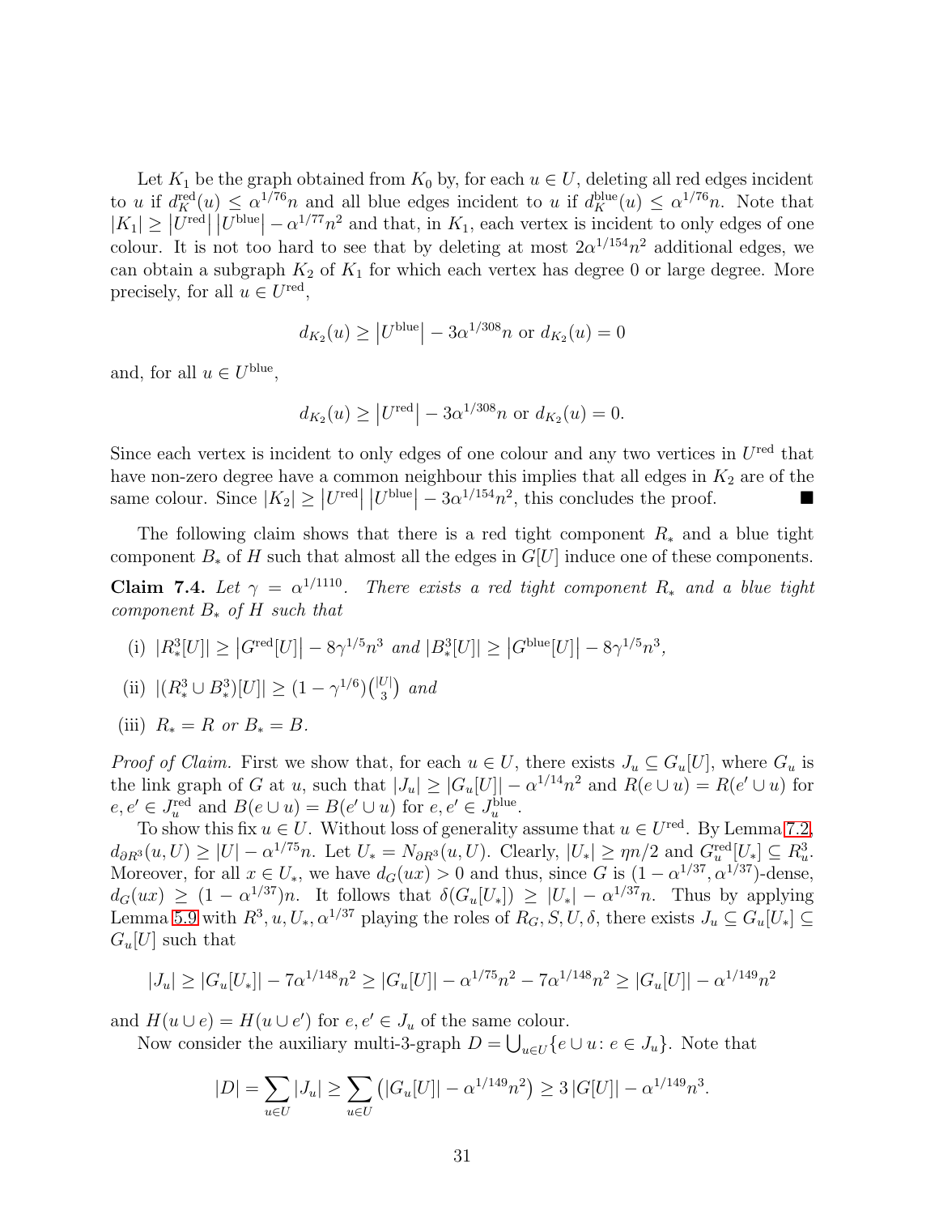Let $K_1$ be the graph obtained from $K_0$ by, for each $u \in U$, deleting all red edges incident to $u$ if $d_K^{\mathrm{red}}(u) \le \alpha^{1/76} n$ and all blue edges incident to $u$ if $d_K^{\mathrm{blue}}(u) \le \alpha^{1/76} n$. Note that $|K_1| \ge |U^{\mathrm{red}}| |U^{\mathrm{blue}}| - \alpha^{1/77} n^2$ and that, in $K_1$, each vertex is incident to only edges of one colour. It is not too hard to see that by deleting at most $2\alpha^{1/154} n^2$ additional edges, we can obtain a subgraph $K_2$ of $K_1$ for which each vertex has degree 0 or large degree. More precisely, for all $u \in U^{\mathrm{red}}$,

$$d_{K_2}(u) \ge |U^{\mathrm{blue}}| - 3\alpha^{1/308} n \text{ or } d_{K_2}(u) = 0$$

and, for all $u \in U^{\mathrm{blue}}$,

$$d_{K_2}(u) \ge |U^{\mathrm{red}}| - 3\alpha^{1/308} n \text{ or } d_{K_2}(u) = 0.$$

Since each vertex is incident to only edges of one colour and any two vertices in $U^{\mathrm{red}}$ that have non-zero degree have a common neighbour this implies that all edges in $K_2$ are of the same colour. Since $|K_2| \ge |U^{\mathrm{red}}| |U^{\mathrm{blue}}| - 3\alpha^{1/154} n^2$, this concludes the proof. ■

The following claim shows that there is a red tight component $R_*$ and a blue tight component $B_*$ of $H$ such that almost all the edges in $G[U]$ induce one of these components.

**Claim 7.4.** *Let $\gamma = \alpha^{1/1110}$. There exists a red tight component $R_*$ and a blue tight component $B_*$ of $H$ such that*

(i) $|R_*^3[U]| \ge |G^{\mathrm{red}}[U]| - 8\gamma^{1/5} n^3$ *and* $|B_*^3[U]| \ge |G^{\mathrm{blue}}[U]| - 8\gamma^{1/5} n^3$,

(ii) $|(R_*^3 \cup B_*^3)[U]| \ge (1 - \gamma^{1/6})\binom{|U|}{3}$ *and*

(iii) $R_* = R$ *or* $B_* = B$.

*Proof of Claim.* First we show that, for each $u \in U$, there exists $J_u \subseteq G_u[U]$, where $G_u$ is the link graph of $G$ at $u$, such that $|J_u| \ge |G_u[U]| - \alpha^{1/14} n^2$ and $R(e \cup u) = R(e' \cup u)$ for $e, e' \in J_u^{\mathrm{red}}$ and $B(e \cup u) = B(e' \cup u)$ for $e, e' \in J_u^{\mathrm{blue}}$.

To show this fix $u \in U$. Without loss of generality assume that $u \in U^{\mathrm{red}}$. By Lemma 7.2, $d_{\partial R^3}(u, U) \ge |U| - \alpha^{1/75} n$. Let $U_* = N_{\partial R^3}(u, U)$. Clearly, $|U_*| \ge \eta n/2$ and $G_u^{\mathrm{red}}[U_*] \subseteq R_u^3$. Moreover, for all $x \in U_*$, we have $d_G(ux) > 0$ and thus, since $G$ is $(1 - \alpha^{1/37}, \alpha^{1/37})$-dense, $d_G(ux) \ge (1 - \alpha^{1/37})n$. It follows that $\delta(G_u[U_*]) \ge |U_*| - \alpha^{1/37} n$. Thus by applying Lemma 5.9 with $R^3, u, U_*, \alpha^{1/37}$ playing the roles of $R_G, S, U, \delta$, there exists $J_u \subseteq G_u[U_*] \subseteq G_u[U]$ such that

$$|J_u| \ge |G_u[U_*]| - 7\alpha^{1/148} n^2 \ge |G_u[U]| - \alpha^{1/75} n^2 - 7\alpha^{1/148} n^2 \ge |G_u[U]| - \alpha^{1/149} n^2$$

and $H(u \cup e) = H(u \cup e')$ for $e, e' \in J_u$ of the same colour.

Now consider the auxiliary multi-3-graph $D = \bigcup_{u \in U} \{e \cup u \colon e \in J_u\}$. Note that

$$|D| = \sum_{u \in U} |J_u| \ge \sum_{u \in U} \left(|G_u[U]| - \alpha^{1/149} n^2\right) \ge 3\,|G[U]| - \alpha^{1/149} n^3.$$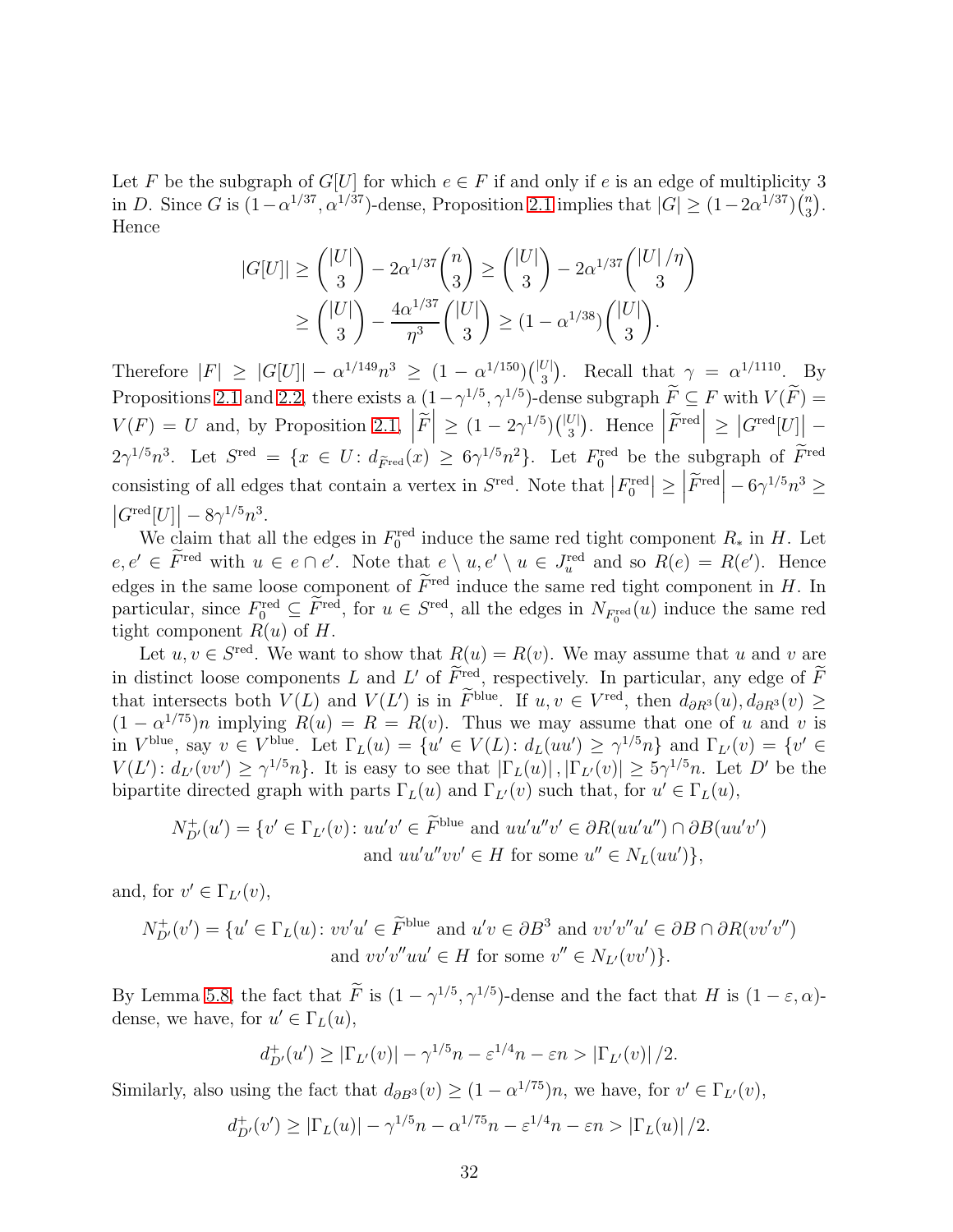Let $F$ be the subgraph of $G[U]$ for which $e \in F$ if and only if $e$ is an edge of multiplicity 3 in $D$. Since $G$ is $(1-\alpha^{1/37}, \alpha^{1/37})$-dense, Proposition 2.1 implies that $|G| \geq (1-2\alpha^{1/37})\binom{n}{3}$. Hence

$$
\begin{aligned}
|G[U]| &\geq \binom{|U|}{3} - 2\alpha^{1/37}\binom{n}{3} \geq \binom{|U|}{3} - 2\alpha^{1/37}\binom{|U|/\eta}{3} \\
&\geq \binom{|U|}{3} - \frac{4\alpha^{1/37}}{\eta^3}\binom{|U|}{3} \geq (1-\alpha^{1/38})\binom{|U|}{3}.
\end{aligned}
$$

Therefore $|F| \geq |G[U]| - \alpha^{1/149}n^3 \geq (1-\alpha^{1/150})\binom{|U|}{3}$. Recall that $\gamma = \alpha^{1/1110}$. By Propositions 2.1 and 2.2, there exists a $(1-\gamma^{1/5}, \gamma^{1/5})$-dense subgraph $\widetilde{F} \subseteq F$ with $V(\widetilde{F}) = V(F) = U$ and, by Proposition 2.1, $\left|\widetilde{F}\right| \geq (1-2\gamma^{1/5})\binom{|U|}{3}$. Hence $\left|\widetilde{F}^{\mathrm{red}}\right| \geq \left|G^{\mathrm{red}}[U]\right| - 2\gamma^{1/5}n^3$. Let $S^{\mathrm{red}} = \{x \in U : d_{\widetilde{F}^{\mathrm{red}}}(x) \geq 6\gamma^{1/5}n^2\}$. Let $F_0^{\mathrm{red}}$ be the subgraph of $\widetilde{F}^{\mathrm{red}}$ consisting of all edges that contain a vertex in $S^{\mathrm{red}}$. Note that $\left|F_0^{\mathrm{red}}\right| \geq \left|\widetilde{F}^{\mathrm{red}}\right| - 6\gamma^{1/5}n^3 \geq \left|G^{\mathrm{red}}[U]\right| - 8\gamma^{1/5}n^3$.

We claim that all the edges in $F_0^{\mathrm{red}}$ induce the same red tight component $R_*$ in $H$. Let $e, e' \in \widetilde{F}^{\mathrm{red}}$ with $u \in e \cap e'$. Note that $e \setminus u, e' \setminus u \in J_u^{\mathrm{red}}$ and so $R(e) = R(e')$. Hence edges in the same loose component of $\widetilde{F}^{\mathrm{red}}$ induce the same red tight component in $H$. In particular, since $F_0^{\mathrm{red}} \subseteq \widetilde{F}^{\mathrm{red}}$, for $u \in S^{\mathrm{red}}$, all the edges in $N_{F_0^{\mathrm{red}}}(u)$ induce the same red tight component $R(u)$ of $H$.

Let $u, v \in S^{\mathrm{red}}$. We want to show that $R(u) = R(v)$. We may assume that $u$ and $v$ are in distinct loose components $L$ and $L'$ of $\widetilde{F}^{\mathrm{red}}$, respectively. In particular, any edge of $\widetilde{F}$ that intersects both $V(L)$ and $V(L')$ is in $\widetilde{F}^{\mathrm{blue}}$. If $u, v \in V^{\mathrm{red}}$, then $d_{\partial R^3}(u), d_{\partial R^3}(v) \geq (1-\alpha^{1/75})n$ implying $R(u) = R = R(v)$. Thus we may assume that one of $u$ and $v$ is in $V^{\mathrm{blue}}$, say $v \in V^{\mathrm{blue}}$. Let $\Gamma_L(u) = \{u' \in V(L) : d_L(uu') \geq \gamma^{1/5}n\}$ and $\Gamma_{L'}(v) = \{v' \in V(L') : d_{L'}(vv') \geq \gamma^{1/5}n\}$. It is easy to see that $|\Gamma_L(u)|, |\Gamma_{L'}(v)| \geq 5\gamma^{1/5}n$. Let $D'$ be the bipartite directed graph with parts $\Gamma_L(u)$ and $\Gamma_{L'}(v)$ such that, for $u' \in \Gamma_L(u)$,

$$
\begin{aligned}
N_{D'}^+(u') = \{v' \in \Gamma_{L'}(v) \colon & uu'v' \in \widetilde{F}^{\mathrm{blue}} \text{ and } uu'u''v' \in \partial R(uu'u'') \cap \partial B(uu'v') \\
& \text{and } uu'u''vv' \in H \text{ for some } u'' \in N_L(uu')\},
\end{aligned}
$$

and, for $v' \in \Gamma_{L'}(v)$,

$$
\begin{aligned}
N_{D'}^+(v') = \{u' \in \Gamma_L(u) \colon & vv'u' \in \widetilde{F}^{\mathrm{blue}} \text{ and } u'v \in \partial B^3 \text{ and } vv'v''u' \in \partial B \cap \partial R(vv'v'') \\
& \text{and } vv'v''uu' \in H \text{ for some } v'' \in N_{L'}(vv')\}.
\end{aligned}
$$

By Lemma 5.8, the fact that $\widetilde{F}$ is $(1-\gamma^{1/5}, \gamma^{1/5})$-dense and the fact that $H$ is $(1-\varepsilon, \alpha)$-dense, we have, for $u' \in \Gamma_L(u)$,

$$
d_{D'}^+(u') \geq |\Gamma_{L'}(v)| - \gamma^{1/5}n - \varepsilon^{1/4}n - \varepsilon n > |\Gamma_{L'}(v)|/2.
$$

Similarly, also using the fact that $d_{\partial B^3}(v) \geq (1-\alpha^{1/75})n$, we have, for $v' \in \Gamma_{L'}(v)$,

$$
d_{D'}^+(v') \geq |\Gamma_L(u)| - \gamma^{1/5}n - \alpha^{1/75}n - \varepsilon^{1/4}n - \varepsilon n > |\Gamma_L(u)|/2.
$$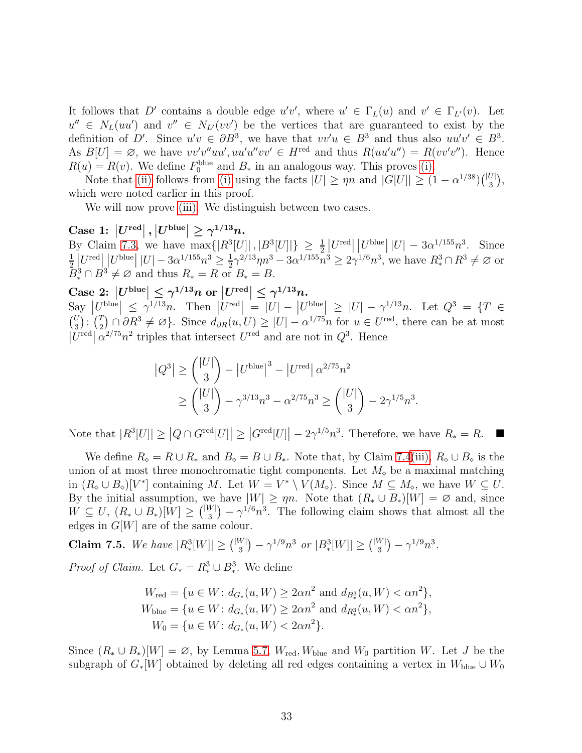It follows that $D'$ contains a double edge $u'v'$, where $u' \in \Gamma_L(u)$ and $v' \in \Gamma_{L'}(v)$. Let $u'' \in N_L(uu')$ and $v'' \in N_{L'}(vv')$ be the vertices that are guaranteed to exist by the definition of $D'$. Since $u'v \in \partial B^3$, we have that $vv'u \in B^3$ and thus also $uu'v' \in B^3$. As $B[U] = \varnothing$, we have $vv'v''uu', uu'u''vv' \in H^{\mathrm{red}}$ and thus $R(uu'u'') = R(vv'v'')$. Hence $R(u) = R(v)$. We define $F_0^{\mathrm{blue}}$ and $B_*$ in an analogous way. This proves (i).

Note that (ii) follows from (i) using the facts $|U| \geq \eta n$ and $|G[U]| \geq (1 - \alpha^{1/38})\binom{|U|}{3}$, which were noted earlier in this proof.

We will now prove (iii). We distinguish between two cases.

**Case 1: $|U^{\mathrm{red}}|, |U^{\mathrm{blue}}| \geq \gamma^{1/13} n$.**
By Claim 7.3, we have $\max\{|R^3[U]|, |B^3[U]|\} \geq \frac{1}{2}|U^{\mathrm{red}}||U^{\mathrm{blue}}||U| - 3\alpha^{1/155}n^3$. Since $\frac{1}{2}|U^{\mathrm{red}}||U^{\mathrm{blue}}||U| - 3\alpha^{1/155}n^3 \geq \frac{1}{2}\gamma^{2/13}\eta n^3 - 3\alpha^{1/155}n^3 \geq 2\gamma^{1/6}n^3$, we have $R_*^3 \cap R^3 \neq \varnothing$ or $B_*^3 \cap B^3 \neq \varnothing$ and thus $R_* = R$ or $B_* = B$.

**Case 2: $|U^{\mathrm{blue}}| \leq \gamma^{1/13} n$ or $|U^{\mathrm{red}}| \leq \gamma^{1/13} n$.**
Say $|U^{\mathrm{blue}}| \leq \gamma^{1/13} n$. Then $|U^{\mathrm{red}}| = |U| - |U^{\mathrm{blue}}| \geq |U| - \gamma^{1/13} n$. Let $Q^3 = \{T \in \binom{U}{3} : \binom{T}{2} \cap \partial R^3 \neq \varnothing\}$. Since $d_{\partial R}(u, U) \geq |U| - \alpha^{1/75} n$ for $u \in U^{\mathrm{red}}$, there can be at most $|U^{\mathrm{red}}| \alpha^{2/75} n^2$ triples that intersect $U^{\mathrm{red}}$ and are not in $Q^3$. Hence

$$
\begin{aligned}
|Q^3| &\geq \binom{|U|}{3} - |U^{\mathrm{blue}}|^3 - |U^{\mathrm{red}}|\alpha^{2/75} n^2 \\
&\geq \binom{|U|}{3} - \gamma^{3/13} n^3 - \alpha^{2/75} n^3 \geq \binom{|U|}{3} - 2\gamma^{1/5} n^3.
\end{aligned}
$$

Note that $|R^3[U]| \geq |Q \cap G^{\mathrm{red}}[U]| \geq |G^{\mathrm{red}}[U]| - 2\gamma^{1/5} n^3$. Therefore, we have $R_* = R$. ■

We define $R_\diamond = R \cup R_*$ and $B_\diamond = B \cup B_*$. Note that, by Claim 7.4(iii), $R_\diamond \cup B_\diamond$ is the union of at most three monochromatic tight components. Let $M_\diamond$ be a maximal matching in $(R_\diamond \cup B_\diamond)[V^*]$ containing $M$. Let $W = V^* \setminus V(M_\diamond)$. Since $M \subseteq M_\diamond$, we have $W \subseteq U$. By the initial assumption, we have $|W| \geq \eta n$. Note that $(R_* \cup B_*)[W] = \varnothing$ and, since $W \subseteq U$, $(R_* \cup B_*)[W] \geq \binom{|W|}{3} - \gamma^{1/6} n^3$. The following claim shows that almost all the edges in $G[W]$ are of the same colour.

**Claim 7.5.** *We have $|R_*^3[W]| \geq \binom{|W|}{3} - \gamma^{1/9} n^3$ or $|B_*^3[W]| \geq \binom{|W|}{3} - \gamma^{1/9} n^3$.*

*Proof of Claim.* Let $G_* = R_*^3 \cup B_*^3$. We define

$$
\begin{aligned}
W_{\mathrm{red}} &= \{u \in W : d_{G_*}(u, W) \geq 2\alpha n^2 \text{ and } d_{B_*^3}(u, W) < \alpha n^2\}, \\
W_{\mathrm{blue}} &= \{u \in W : d_{G_*}(u, W) \geq 2\alpha n^2 \text{ and } d_{R_*^3}(u, W) < \alpha n^2\}, \\
W_0 &= \{u \in W : d_{G_*}(u, W) < 2\alpha n^2\}.
\end{aligned}
$$

Since $(R_* \cup B_*)[W] = \varnothing$, by Lemma 5.7, $W_{\mathrm{red}}, W_{\mathrm{blue}}$ and $W_0$ partition $W$. Let $J$ be the subgraph of $G_*[W]$ obtained by deleting all red edges containing a vertex in $W_{\mathrm{blue}} \cup W_0$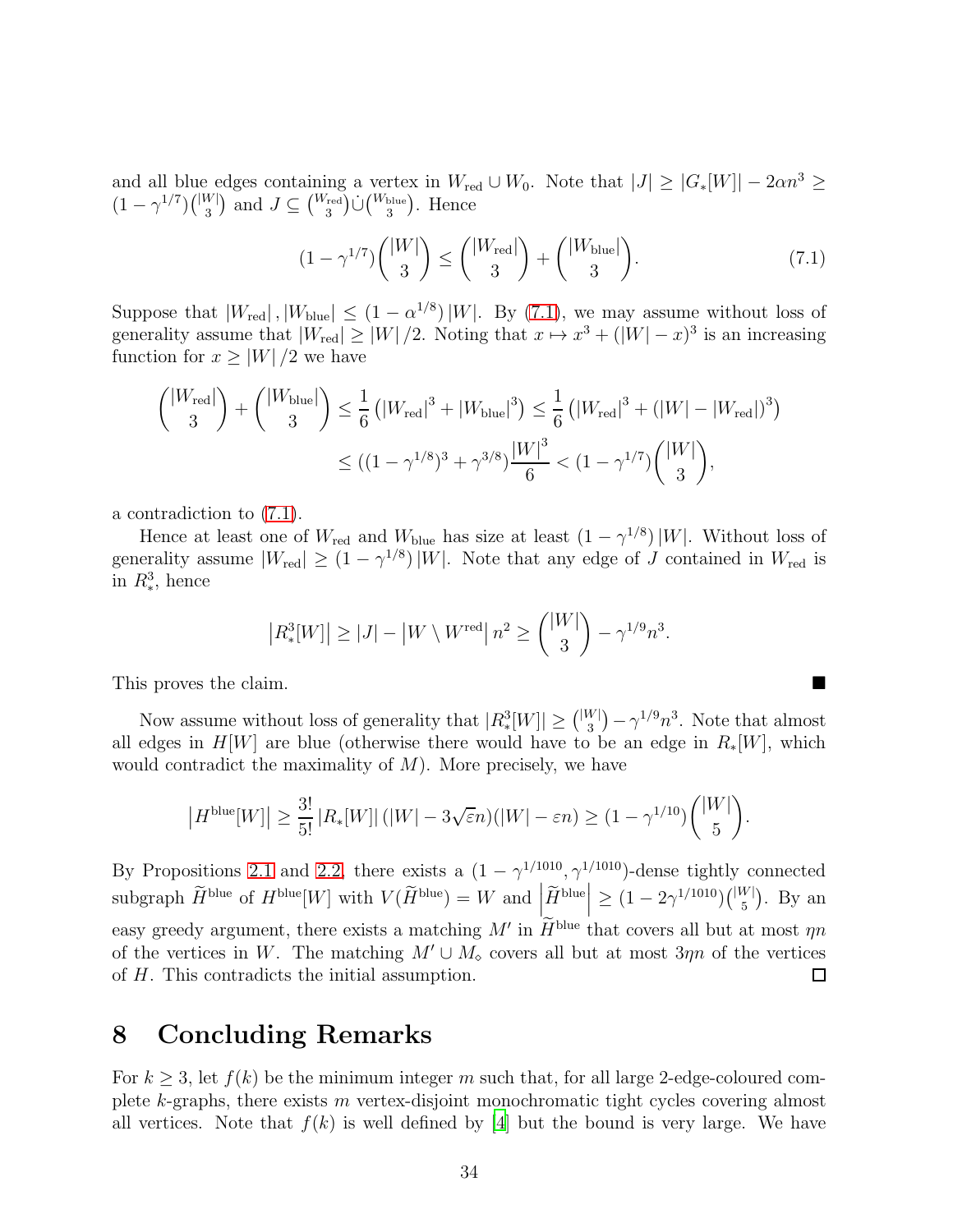and all blue edges containing a vertex in $W_{\mathrm{red}} \cup W_0$. Note that $|J| \geq |G_*[W]| - 2\alpha n^3 \geq (1-\gamma^{1/7})\binom{|W|}{3}$ and $J \subseteq \binom{W_{\mathrm{red}}}{3} \dot\cup \binom{W_{\mathrm{blue}}}{3}$. Hence

$$(1-\gamma^{1/7})\binom{|W|}{3} \leq \binom{|W_{\mathrm{red}}|}{3} + \binom{|W_{\mathrm{blue}}|}{3}. \tag{7.1}$$

Suppose that $|W_{\mathrm{red}}|, |W_{\mathrm{blue}}| \leq (1-\alpha^{1/8})|W|$. By (7.1), we may assume without loss of generality assume that $|W_{\mathrm{red}}| \geq |W|/2$. Noting that $x \mapsto x^3 + (|W|-x)^3$ is an increasing function for $x \geq |W|/2$ we have

$$\begin{aligned}
\binom{|W_{\mathrm{red}}|}{3} + \binom{|W_{\mathrm{blue}}|}{3} &\leq \frac{1}{6}\left(|W_{\mathrm{red}}|^3 + |W_{\mathrm{blue}}|^3\right) \leq \frac{1}{6}\left(|W_{\mathrm{red}}|^3 + (|W| - |W_{\mathrm{red}}|)^3\right) \\
&\leq ((1-\gamma^{1/8})^3 + \gamma^{3/8})\frac{|W|^3}{6} < (1-\gamma^{1/7})\binom{|W|}{3},
\end{aligned}$$

a contradiction to (7.1).

Hence at least one of $W_{\mathrm{red}}$ and $W_{\mathrm{blue}}$ has size at least $(1-\gamma^{1/8})|W|$. Without loss of generality assume $|W_{\mathrm{red}}| \geq (1-\gamma^{1/8})|W|$. Note that any edge of $J$ contained in $W_{\mathrm{red}}$ is in $R_*^3$, hence

$$\left|R_*^3[W]\right| \geq |J| - \left|W \setminus W^{\mathrm{red}}\right| n^2 \geq \binom{|W|}{3} - \gamma^{1/9}n^3.$$

This proves the claim. ■

Now assume without loss of generality that $|R_*^3[W]| \geq \binom{|W|}{3} - \gamma^{1/9}n^3$. Note that almost all edges in $H[W]$ are blue (otherwise there would have to be an edge in $R_*[W]$, which would contradict the maximality of $M$). More precisely, we have

$$\left|H^{\mathrm{blue}}[W]\right| \geq \frac{3!}{5!}\left|R_*[W]\right|(|W| - 3\sqrt{\varepsilon}n)(|W| - \varepsilon n) \geq (1-\gamma^{1/10})\binom{|W|}{5}.$$

By Propositions 2.1 and 2.2, there exists a $(1-\gamma^{1/1010}, \gamma^{1/1010})$-dense tightly connected subgraph $\widetilde{H}^{\mathrm{blue}}$ of $H^{\mathrm{blue}}[W]$ with $V(\widetilde{H}^{\mathrm{blue}}) = W$ and $\left|\widetilde{H}^{\mathrm{blue}}\right| \geq (1-2\gamma^{1/1010})\binom{|W|}{5}$. By an easy greedy argument, there exists a matching $M'$ in $\widetilde{H}^{\mathrm{blue}}$ that covers all but at most $\eta n$ of the vertices in $W$. The matching $M' \cup M_\diamond$ covers all but at most $3\eta n$ of the vertices of $H$. This contradicts the initial assumption. □

# 8 Concluding Remarks

For $k \geq 3$, let $f(k)$ be the minimum integer $m$ such that, for all large 2-edge-coloured complete $k$-graphs, there exists $m$ vertex-disjoint monochromatic tight cycles covering almost all vertices. Note that $f(k)$ is well defined by [4] but the bound is very large. We have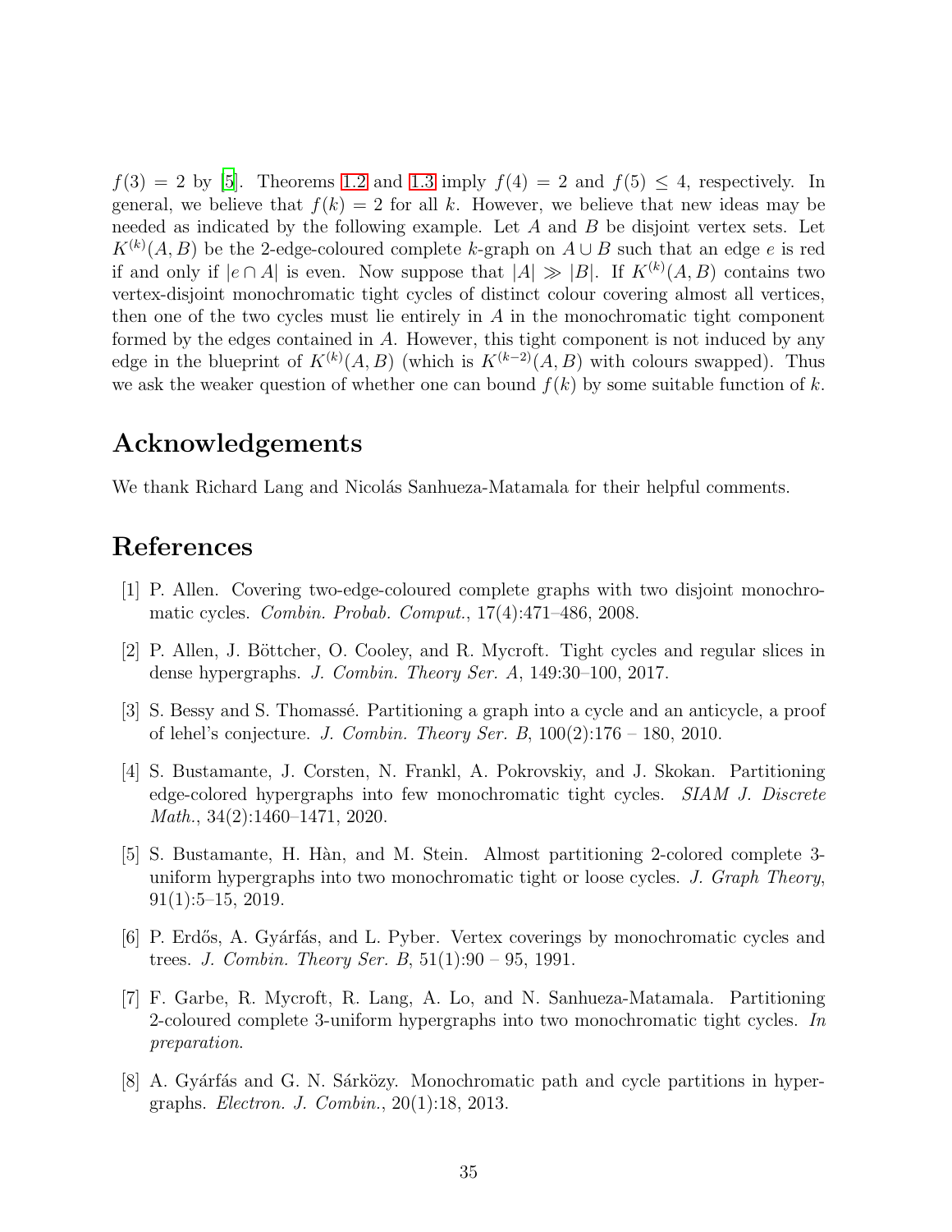$f(3) = 2$ by [5]. Theorems 1.2 and 1.3 imply $f(4) = 2$ and $f(5) \leq 4$, respectively. In general, we believe that $f(k) = 2$ for all $k$. However, we believe that new ideas may be needed as indicated by the following example. Let $A$ and $B$ be disjoint vertex sets. Let $K^{(k)}(A, B)$ be the 2-edge-coloured complete $k$-graph on $A \cup B$ such that an edge $e$ is red if and only if $|e \cap A|$ is even. Now suppose that $|A| \gg |B|$. If $K^{(k)}(A, B)$ contains two vertex-disjoint monochromatic tight cycles of distinct colour covering almost all vertices, then one of the two cycles must lie entirely in $A$ in the monochromatic tight component formed by the edges contained in $A$. However, this tight component is not induced by any edge in the blueprint of $K^{(k)}(A, B)$ (which is $K^{(k-2)}(A, B)$ with colours swapped). Thus we ask the weaker question of whether one can bound $f(k)$ by some suitable function of $k$.

## Acknowledgements

We thank Richard Lang and Nicolás Sanhueza-Matamala for their helpful comments.

## References

[1] P. Allen. Covering two-edge-coloured complete graphs with two disjoint monochromatic cycles. *Combin. Probab. Comput.*, 17(4):471–486, 2008.

[2] P. Allen, J. Böttcher, O. Cooley, and R. Mycroft. Tight cycles and regular slices in dense hypergraphs. *J. Combin. Theory Ser. A*, 149:30–100, 2017.

[3] S. Bessy and S. Thomassé. Partitioning a graph into a cycle and an anticycle, a proof of lehel's conjecture. *J. Combin. Theory Ser. B*, 100(2):176 – 180, 2010.

[4] S. Bustamante, J. Corsten, N. Frankl, A. Pokrovskiy, and J. Skokan. Partitioning edge-colored hypergraphs into few monochromatic tight cycles. *SIAM J. Discrete Math.*, 34(2):1460–1471, 2020.

[5] S. Bustamante, H. Hàn, and M. Stein. Almost partitioning 2-colored complete 3-uniform hypergraphs into two monochromatic tight or loose cycles. *J. Graph Theory*, 91(1):5–15, 2019.

[6] P. Erdős, A. Gyárfás, and L. Pyber. Vertex coverings by monochromatic cycles and trees. *J. Combin. Theory Ser. B*, 51(1):90 – 95, 1991.

[7] F. Garbe, R. Mycroft, R. Lang, A. Lo, and N. Sanhueza-Matamala. Partitioning 2-coloured complete 3-uniform hypergraphs into two monochromatic tight cycles. *In preparation*.

[8] A. Gyárfás and G. N. Sárközy. Monochromatic path and cycle partitions in hypergraphs. *Electron. J. Combin.*, 20(1):18, 2013.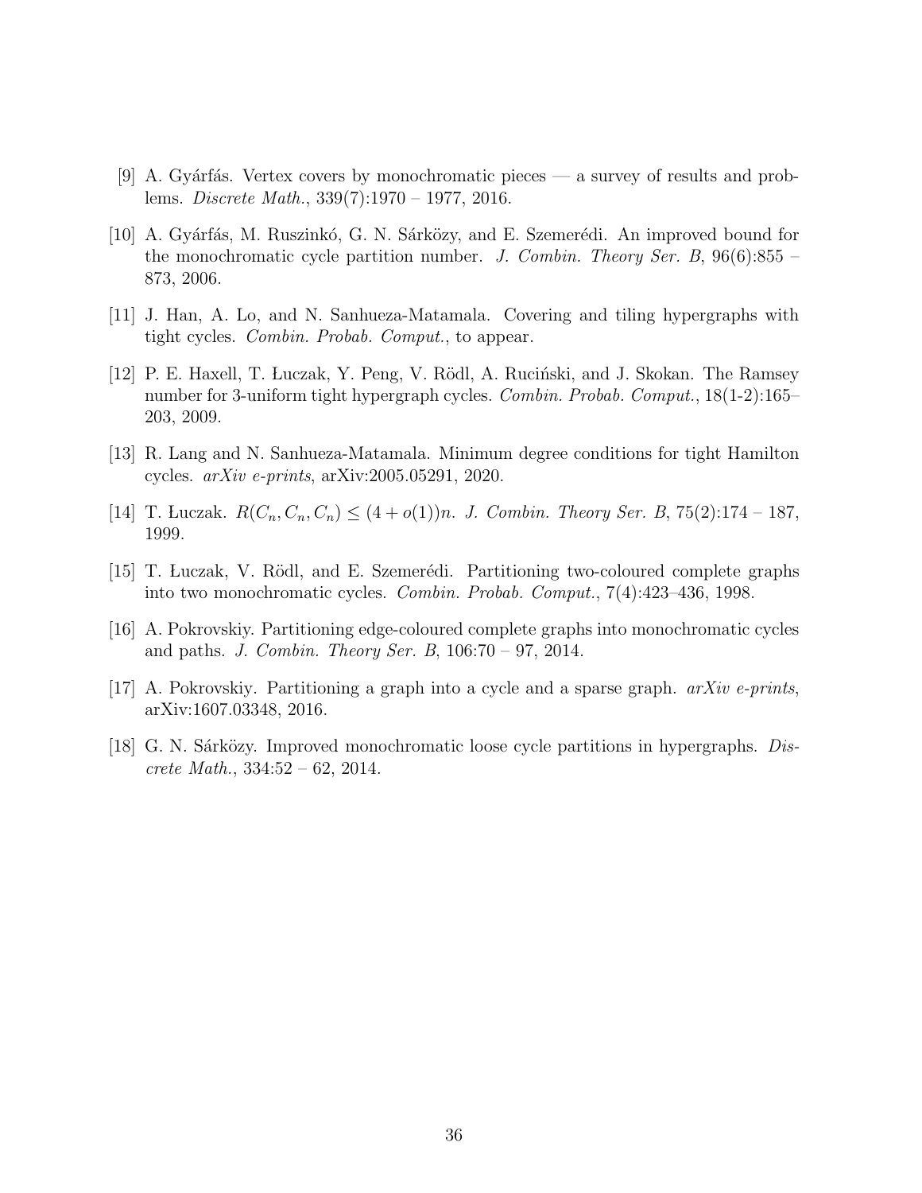[9] A. Gyárfás. Vertex covers by monochromatic pieces — a survey of results and problems. *Discrete Math.*, 339(7):1970 – 1977, 2016.

[10] A. Gyárfás, M. Ruszinkó, G. N. Sárközy, and E. Szemerédi. An improved bound for the monochromatic cycle partition number. *J. Combin. Theory Ser. B*, 96(6):855 – 873, 2006.

[11] J. Han, A. Lo, and N. Sanhueza-Matamala. Covering and tiling hypergraphs with tight cycles. *Combin. Probab. Comput.*, to appear.

[12] P. E. Haxell, T. Łuczak, Y. Peng, V. Rödl, A. Ruciński, and J. Skokan. The Ramsey number for 3-uniform tight hypergraph cycles. *Combin. Probab. Comput.*, 18(1-2):165–203, 2009.

[13] R. Lang and N. Sanhueza-Matamala. Minimum degree conditions for tight Hamilton cycles. *arXiv e-prints*, arXiv:2005.05291, 2020.

[14] T. Łuczak. $R(C_n, C_n, C_n) \leq (4 + o(1))n$. *J. Combin. Theory Ser. B*, 75(2):174 – 187, 1999.

[15] T. Łuczak, V. Rödl, and E. Szemerédi. Partitioning two-coloured complete graphs into two monochromatic cycles. *Combin. Probab. Comput.*, 7(4):423–436, 1998.

[16] A. Pokrovskiy. Partitioning edge-coloured complete graphs into monochromatic cycles and paths. *J. Combin. Theory Ser. B*, 106:70 – 97, 2014.

[17] A. Pokrovskiy. Partitioning a graph into a cycle and a sparse graph. *arXiv e-prints*, arXiv:1607.03348, 2016.

[18] G. N. Sárközy. Improved monochromatic loose cycle partitions in hypergraphs. *Discrete Math.*, 334:52 – 62, 2014.